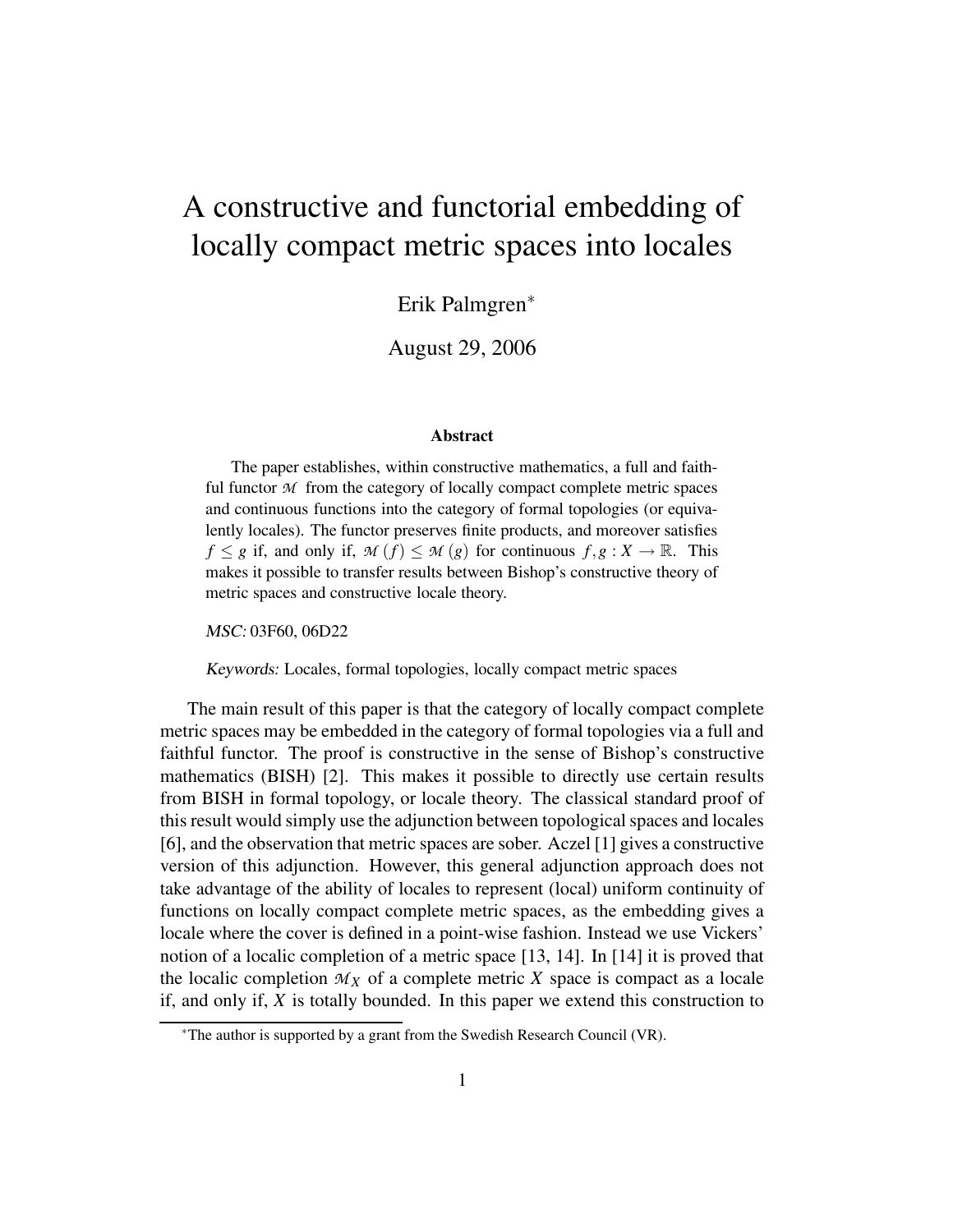# A constructive and functorial embedding of locally compact metric spaces into locales

Erik Palmgren*

August 29, 2006

### Abstract

The paper establishes, within constructive mathematics, a full and faithful functor $\mathcal{M}$ from the category of locally compact complete metric spaces and continuous functions into the category of formal topologies (or equivalently locales). The functor preserves finite products, and moreover satisfies $f \leq g$ if, and only if, $\mathcal{M}(f) \leq \mathcal{M}(g)$ for continuous $f, g : X \to \mathbb{R}$. This makes it possible to transfer results between Bishop's constructive theory of metric spaces and constructive locale theory.

*MSC:* 03F60, 06D22

*Keywords:* Locales, formal topologies, locally compact metric spaces

The main result of this paper is that the category of locally compact complete metric spaces may be embedded in the category of formal topologies via a full and faithful functor. The proof is constructive in the sense of Bishop's constructive mathematics (BISH) [2]. This makes it possible to directly use certain results from BISH in formal topology, or locale theory. The classical standard proof of this result would simply use the adjunction between topological spaces and locales [6], and the observation that metric spaces are sober. Aczel [1] gives a constructive version of this adjunction. However, this general adjunction approach does not take advantage of the ability of locales to represent (local) uniform continuity of functions on locally compact complete metric spaces, as the embedding gives a locale where the cover is defined in a point-wise fashion. Instead we use Vickers' notion of a localic completion of a metric space [13, 14]. In [14] it is proved that the localic completion $\mathcal{M}_X$ of a complete metric $X$ space is compact as a locale if, and only if, $X$ is totally bounded. In this paper we extend this construction to

*The author is supported by a grant from the Swedish Research Council (VR).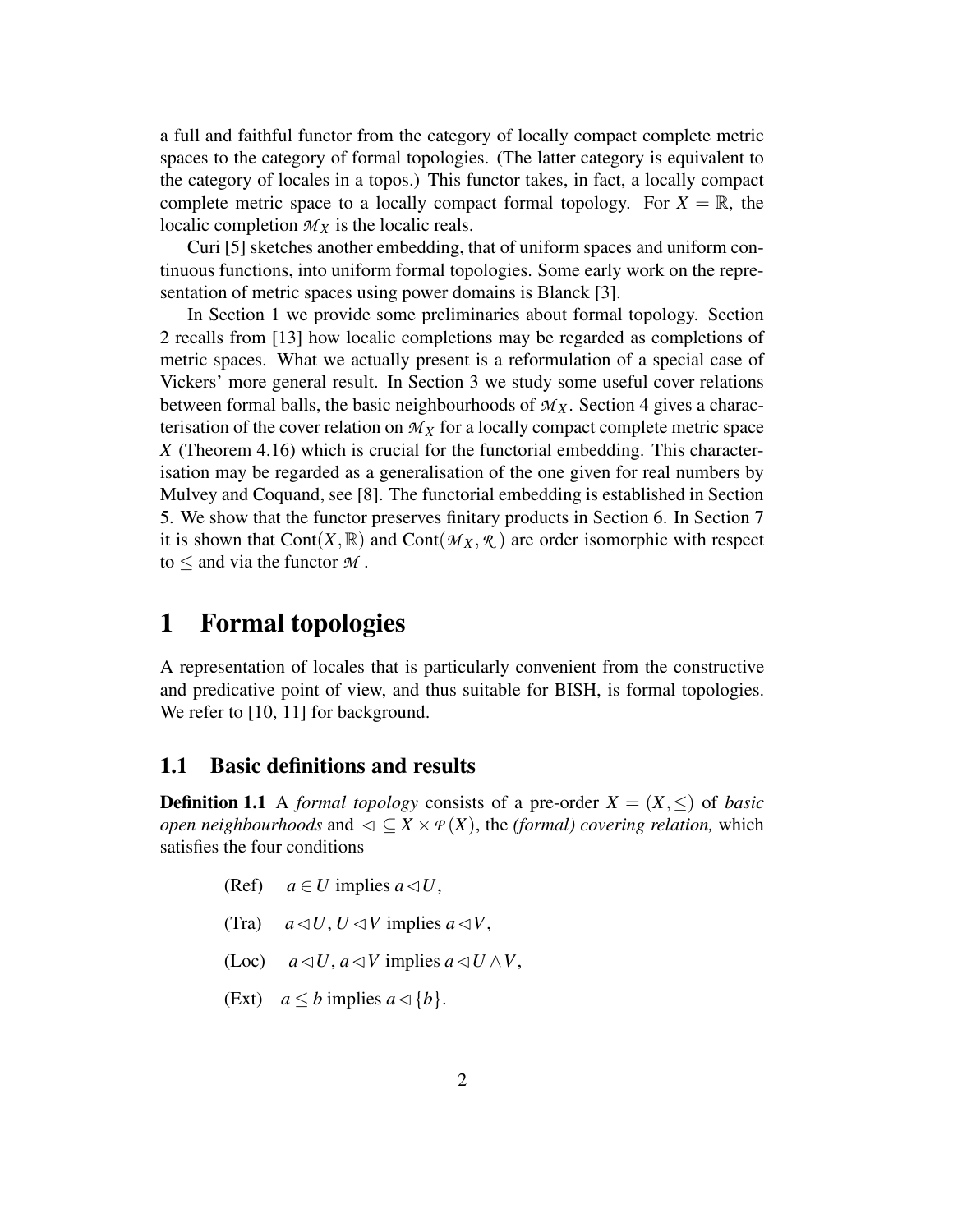a full and faithful functor from the category of locally compact complete metric spaces to the category of formal topologies. (The latter category is equivalent to the category of locales in a topos.) This functor takes, in fact, a locally compact complete metric space to a locally compact formal topology. For $X = \mathbb{R}$, the localic completion $\mathcal{M}_X$ is the localic reals.

Curi [5] sketches another embedding, that of uniform spaces and uniform continuous functions, into uniform formal topologies. Some early work on the representation of metric spaces using power domains is Blanck [3].

In Section 1 we provide some preliminaries about formal topology. Section 2 recalls from [13] how localic completions may be regarded as completions of metric spaces. What we actually present is a reformulation of a special case of Vickers' more general result. In Section 3 we study some useful cover relations between formal balls, the basic neighbourhoods of $\mathcal{M}_X$. Section 4 gives a characterisation of the cover relation on $\mathcal{M}_X$ for a locally compact complete metric space $X$ (Theorem 4.16) which is crucial for the functorial embedding. This characterisation may be regarded as a generalisation of the one given for real numbers by Mulvey and Coquand, see [8]. The functorial embedding is established in Section 5. We show that the functor preserves finitary products in Section 6. In Section 7 it is shown that $\mathrm{Cont}(X,\mathbb{R})$ and $\mathrm{Cont}(\mathcal{M}_X,\mathcal{R})$ are order isomorphic with respect to $\leq$ and via the functor $\mathcal{M}$.

# 1 Formal topologies

A representation of locales that is particularly convenient from the constructive and predicative point of view, and thus suitable for BISH, is formal topologies. We refer to [10, 11] for background.

## 1.1 Basic definitions and results

**Definition 1.1** A *formal topology* consists of a pre-order $X = (X,\leq)$ of *basic open neighbourhoods* and $\lhd \subseteq X \times \mathcal{P}(X)$, the *(formal) covering relation,* which satisfies the four conditions

(Ref) $\quad a \in U$ implies $a \lhd U$,

(Tra) $\quad a \lhd U, U \lhd V$ implies $a \lhd V$,

(Loc) $\quad a \lhd U, a \lhd V$ implies $a \lhd U \wedge V$,

(Ext) $\quad a \leq b$ implies $a \lhd \{b\}$.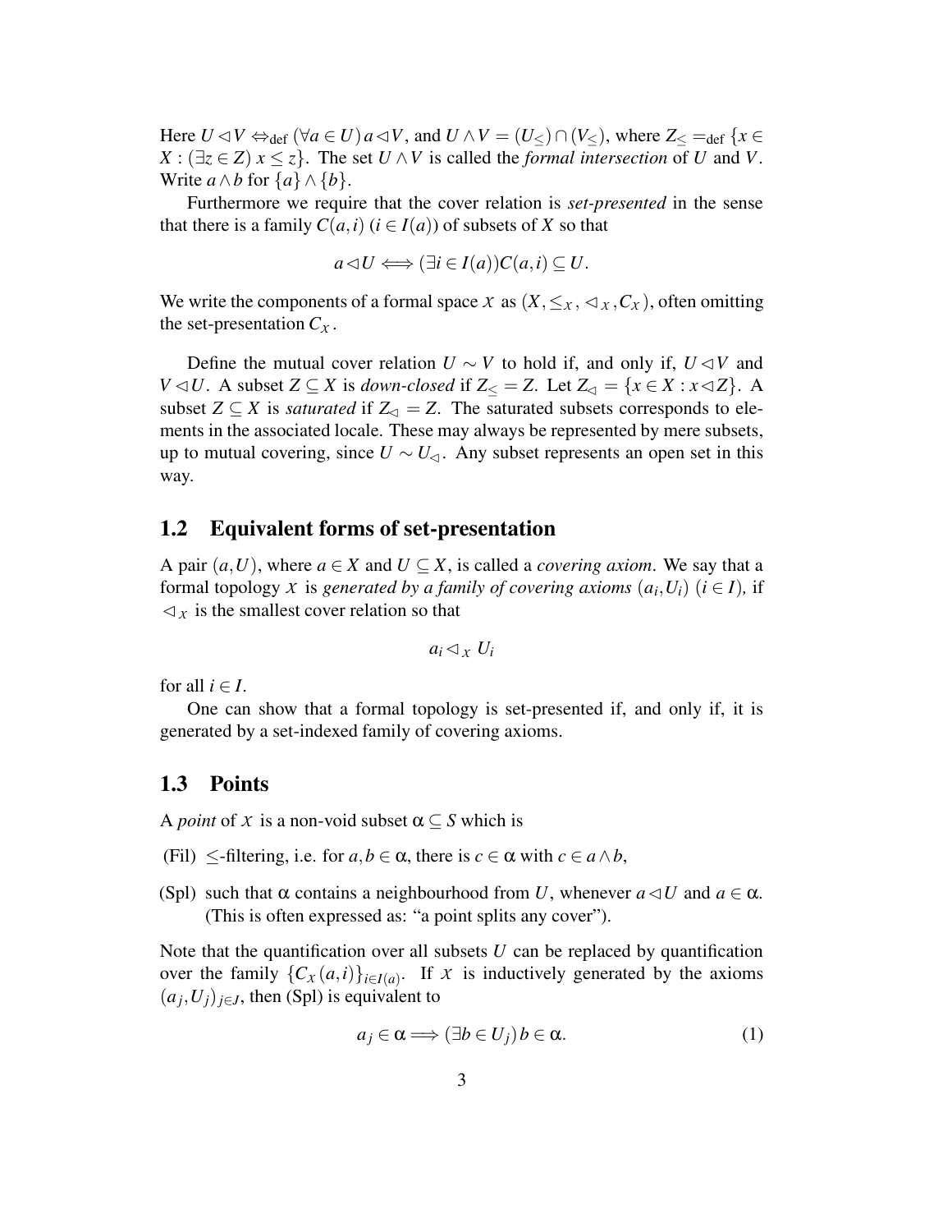Here $U \lhd V \Leftrightarrow_{\mathrm{def}} (\forall a \in U)\, a \lhd V$, and $U \wedge V = (U_{\leq}) \cap (V_{\leq})$, where $Z_{\leq} =_{\mathrm{def}} \{x \in X : (\exists z \in Z)\; x \leq z\}$. The set $U \wedge V$ is called the *formal intersection* of $U$ and $V$. Write $a \wedge b$ for $\{a\} \wedge \{b\}$.

Furthermore we require that the cover relation is *set-presented* in the sense that there is a family $C(a,i)$ $(i \in I(a))$ of subsets of $X$ so that

$$a \lhd U \Longleftrightarrow (\exists i \in I(a)) C(a,i) \subseteq U.$$

We write the components of a formal space $\mathcal{X}$ as $(X, \leq_{\mathcal{X}}, \lhd_{\mathcal{X}}, C_{\mathcal{X}})$, often omitting the set-presentation $C_{\mathcal{X}}$.

Define the mutual cover relation $U \sim V$ to hold if, and only if, $U \lhd V$ and $V \lhd U$. A subset $Z \subseteq X$ is *down-closed* if $Z_{\leq} = Z$. Let $Z_{\lhd} = \{x \in X : x \lhd Z\}$. A subset $Z \subseteq X$ is *saturated* if $Z_{\lhd} = Z$. The saturated subsets corresponds to elements in the associated locale. These may always be represented by mere subsets, up to mutual covering, since $U \sim U_{\lhd}$. Any subset represents an open set in this way.

## 1.2 Equivalent forms of set-presentation

A pair $(a,U)$, where $a \in X$ and $U \subseteq X$, is called a *covering axiom*. We say that a formal topology $\mathcal{X}$ is *generated by a family of covering axioms* $(a_i, U_i)$ $(i \in I)$*,* if $\lhd_{\mathcal{X}}$ is the smallest cover relation so that

$$a_i \lhd_{\mathcal{X}} U_i$$

for all $i \in I$.

One can show that a formal topology is set-presented if, and only if, it is generated by a set-indexed family of covering axioms.

## 1.3 Points

A *point* of $\mathcal{X}$ is a non-void subset $\alpha \subseteq S$ which is

(Fil) $\leq$-filtering, i.e. for $a, b \in \alpha$, there is $c \in \alpha$ with $c \in a \wedge b$,

(Spl) such that $\alpha$ contains a neighbourhood from $U$, whenever $a \lhd U$ and $a \in \alpha$. (This is often expressed as: "a point splits any cover").

Note that the quantification over all subsets $U$ can be replaced by quantification over the family $\{C_{\mathcal{X}}(a,i)\}_{i \in I(a)}$. If $\mathcal{X}$ is inductively generated by the axioms $(a_j, U_j)_{j \in J}$, then (Spl) is equivalent to

$$a_j \in \alpha \Longrightarrow (\exists b \in U_j)\, b \in \alpha. \tag{1}$$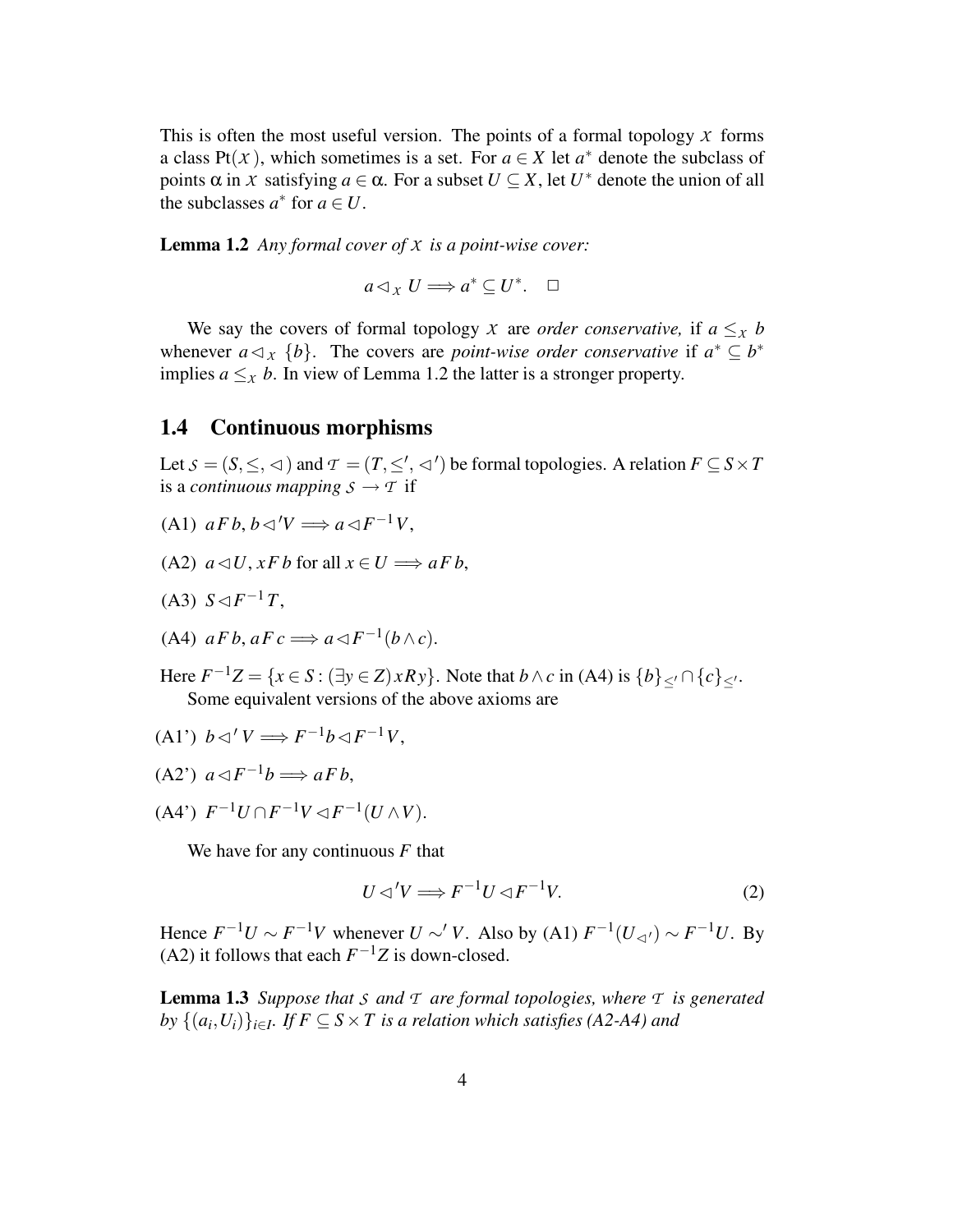This is often the most useful version. The points of a formal topology $\mathcal{X}$ forms a class $\mathrm{Pt}(\mathcal{X})$, which sometimes is a set. For $a \in X$ let $a^*$ denote the subclass of points $\alpha$ in $\mathcal{X}$ satisfying $a \in \alpha$. For a subset $U \subseteq X$, let $U^*$ denote the union of all the subclasses $a^*$ for $a \in U$.

**Lemma 1.2** *Any formal cover of $\mathcal{X}$ is a point-wise cover:*

$$a \lhd_{\mathcal{X}} U \Longrightarrow a^* \subseteq U^*. \quad \Box$$

We say the covers of formal topology $\mathcal{X}$ are *order conservative,* if $a \leq_{\mathcal{X}} b$ whenever $a \lhd_{\mathcal{X}} \{b\}$. The covers are *point-wise order conservative* if $a^* \subseteq b^*$ implies $a \leq_{\mathcal{X}} b$. In view of Lemma 1.2 the latter is a stronger property.

## 1.4 Continuous morphisms

Let $\mathcal{S} = (S, \leq, \lhd)$ and $\mathcal{T} = (T, \leq', \lhd')$ be formal topologies. A relation $F \subseteq S \times T$ is a *continuous mapping* $\mathcal{S} \to \mathcal{T}$ if

(A1) $a F b, b \lhd' V \Longrightarrow a \lhd F^{-1} V$,

(A2) $a \lhd U, x F b$ for all $x \in U \Longrightarrow a F b$,

(A3) $S \lhd F^{-1} T$,

(A4) $a F b, a F c \Longrightarrow a \lhd F^{-1}(b \wedge c)$.

Here $F^{-1} Z = \{x \in S : (\exists y \in Z) x R y\}$. Note that $b \wedge c$ in (A4) is $\{b\}_{\leq'} \cap \{c\}_{\leq'}$.

Some equivalent versions of the above axioms are

(A1') $b \lhd' V \Longrightarrow F^{-1} b \lhd F^{-1} V$,

(A2') $a \lhd F^{-1} b \Longrightarrow a F b$,

(A4') $F^{-1} U \cap F^{-1} V \lhd F^{-1}(U \wedge V)$.

We have for any continuous $F$ that

$$U \lhd' V \Longrightarrow F^{-1} U \lhd F^{-1} V. \tag{2}$$

Hence $F^{-1} U \sim F^{-1} V$ whenever $U \sim' V$. Also by (A1) $F^{-1}(U_{\lhd'}) \sim F^{-1} U$. By (A2) it follows that each $F^{-1} Z$ is down-closed.

**Lemma 1.3** *Suppose that $\mathcal{S}$ and $\mathcal{T}$ are formal topologies, where $\mathcal{T}$ is generated by $\{(a_i, U_i)\}_{i \in I}$. If $F \subseteq S \times T$ is a relation which satisfies (A2-A4) and*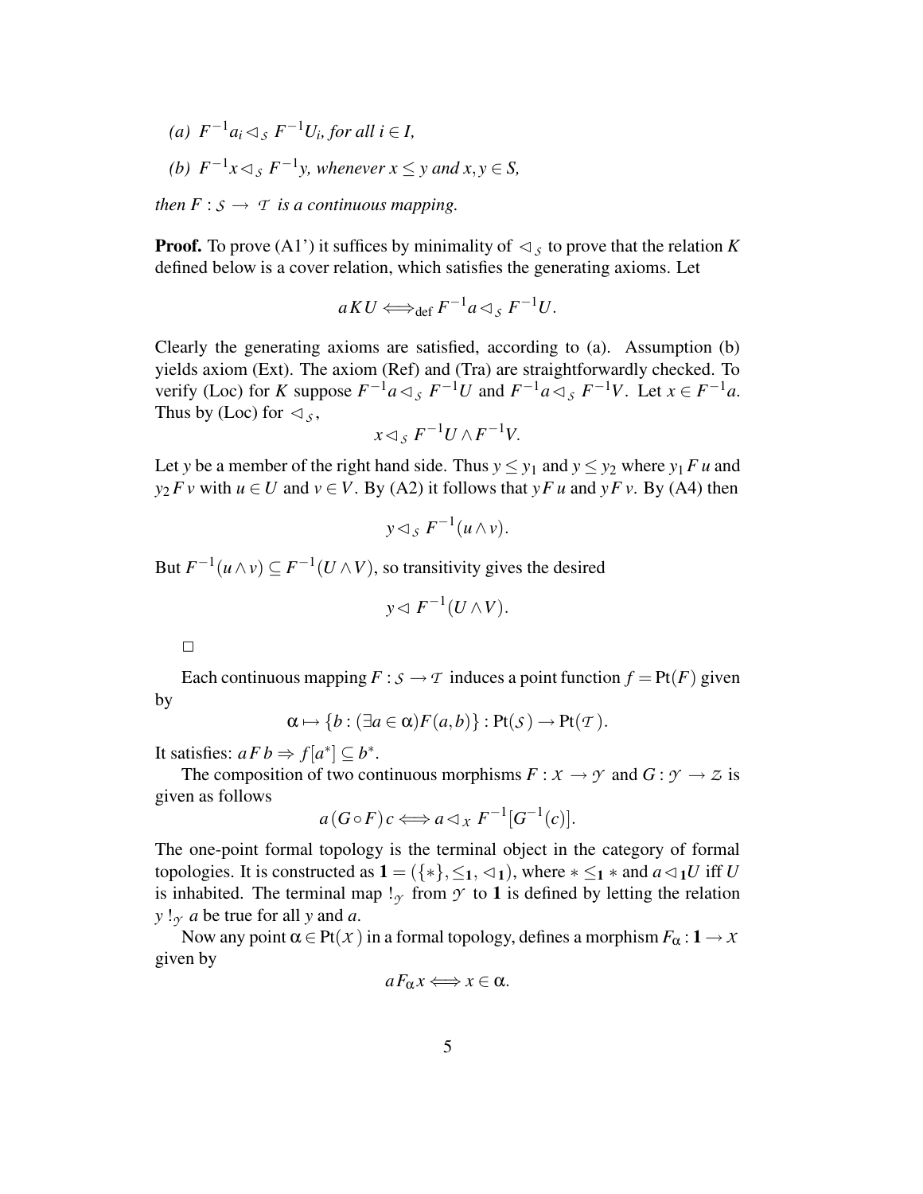*(a)* $F^{-1}a_i \lhd_{\mathcal{S}} F^{-1}U_i$*, for all* $i \in I$*,*

*(b)* $F^{-1}x \lhd_{\mathcal{S}} F^{-1}y$*, whenever* $x \leq y$ *and* $x, y \in S$*,*

*then* $F : \mathcal{S} \to \mathcal{T}$ *is a continuous mapping.*

**Proof.** To prove (A1') it suffices by minimality of $\lhd_{\mathcal{S}}$ to prove that the relation $K$ defined below is a cover relation, which satisfies the generating axioms. Let

$$a\, K\, U \Longleftrightarrow_{\text{def}} F^{-1}a \lhd_{\mathcal{S}} F^{-1}U.$$

Clearly the generating axioms are satisfied, according to (a). Assumption (b) yields axiom (Ext). The axiom (Ref) and (Tra) are straightforwardly checked. To verify (Loc) for $K$ suppose $F^{-1}a \lhd_{\mathcal{S}} F^{-1}U$ and $F^{-1}a \lhd_{\mathcal{S}} F^{-1}V$. Let $x \in F^{-1}a$. Thus by (Loc) for $\lhd_{\mathcal{S}}$,

$$x \lhd_{\mathcal{S}} F^{-1}U \wedge F^{-1}V.$$

Let $y$ be a member of the right hand side. Thus $y \leq y_1$ and $y \leq y_2$ where $y_1\, F\, u$ and $y_2\, F\, v$ with $u \in U$ and $v \in V$. By (A2) it follows that $y\, F\, u$ and $y\, F\, v$. By (A4) then

$$y \lhd_{\mathcal{S}} F^{-1}(u \wedge v).$$

But $F^{-1}(u \wedge v) \subseteq F^{-1}(U \wedge V)$, so transitivity gives the desired

$$y \lhd F^{-1}(U \wedge V).$$

□

Each continuous mapping $F : \mathcal{S} \to \mathcal{T}$ induces a point function $f = \text{Pt}(F)$ given by

$$\alpha \mapsto \{b : (\exists a \in \alpha) F(a, b)\} : \text{Pt}(\mathcal{S}) \to \text{Pt}(\mathcal{T}).$$

It satisfies: $a\, F\, b \Rightarrow f[a^*] \subseteq b^*$.

The composition of two continuous morphisms $F : \mathcal{X} \to \mathcal{Y}$ and $G : \mathcal{Y} \to \mathcal{Z}$ is given as follows

$$a\, (G \circ F)\, c \Longleftrightarrow a \lhd_{\mathcal{X}} F^{-1}[G^{-1}(c)].$$

The one-point formal topology is the terminal object in the category of formal topologies. It is constructed as $\mathbf{1} = (\{*\}, \leq_{\mathbf{1}}, \lhd_{\mathbf{1}})$, where $* \leq_{\mathbf{1}} *$ and $a \lhd_{\mathbf{1}} U$ iff $U$ is inhabited. The terminal map $!_{\mathcal{Y}}$ from $\mathcal{Y}$ to $\mathbf{1}$ is defined by letting the relation $y \; !_{\mathcal{Y}} \; a$ be true for all $y$ and $a$.

Now any point $\alpha \in \text{Pt}(\mathcal{X})$ in a formal topology, defines a morphism $F_\alpha : \mathbf{1} \to \mathcal{X}$ given by

$$a F_\alpha x \Longleftrightarrow x \in \alpha.$$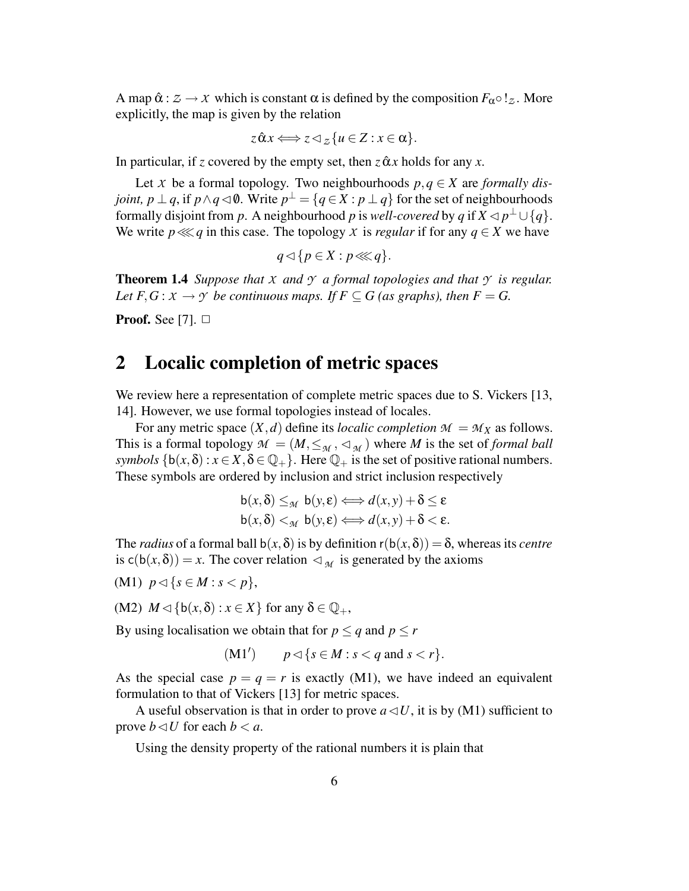A map $\hat{\alpha} : \mathcal{Z} \to \mathcal{X}$ which is constant $\alpha$ is defined by the composition $F_\alpha \circ !_{\mathcal{Z}}$. More explicitly, the map is given by the relation

$$z \, \hat{\alpha} \, x \iff z \lhd_{\mathcal{Z}} \{u \in Z : x \in \alpha\}.$$

In particular, if $z$ covered by the empty set, then $z \, \hat{\alpha} \, x$ holds for any $x$.

Let $\mathcal{X}$ be a formal topology. Two neighbourhoods $p, q \in X$ are *formally disjoint,* $p \perp q$, if $p \wedge q \lhd \emptyset$. Write $p^\perp = \{q \in X : p \perp q\}$ for the set of neighbourhoods formally disjoint from $p$. A neighbourhood $p$ is *well-covered* by $q$ if $X \lhd p^\perp \cup \{q\}$. We write $p \lll q$ in this case. The topology $\mathcal{X}$ is *regular* if for any $q \in X$ we have

$$q \lhd \{p \in X : p \lll q\}.$$

**Theorem 1.4** *Suppose that $\mathcal{X}$ and $\mathcal{Y}$ a formal topologies and that $\mathcal{Y}$ is regular. Let $F, G : \mathcal{X} \to \mathcal{Y}$ be continuous maps. If $F \subseteq G$ (as graphs), then $F = G$.*

**Proof.** See [7]. $\square$

## 2 Localic completion of metric spaces

We review here a representation of complete metric spaces due to S. Vickers [13, 14]. However, we use formal topologies instead of locales.

For any metric space $(X, d)$ define its *localic completion* $\mathcal{M} = \mathcal{M}_X$ as follows. This is a formal topology $\mathcal{M} = (M, \leq_{\mathcal{M}}, \lhd_{\mathcal{M}})$ where $M$ is the set of *formal ball symbols* $\{\mathsf{b}(x, \delta) : x \in X, \delta \in \mathbb{Q}_+\}$. Here $\mathbb{Q}_+$ is the set of positive rational numbers. These symbols are ordered by inclusion and strict inclusion respectively

$$\mathsf{b}(x, \delta) \leq_{\mathcal{M}} \mathsf{b}(y, \varepsilon) \iff d(x, y) + \delta \leq \varepsilon$$
$$\mathsf{b}(x, \delta) <_{\mathcal{M}} \mathsf{b}(y, \varepsilon) \iff d(x, y) + \delta < \varepsilon.$$

The *radius* of a formal ball $\mathsf{b}(x, \delta)$ is by definition $\mathsf{r}(\mathsf{b}(x, \delta)) = \delta$, whereas its *centre* is $\mathsf{c}(\mathsf{b}(x, \delta)) = x$. The cover relation $\lhd_{\mathcal{M}}$ is generated by the axioms

(M1) $p \lhd \{s \in M : s < p\}$,

(M2) $M \lhd \{\mathsf{b}(x, \delta) : x \in X\}$ for any $\delta \in \mathbb{Q}_+$,

By using localisation we obtain that for $p \leq q$ and $p \leq r$

$$(\mathrm{M1}') \qquad p \lhd \{s \in M : s < q \text{ and } s < r\}.$$

As the special case $p = q = r$ is exactly (M1), we have indeed an equivalent formulation to that of Vickers [13] for metric spaces.

A useful observation is that in order to prove $a \lhd U$, it is by (M1) sufficient to prove $b \lhd U$ for each $b < a$.

Using the density property of the rational numbers it is plain that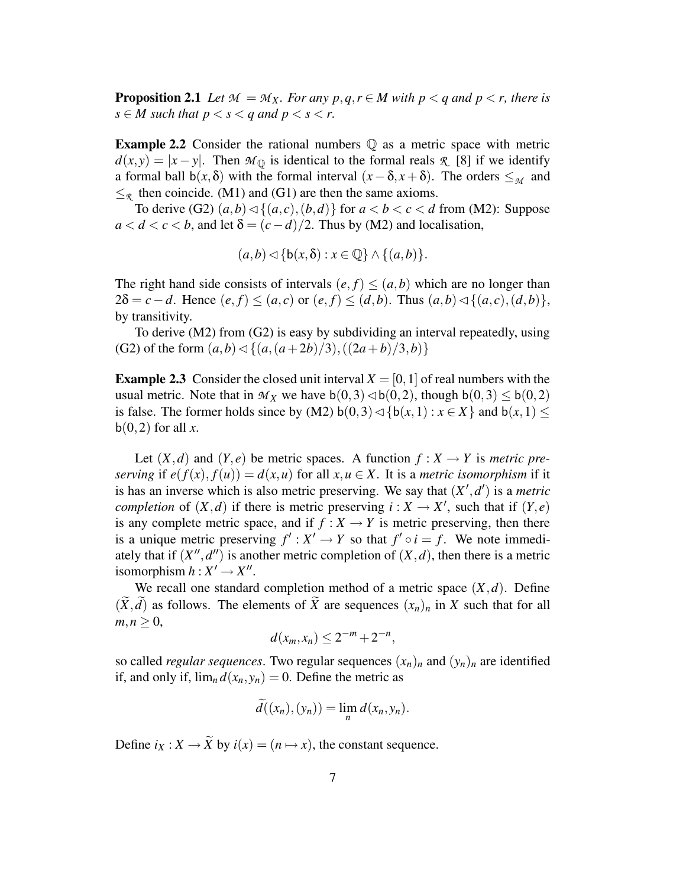**Proposition 2.1** *Let $\mathcal{M} = \mathcal{M}_X$. For any $p,q,r \in M$ with $p < q$ and $p < r$, there is $s \in M$ such that $p < s < q$ and $p < s < r$.*

**Example 2.2** Consider the rational numbers $\mathbb{Q}$ as a metric space with metric $d(x,y) = |x-y|$. Then $\mathcal{M}_{\mathbb{Q}}$ is identical to the formal reals $\mathcal{R}$ [8] if we identify a formal ball $\mathsf{b}(x,\delta)$ with the formal interval $(x-\delta, x+\delta)$. The orders $\leq_{\mathcal{M}}$ and $\leq_{\mathcal{R}}$ then coincide. (M1) and (G1) are then the same axioms.

To derive (G2) $(a,b) \lhd \{(a,c),(b,d)\}$ for $a < b < c < d$ from (M2): Suppose $a < d < c < b$, and let $\delta = (c-d)/2$. Thus by (M2) and localisation,

$$(a,b) \lhd \{\mathsf{b}(x,\delta) : x \in \mathbb{Q}\} \wedge \{(a,b)\}.$$

The right hand side consists of intervals $(e,f) \leq (a,b)$ which are no longer than $2\delta = c-d$. Hence $(e,f) \leq (a,c)$ or $(e,f) \leq (d,b)$. Thus $(a,b) \lhd \{(a,c),(d,b)\}$, by transitivity.

To derive (M2) from (G2) is easy by subdividing an interval repeatedly, using (G2) of the form $(a,b) \lhd \{(a,(a+2b)/3),((2a+b)/3,b)\}$

**Example 2.3** Consider the closed unit interval $X = [0,1]$ of real numbers with the usual metric. Note that in $\mathcal{M}_X$ we have $\mathsf{b}(0,3) \lhd \mathsf{b}(0,2)$, though $\mathsf{b}(0,3) \leq \mathsf{b}(0,2)$ is false. The former holds since by (M2) $\mathsf{b}(0,3) \lhd \{\mathsf{b}(x,1) : x \in X\}$ and $\mathsf{b}(x,1) \leq \mathsf{b}(0,2)$ for all $x$.

Let $(X,d)$ and $(Y,e)$ be metric spaces. A function $f : X \to Y$ is *metric preserving* if $e(f(x),f(u)) = d(x,u)$ for all $x,u \in X$. It is a *metric isomorphism* if it is has an inverse which is also metric preserving. We say that $(X',d')$ is a *metric completion* of $(X,d)$ if there is metric preserving $i : X \to X'$, such that if $(Y,e)$ is any complete metric space, and if $f : X \to Y$ is metric preserving, then there is a unique metric preserving $f' : X' \to Y$ so that $f' \circ i = f$. We note immediately that if $(X'',d'')$ is another metric completion of $(X,d)$, then there is a metric isomorphism $h : X' \to X''$.

We recall one standard completion method of a metric space $(X,d)$. Define $(\widetilde{X},\widetilde{d})$ as follows. The elements of $\widetilde{X}$ are sequences $(x_n)_n$ in $X$ such that for all $m,n \geq 0$,

$$d(x_m,x_n) \leq 2^{-m} + 2^{-n},$$

so called *regular sequences*. Two regular sequences $(x_n)_n$ and $(y_n)_n$ are identified if, and only if, $\lim_n d(x_n,y_n) = 0$. Define the metric as

$$\widetilde{d}((x_n),(y_n)) = \lim_n d(x_n,y_n).$$

Define $i_X : X \to \widetilde{X}$ by $i(x) = (n \mapsto x)$, the constant sequence.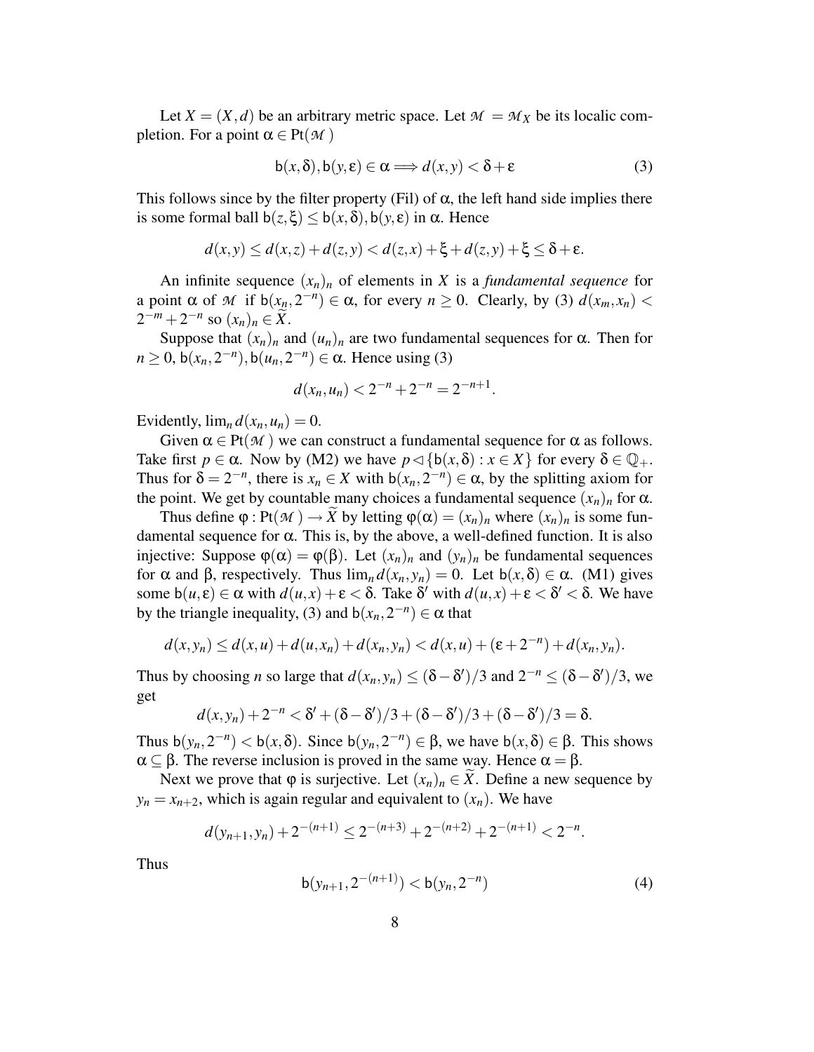Let $X = (X,d)$ be an arbitrary metric space. Let $\mathcal{M} = \mathcal{M}_X$ be its localic completion. For a point $\alpha \in \mathrm{Pt}(\mathcal{M})$

$$\mathsf{b}(x,\delta), \mathsf{b}(y,\varepsilon) \in \alpha \Longrightarrow d(x,y) < \delta + \varepsilon \tag{3}$$

This follows since by the filter property (Fil) of $\alpha$, the left hand side implies there is some formal ball $\mathsf{b}(z,\xi) \leq \mathsf{b}(x,\delta), \mathsf{b}(y,\varepsilon)$ in $\alpha$. Hence

$$d(x,y) \leq d(x,z) + d(z,y) < d(z,x) + \xi + d(z,y) + \xi \leq \delta + \varepsilon.$$

An infinite sequence $(x_n)_n$ of elements in $X$ is a *fundamental sequence* for a point $\alpha$ of $\mathcal{M}$ if $\mathsf{b}(x_n, 2^{-n}) \in \alpha$, for every $n \geq 0$. Clearly, by (3) $d(x_m, x_n) < 2^{-m} + 2^{-n}$ so $(x_n)_n \in \widetilde{X}$.

Suppose that $(x_n)_n$ and $(u_n)_n$ are two fundamental sequences for $\alpha$. Then for $n \geq 0$, $\mathsf{b}(x_n, 2^{-n}), \mathsf{b}(u_n, 2^{-n}) \in \alpha$. Hence using (3)

$$d(x_n, u_n) < 2^{-n} + 2^{-n} = 2^{-n+1}.$$

Evidently, $\lim_n d(x_n, u_n) = 0$.

Given $\alpha \in \mathrm{Pt}(\mathcal{M})$ we can construct a fundamental sequence for $\alpha$ as follows. Take first $p \in \alpha$. Now by (M2) we have $p \lhd \{\mathsf{b}(x,\delta) : x \in X\}$ for every $\delta \in \mathbb{Q}_+$. Thus for $\delta = 2^{-n}$, there is $x_n \in X$ with $\mathsf{b}(x_n, 2^{-n}) \in \alpha$, by the splitting axiom for the point. We get by countable many choices a fundamental sequence $(x_n)_n$ for $\alpha$.

Thus define $\varphi : \mathrm{Pt}(\mathcal{M}) \to \widetilde{X}$ by letting $\varphi(\alpha) = (x_n)_n$ where $(x_n)_n$ is some fundamental sequence for $\alpha$. This is, by the above, a well-defined function. It is also injective: Suppose $\varphi(\alpha) = \varphi(\beta)$. Let $(x_n)_n$ and $(y_n)_n$ be fundamental sequences for $\alpha$ and $\beta$, respectively. Thus $\lim_n d(x_n, y_n) = 0$. Let $\mathsf{b}(x,\delta) \in \alpha$. (M1) gives some $\mathsf{b}(u,\varepsilon) \in \alpha$ with $d(u,x) + \varepsilon < \delta$. Take $\delta'$ with $d(u,x) + \varepsilon < \delta' < \delta$. We have by the triangle inequality, (3) and $\mathsf{b}(x_n, 2^{-n}) \in \alpha$ that

$$d(x, y_n) \leq d(x,u) + d(u, x_n) + d(x_n, y_n) < d(x,u) + (\varepsilon + 2^{-n}) + d(x_n, y_n).$$

Thus by choosing $n$ so large that $d(x_n, y_n) \leq (\delta - \delta')/3$ and $2^{-n} \leq (\delta - \delta')/3$, we get

$$d(x, y_n) + 2^{-n} < \delta' + (\delta - \delta')/3 + (\delta - \delta')/3 + (\delta - \delta')/3 = \delta.$$

Thus $\mathsf{b}(y_n, 2^{-n}) < \mathsf{b}(x,\delta)$. Since $\mathsf{b}(y_n, 2^{-n}) \in \beta$, we have $\mathsf{b}(x,\delta) \in \beta$. This shows $\alpha \subseteq \beta$. The reverse inclusion is proved in the same way. Hence $\alpha = \beta$.

Next we prove that $\varphi$ is surjective. Let $(x_n)_n \in \widetilde{X}$. Define a new sequence by $y_n = x_{n+2}$, which is again regular and equivalent to $(x_n)$. We have

$$d(y_{n+1}, y_n) + 2^{-(n+1)} \leq 2^{-(n+3)} + 2^{-(n+2)} + 2^{-(n+1)} < 2^{-n}.$$

Thus

$$\mathsf{b}(y_{n+1}, 2^{-(n+1)}) < \mathsf{b}(y_n, 2^{-n}) \tag{4}$$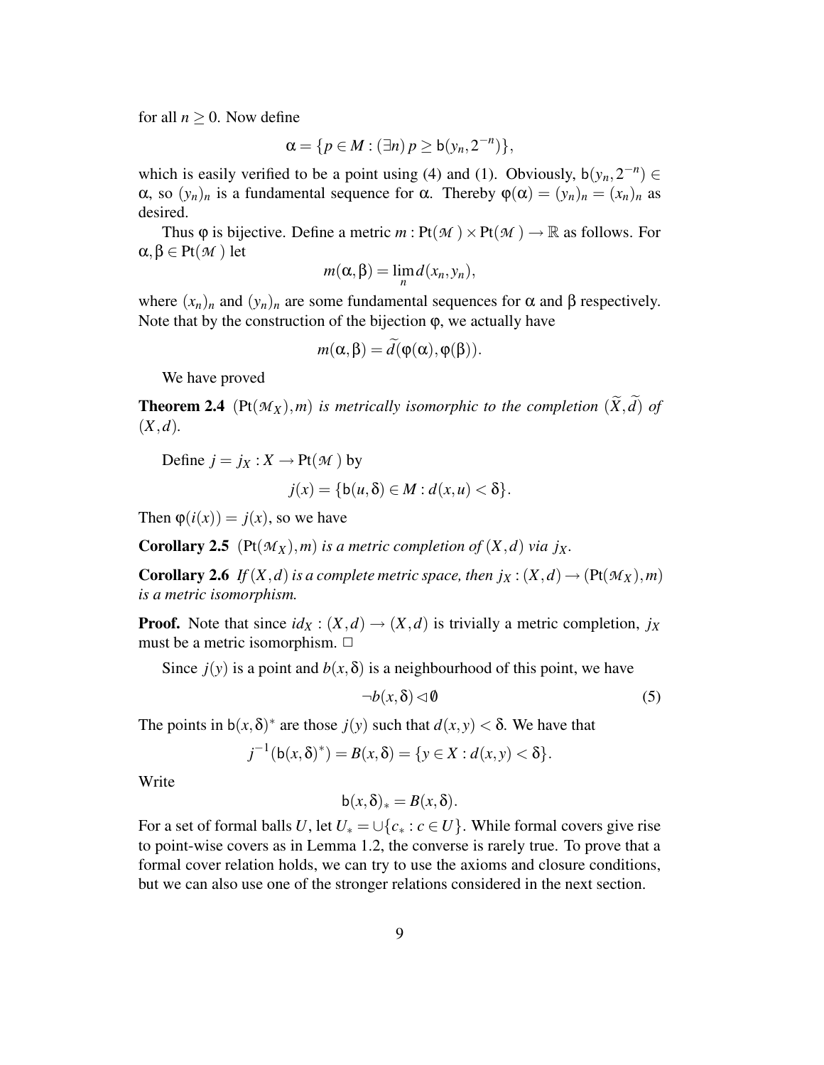for all $n \geq 0$. Now define

$$\alpha = \{p \in M : (\exists n)\, p \geq \mathsf{b}(y_n, 2^{-n})\},$$

which is easily verified to be a point using (4) and (1). Obviously, $\mathsf{b}(y_n, 2^{-n}) \in \alpha$, so $(y_n)_n$ is a fundamental sequence for $\alpha$. Thereby $\varphi(\alpha) = (y_n)_n = (x_n)_n$ as desired.

Thus $\varphi$ is bijective. Define a metric $m : \mathrm{Pt}(\mathcal{M}) \times \mathrm{Pt}(\mathcal{M}) \to \mathbb{R}$ as follows. For $\alpha, \beta \in \mathrm{Pt}(\mathcal{M})$ let

$$m(\alpha, \beta) = \lim_n d(x_n, y_n),$$

where $(x_n)_n$ and $(y_n)_n$ are some fundamental sequences for $\alpha$ and $\beta$ respectively. Note that by the construction of the bijection $\varphi$, we actually have

$$m(\alpha, \beta) = \widetilde{d}(\varphi(\alpha), \varphi(\beta)).$$

We have proved

**Theorem 2.4** *$(\mathrm{Pt}(\mathcal{M}_X), m)$ is metrically isomorphic to the completion $(\widetilde{X}, \widetilde{d})$ of $(X, d)$.*

Define $j = j_X : X \to \mathrm{Pt}(\mathcal{M})$ by

$$j(x) = \{\mathsf{b}(u, \delta) \in M : d(x, u) < \delta\}.$$

Then $\varphi(i(x)) = j(x)$, so we have

**Corollary 2.5** *$(\mathrm{Pt}(\mathcal{M}_X), m)$ is a metric completion of $(X, d)$ via $j_X$.*

**Corollary 2.6** *If $(X, d)$ is a complete metric space, then $j_X : (X, d) \to (\mathrm{Pt}(\mathcal{M}_X), m)$ is a metric isomorphism.*

**Proof.** Note that since $id_X : (X, d) \to (X, d)$ is trivially a metric completion, $j_X$ must be a metric isomorphism. $\square$

Since $j(y)$ is a point and $b(x, \delta)$ is a neighbourhood of this point, we have

$$\neg b(x, \delta) \lhd \emptyset \tag{5}$$

The points in $\mathsf{b}(x, \delta)^*$ are those $j(y)$ such that $d(x, y) < \delta$. We have that

$$j^{-1}(\mathsf{b}(x, \delta)^*) = B(x, \delta) = \{y \in X : d(x, y) < \delta\}.$$

Write

$$\mathsf{b}(x, \delta)_* = B(x, \delta).$$

For a set of formal balls $U$, let $U_* = \cup\{c_* : c \in U\}$. While formal covers give rise to point-wise covers as in Lemma 1.2, the converse is rarely true. To prove that a formal cover relation holds, we can try to use the axioms and closure conditions, but we can also use one of the stronger relations considered in the next section.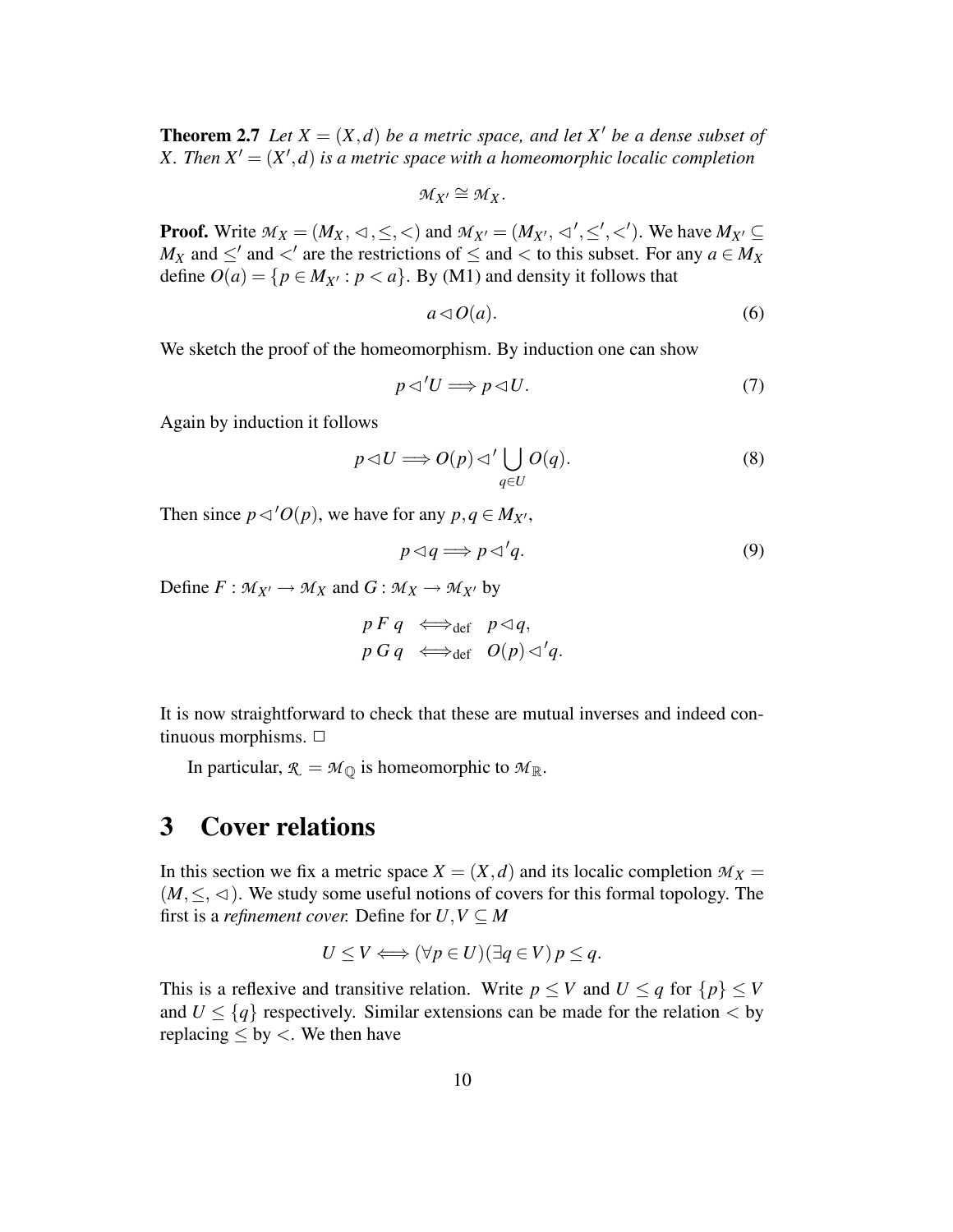**Theorem 2.7** *Let $X = (X,d)$ be a metric space, and let $X'$ be a dense subset of $X$. Then $X' = (X',d)$ is a metric space with a homeomorphic localic completion*

$$\mathcal{M}_{X'} \cong \mathcal{M}_X.$$

**Proof.** Write $\mathcal{M}_X = (M_X, \lhd, \leq, <)$ and $\mathcal{M}_{X'} = (M_{X'}, \lhd', \leq', <')$. We have $M_{X'} \subseteq M_X$ and $\leq'$ and $<'$ are the restrictions of $\leq$ and $<$ to this subset. For any $a \in M_X$ define $O(a) = \{p \in M_{X'} : p < a\}$. By (M1) and density it follows that

$$a \lhd O(a). \tag{6}$$

We sketch the proof of the homeomorphism. By induction one can show

$$p \lhd' U \Longrightarrow p \lhd U. \tag{7}$$

Again by induction it follows

$$p \lhd U \Longrightarrow O(p) \lhd' \bigcup_{q \in U} O(q). \tag{8}$$

Then since $p \lhd' O(p)$, we have for any $p, q \in M_{X'}$,

$$p \lhd q \Longrightarrow p \lhd' q. \tag{9}$$

Define $F : \mathcal{M}_{X'} \to \mathcal{M}_X$ and $G : \mathcal{M}_X \to \mathcal{M}_{X'}$ by

$$\begin{aligned} p\, F\, q &\iff_{\text{def}} p \lhd q, \\ p\, G\, q &\iff_{\text{def}} O(p) \lhd' q. \end{aligned}$$

It is now straightforward to check that these are mutual inverses and indeed continuous morphisms. $\Box$

In particular, $\mathcal{R} = \mathcal{M}_{\mathbb{Q}}$ is homeomorphic to $\mathcal{M}_{\mathbb{R}}$.

# 3 Cover relations

In this section we fix a metric space $X = (X,d)$ and its localic completion $\mathcal{M}_X = (M, \leq, \lhd)$. We study some useful notions of covers for this formal topology. The first is a *refinement cover.* Define for $U, V \subseteq M$

$$U \leq V \iff (\forall p \in U)(\exists q \in V)\, p \leq q.$$

This is a reflexive and transitive relation. Write $p \leq V$ and $U \leq q$ for $\{p\} \leq V$ and $U \leq \{q\}$ respectively. Similar extensions can be made for the relation $<$ by replacing $\leq$ by $<$. We then have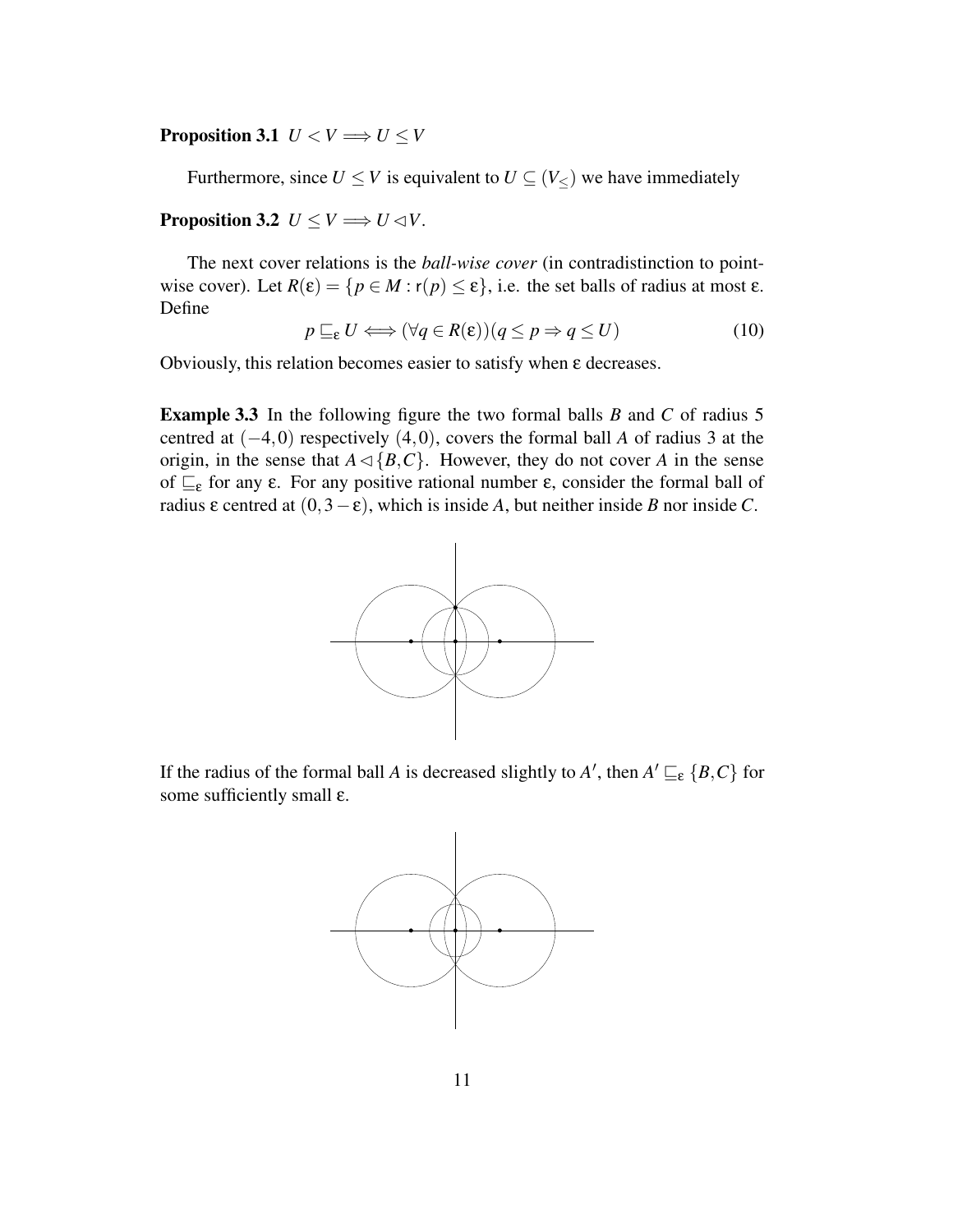**Proposition 3.1** $U < V \Longrightarrow U \leq V$

Furthermore, since $U \leq V$ is equivalent to $U \subseteq (V_{\leq})$ we have immediately

**Proposition 3.2** $U \leq V \Longrightarrow U \lhd V$.

The next cover relations is the *ball-wise cover* (in contradistinction to point-wise cover). Let $R(\varepsilon) = \{p \in M : \mathsf{r}(p) \leq \varepsilon\}$, i.e. the set balls of radius at most $\varepsilon$. Define

$$p \sqsubseteq_{\varepsilon} U \Longleftrightarrow (\forall q \in R(\varepsilon))(q \leq p \Rightarrow q \leq U) \tag{10}$$

Obviously, this relation becomes easier to satisfy when $\varepsilon$ decreases.

**Example 3.3** In the following figure the two formal balls $B$ and $C$ of radius 5 centred at $(-4,0)$ respectively $(4,0)$, covers the formal ball $A$ of radius 3 at the origin, in the sense that $A \lhd \{B,C\}$. However, they do not cover $A$ in the sense of $\sqsubseteq_{\varepsilon}$ for any $\varepsilon$. For any positive rational number $\varepsilon$, consider the formal ball of radius $\varepsilon$ centred at $(0, 3-\varepsilon)$, which is inside $A$, but neither inside $B$ nor inside $C$.

If the radius of the formal ball $A$ is decreased slightly to $A'$, then $A' \sqsubseteq_{\varepsilon} \{B,C\}$ for some sufficiently small $\varepsilon$.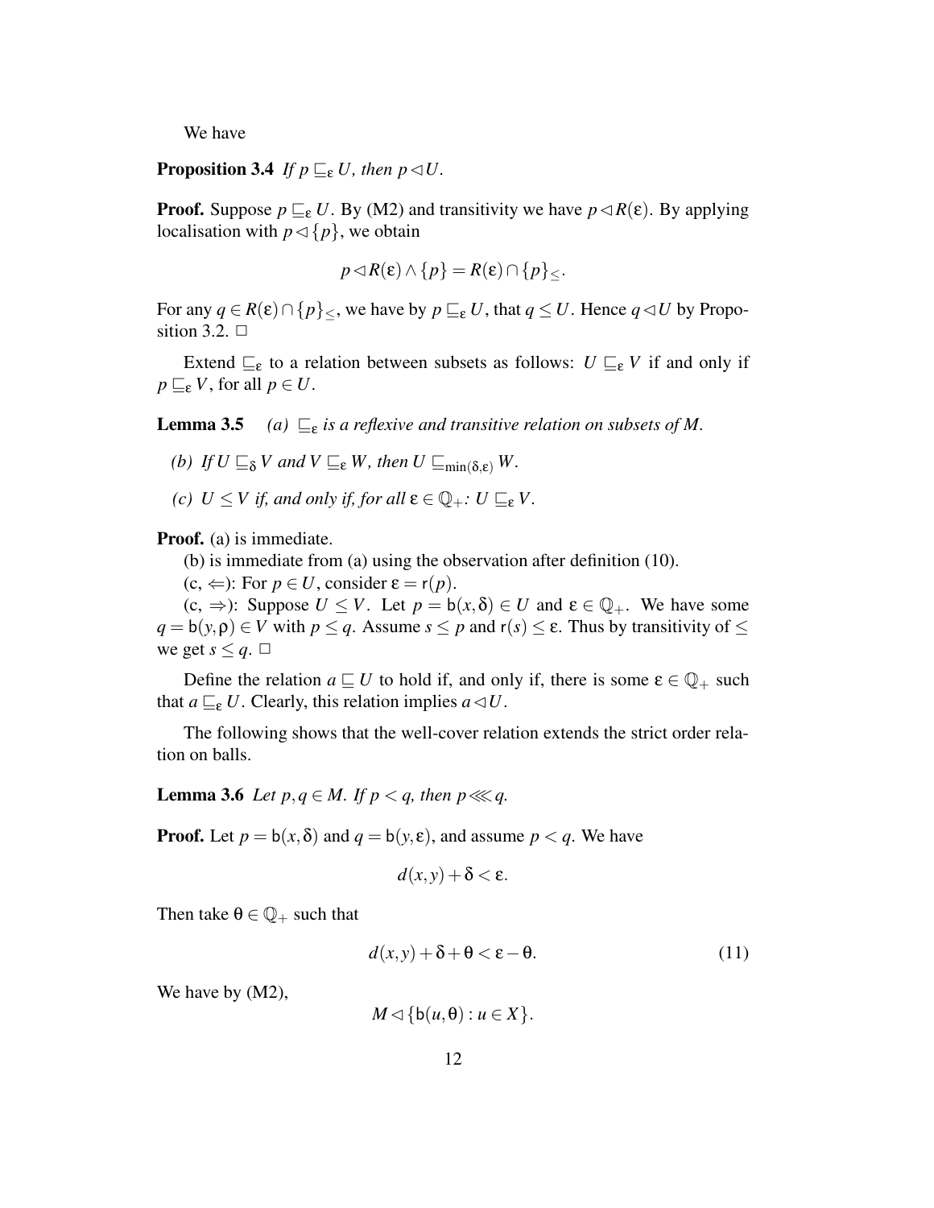We have

**Proposition 3.4** *If $p \sqsubseteq_\varepsilon U$, then $p \lhd U$.*

**Proof.** Suppose $p \sqsubseteq_\varepsilon U$. By (M2) and transitivity we have $p \lhd R(\varepsilon)$. By applying localisation with $p \lhd \{p\}$, we obtain

$$p \lhd R(\varepsilon) \wedge \{p\} = R(\varepsilon) \cap \{p\}_{\leq}.$$

For any $q \in R(\varepsilon) \cap \{p\}_{\leq}$, we have by $p \sqsubseteq_\varepsilon U$, that $q \leq U$. Hence $q \lhd U$ by Proposition 3.2. □

Extend $\sqsubseteq_\varepsilon$ to a relation between subsets as follows: $U \sqsubseteq_\varepsilon V$ if and only if $p \sqsubseteq_\varepsilon V$, for all $p \in U$.

**Lemma 3.5** *(a) $\sqsubseteq_\varepsilon$ is a reflexive and transitive relation on subsets of $M$.*

*(b) If $U \sqsubseteq_\delta V$ and $V \sqsubseteq_\varepsilon W$, then $U \sqsubseteq_{\min(\delta,\varepsilon)} W$.*

*(c) $U \leq V$ if, and only if, for all $\varepsilon \in \mathbb{Q}_+$: $U \sqsubseteq_\varepsilon V$.*

**Proof.** (a) is immediate.

(b) is immediate from (a) using the observation after definition (10).

(c, $\Leftarrow$): For $p \in U$, consider $\varepsilon = \mathsf{r}(p)$.

(c, $\Rightarrow$): Suppose $U \leq V$. Let $p = \mathsf{b}(x, \delta) \in U$ and $\varepsilon \in \mathbb{Q}_+$. We have some $q = \mathsf{b}(y, \rho) \in V$ with $p \leq q$. Assume $s \leq p$ and $\mathsf{r}(s) \leq \varepsilon$. Thus by transitivity of $\leq$ we get $s \leq q$. □

Define the relation $a \sqsubseteq U$ to hold if, and only if, there is some $\varepsilon \in \mathbb{Q}_+$ such that $a \sqsubseteq_\varepsilon U$. Clearly, this relation implies $a \lhd U$.

The following shows that the well-cover relation extends the strict order relation on balls.

**Lemma 3.6** *Let $p, q \in M$. If $p < q$, then $p \lll q$.*

**Proof.** Let $p = \mathsf{b}(x, \delta)$ and $q = \mathsf{b}(y, \varepsilon)$, and assume $p < q$. We have

$$d(x, y) + \delta < \varepsilon.$$

Then take $\theta \in \mathbb{Q}_+$ such that

$$d(x, y) + \delta + \theta < \varepsilon - \theta. \tag{11}$$

We have by (M2),

$$M \lhd \{\mathsf{b}(u, \theta) : u \in X\}.$$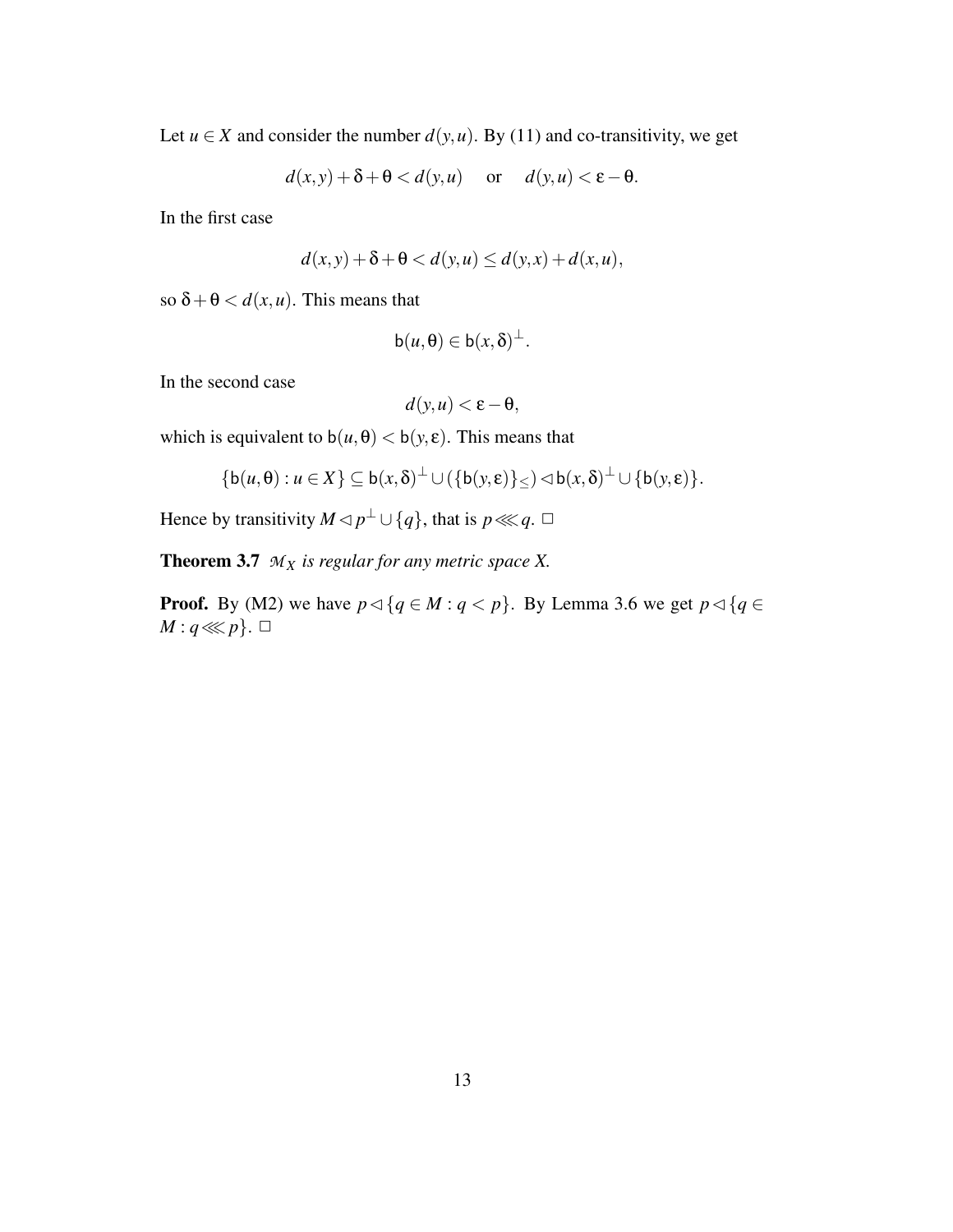Let $u \in X$ and consider the number $d(y,u)$. By (11) and co-transitivity, we get

$$d(x,y)+\delta+\theta < d(y,u) \quad \text{ or } \quad d(y,u) < \varepsilon - \theta.$$

In the first case

$$d(x,y)+\delta+\theta < d(y,u) \leq d(y,x)+d(x,u),$$

so $\delta + \theta < d(x,u)$. This means that

$$\mathsf{b}(u,\theta) \in \mathsf{b}(x,\delta)^{\perp}.$$

In the second case

$$d(y,u) < \varepsilon - \theta,$$

which is equivalent to $\mathsf{b}(u,\theta) < \mathsf{b}(y,\varepsilon)$. This means that

$$\{\mathsf{b}(u,\theta) : u \in X\} \subseteq \mathsf{b}(x,\delta)^{\perp} \cup (\{\mathsf{b}(y,\varepsilon)\}_{\leq}) \lhd \mathsf{b}(x,\delta)^{\perp} \cup \{\mathsf{b}(y,\varepsilon)\}.$$

Hence by transitivity $M \lhd p^{\perp} \cup \{q\}$, that is $p \lll q$. $\Box$

**Theorem 3.7** *$\mathcal{M}_X$ is regular for any metric space X.*

**Proof.** By (M2) we have $p \lhd \{q \in M : q < p\}$. By Lemma 3.6 we get $p \lhd \{q \in M : q \lll p\}$. $\Box$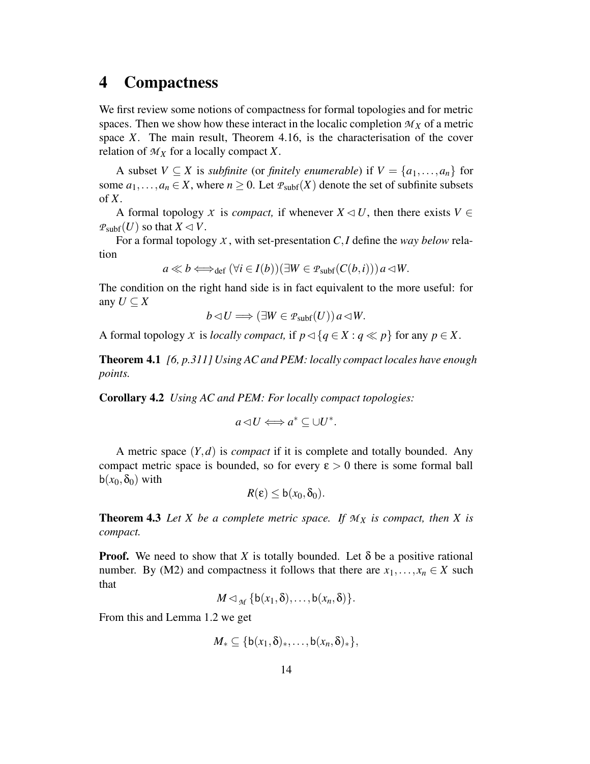# 4 Compactness

We first review some notions of compactness for formal topologies and for metric spaces. Then we show how these interact in the localic completion $\mathcal{M}_X$ of a metric space $X$. The main result, Theorem 4.16, is the characterisation of the cover relation of $\mathcal{M}_X$ for a locally compact $X$.

A subset $V \subseteq X$ is *subfinite* (or *finitely enumerable*) if $V = \{a_1, \ldots, a_n\}$ for some $a_1, \ldots, a_n \in X$, where $n \geq 0$. Let $\mathcal{P}_{\mathrm{subf}}(X)$ denote the set of subfinite subsets of $X$.

A formal topology $\mathcal{X}$ is *compact,* if whenever $X \lhd U$, then there exists $V \in \mathcal{P}_{\mathrm{subf}}(U)$ so that $X \lhd V$.

For a formal topology $\mathcal{X}$, with set-presentation $C, I$ define the *way below* relation

$$a \ll b \Longleftrightarrow_{\mathrm{def}} (\forall i \in I(b))(\exists W \in \mathcal{P}_{\mathrm{subf}}(C(b,i)))\, a \lhd W.$$

The condition on the right hand side is in fact equivalent to the more useful: for any $U \subseteq X$

$$b \lhd U \Longrightarrow (\exists W \in \mathcal{P}_{\mathrm{subf}}(U))\, a \lhd W.$$

A formal topology $\mathcal{X}$ is *locally compact,* if $p \lhd \{q \in X : q \ll p\}$ for any $p \in X$.

**Theorem 4.1** *[6, p.311] Using AC and PEM: locally compact locales have enough points.*

**Corollary 4.2** *Using AC and PEM: For locally compact topologies:*

$$a \lhd U \Longleftrightarrow a^* \subseteq \cup U^*.$$

A metric space $(Y, d)$ is *compact* if it is complete and totally bounded. Any compact metric space is bounded, so for every $\varepsilon > 0$ there is some formal ball $\mathsf{b}(x_0, \delta_0)$ with

$$R(\varepsilon) \leq \mathsf{b}(x_0, \delta_0).$$

**Theorem 4.3** *Let $X$ be a complete metric space. If $\mathcal{M}_X$ is compact, then $X$ is compact.*

**Proof.** We need to show that $X$ is totally bounded. Let $\delta$ be a positive rational number. By (M2) and compactness it follows that there are $x_1, \ldots, x_n \in X$ such that

$$M \lhd_{\mathcal{M}} \{\mathsf{b}(x_1, \delta), \ldots, \mathsf{b}(x_n, \delta)\}.$$

From this and Lemma 1.2 we get

$$M_* \subseteq \{\mathsf{b}(x_1, \delta)_*, \ldots, \mathsf{b}(x_n, \delta)_*\},$$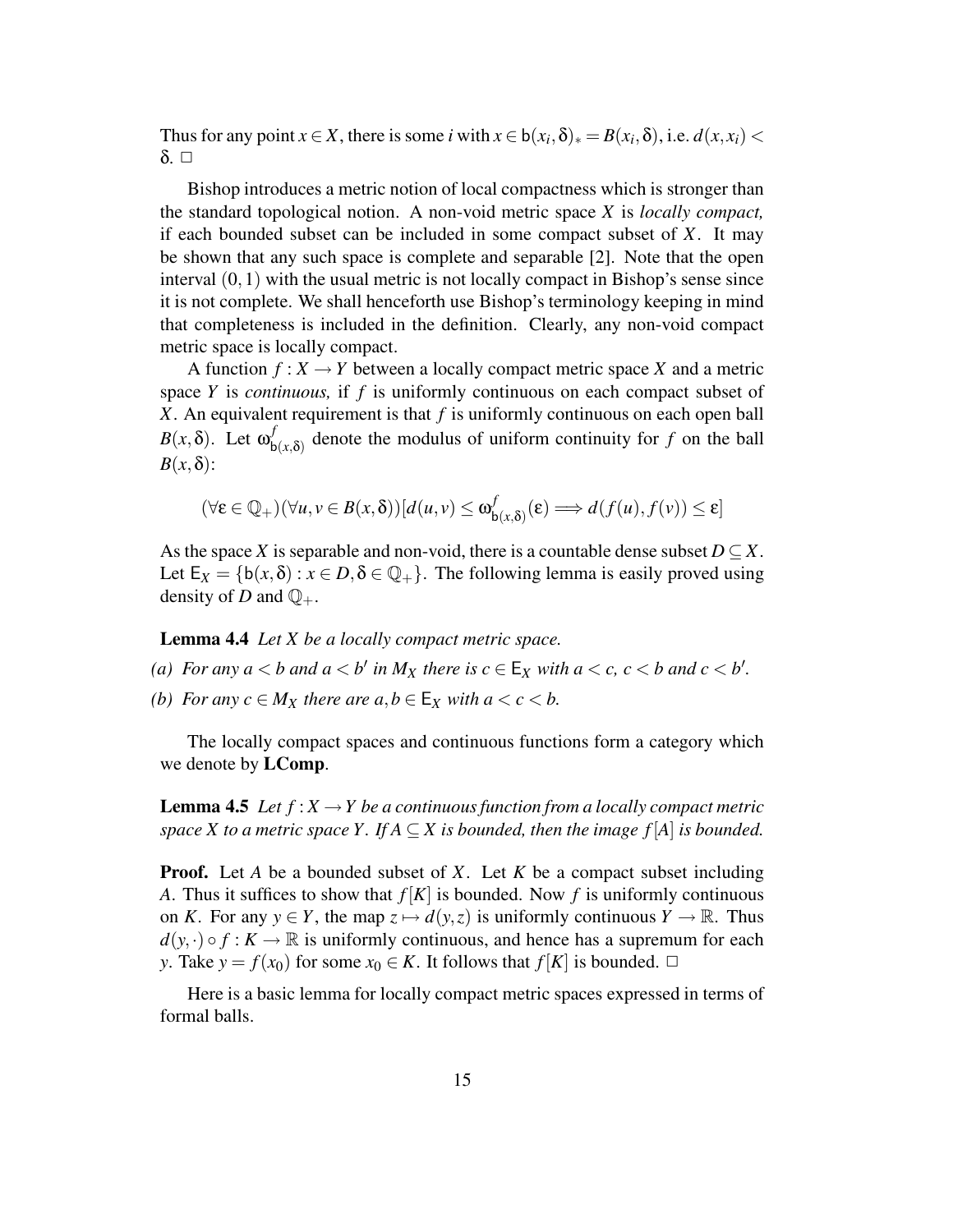Thus for any point $x \in X$, there is some $i$ with $x \in \mathsf{b}(x_i, \delta)_* = B(x_i, \delta)$, i.e. $d(x, x_i) < \delta$. □

Bishop introduces a metric notion of local compactness which is stronger than the standard topological notion. A non-void metric space $X$ is *locally compact,* if each bounded subset can be included in some compact subset of $X$. It may be shown that any such space is complete and separable [2]. Note that the open interval $(0,1)$ with the usual metric is not locally compact in Bishop's sense since it is not complete. We shall henceforth use Bishop's terminology keeping in mind that completeness is included in the definition. Clearly, any non-void compact metric space is locally compact.

A function $f : X \to Y$ between a locally compact metric space $X$ and a metric space $Y$ is *continuous,* if $f$ is uniformly continuous on each compact subset of $X$. An equivalent requirement is that $f$ is uniformly continuous on each open ball $B(x, \delta)$. Let $\omega^f_{\mathsf{b}(x,\delta)}$ denote the modulus of uniform continuity for $f$ on the ball $B(x, \delta)$:

$$(\forall \varepsilon \in \mathbb{Q}_+)(\forall u, v \in B(x, \delta))[d(u, v) \leq \omega^f_{\mathsf{b}(x,\delta)}(\varepsilon) \Longrightarrow d(f(u), f(v)) \leq \varepsilon]$$

As the space $X$ is separable and non-void, there is a countable dense subset $D \subseteq X$. Let $\mathsf{E}_X = \{\mathsf{b}(x, \delta) : x \in D, \delta \in \mathbb{Q}_+\}$. The following lemma is easily proved using density of $D$ and $\mathbb{Q}_+$.

**Lemma 4.4** *Let $X$ be a locally compact metric space.*

*(a) For any $a < b$ and $a < b'$ in $M_X$ there is $c \in \mathsf{E}_X$ with $a < c$, $c < b$ and $c < b'$.*

*(b) For any $c \in M_X$ there are $a, b \in \mathsf{E}_X$ with $a < c < b$.*

The locally compact spaces and continuous functions form a category which we denote by **LComp**.

**Lemma 4.5** *Let $f : X \to Y$ be a continuous function from a locally compact metric space $X$ to a metric space $Y$. If $A \subseteq X$ is bounded, then the image $f[A]$ is bounded.*

**Proof.** Let $A$ be a bounded subset of $X$. Let $K$ be a compact subset including $A$. Thus it suffices to show that $f[K]$ is bounded. Now $f$ is uniformly continuous on $K$. For any $y \in Y$, the map $z \mapsto d(y, z)$ is uniformly continuous $Y \to \mathbb{R}$. Thus $d(y, \cdot) \circ f : K \to \mathbb{R}$ is uniformly continuous, and hence has a supremum for each $y$. Take $y = f(x_0)$ for some $x_0 \in K$. It follows that $f[K]$ is bounded. □

Here is a basic lemma for locally compact metric spaces expressed in terms of formal balls.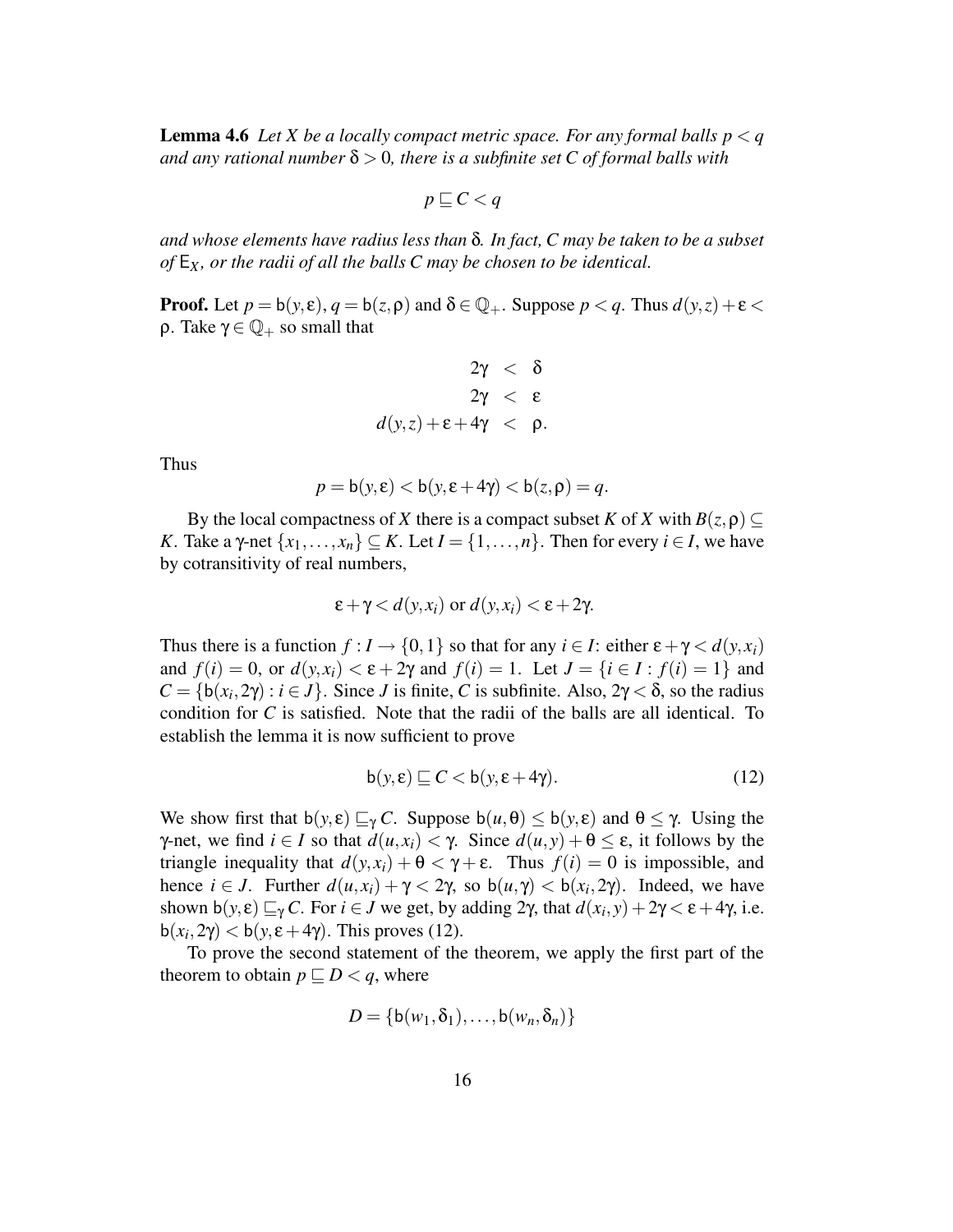**Lemma 4.6** *Let $X$ be a locally compact metric space. For any formal balls $p < q$ and any rational number $\delta > 0$, there is a subfinite set $C$ of formal balls with*

$$p \sqsubseteq C < q$$

*and whose elements have radius less than $\delta$. In fact, $C$ may be taken to be a subset of $\mathsf{E}_X$, or the radii of all the balls $C$ may be chosen to be identical.*

**Proof.** Let $p = \mathsf{b}(y,\varepsilon)$, $q = \mathsf{b}(z,\rho)$ and $\delta \in \mathbb{Q}_+$. Suppose $p < q$. Thus $d(y,z) + \varepsilon < \rho$. Take $\gamma \in \mathbb{Q}_+$ so small that

$$\begin{aligned} 2\gamma &< \delta \\ 2\gamma &< \varepsilon \\ d(y,z) + \varepsilon + 4\gamma &< \rho. \end{aligned}$$

Thus

$$p = \mathsf{b}(y,\varepsilon) < \mathsf{b}(y,\varepsilon + 4\gamma) < \mathsf{b}(z,\rho) = q.$$

By the local compactness of $X$ there is a compact subset $K$ of $X$ with $B(z,\rho) \subseteq K$. Take a $\gamma$-net $\{x_1,\ldots,x_n\} \subseteq K$. Let $I = \{1,\ldots,n\}$. Then for every $i \in I$, we have by cotransitivity of real numbers,

$$\varepsilon + \gamma < d(y,x_i) \text{ or } d(y,x_i) < \varepsilon + 2\gamma.$$

Thus there is a function $f : I \to \{0,1\}$ so that for any $i \in I$: either $\varepsilon + \gamma < d(y,x_i)$ and $f(i) = 0$, or $d(y,x_i) < \varepsilon + 2\gamma$ and $f(i) = 1$. Let $J = \{i \in I : f(i) = 1\}$ and $C = \{\mathsf{b}(x_i, 2\gamma) : i \in J\}$. Since $J$ is finite, $C$ is subfinite. Also, $2\gamma < \delta$, so the radius condition for $C$ is satisfied. Note that the radii of the balls are all identical. To establish the lemma it is now sufficient to prove

$$\mathsf{b}(y,\varepsilon) \sqsubseteq C < \mathsf{b}(y,\varepsilon + 4\gamma). \tag{12}$$

We show first that $\mathsf{b}(y,\varepsilon) \sqsubseteq_\gamma C$. Suppose $\mathsf{b}(u,\theta) \leq \mathsf{b}(y,\varepsilon)$ and $\theta \leq \gamma$. Using the $\gamma$-net, we find $i \in I$ so that $d(u,x_i) < \gamma$. Since $d(u,y) + \theta \leq \varepsilon$, it follows by the triangle inequality that $d(y,x_i) + \theta < \gamma + \varepsilon$. Thus $f(i) = 0$ is impossible, and hence $i \in J$. Further $d(u,x_i) + \gamma < 2\gamma$, so $\mathsf{b}(u,\gamma) < \mathsf{b}(x_i, 2\gamma)$. Indeed, we have shown $\mathsf{b}(y,\varepsilon) \sqsubseteq_\gamma C$. For $i \in J$ we get, by adding $2\gamma$, that $d(x_i,y) + 2\gamma < \varepsilon + 4\gamma$, i.e. $\mathsf{b}(x_i,2\gamma) < \mathsf{b}(y,\varepsilon + 4\gamma)$. This proves (12).

To prove the second statement of the theorem, we apply the first part of the theorem to obtain $p \sqsubseteq D < q$, where

$$D = \{\mathsf{b}(w_1,\delta_1),\ldots,\mathsf{b}(w_n,\delta_n)\}$$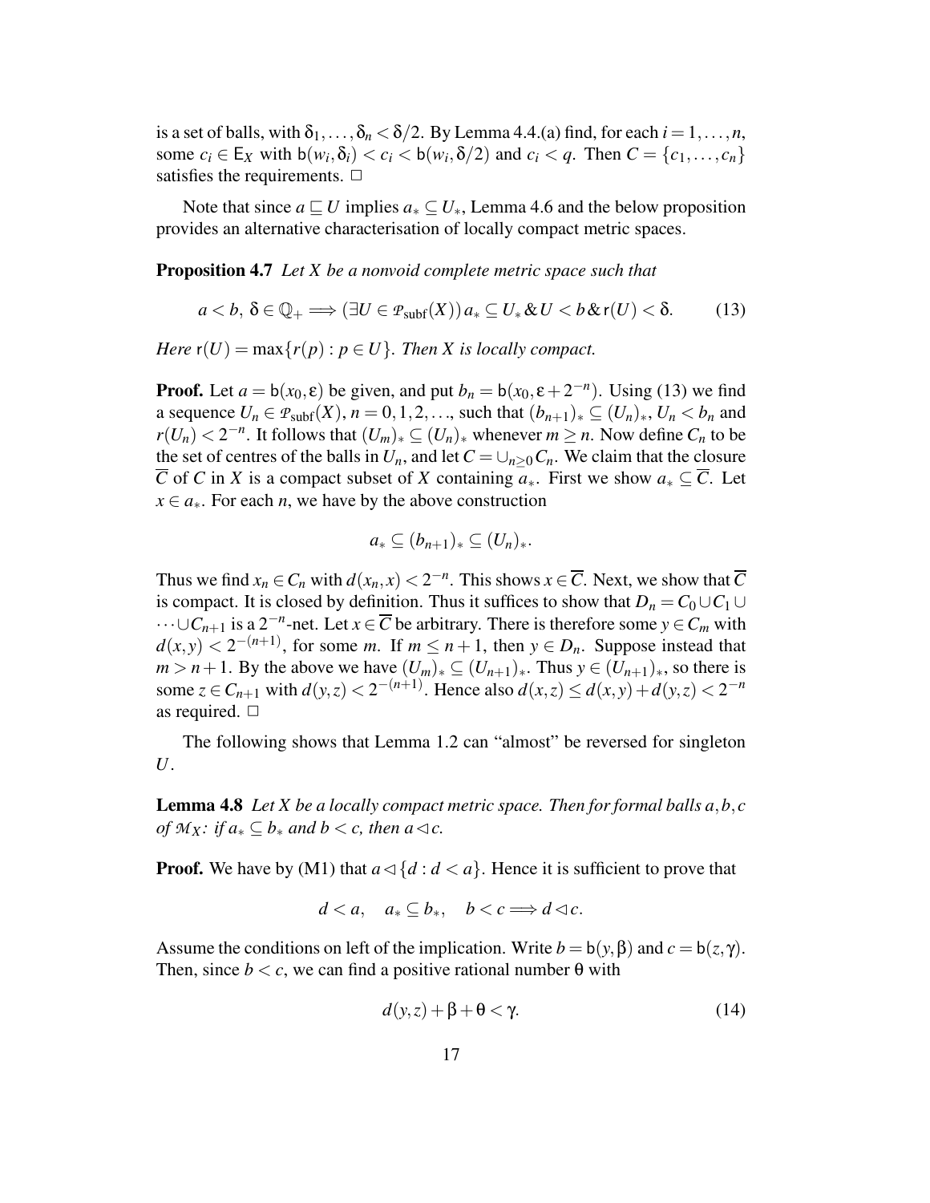is a set of balls, with $\delta_1, \ldots, \delta_n < \delta/2$. By Lemma 4.4.(a) find, for each $i = 1, \ldots, n$, some $c_i \in \mathsf{E}_X$ with $\mathsf{b}(w_i, \delta_i) < c_i < \mathsf{b}(w_i, \delta/2)$ and $c_i < q$. Then $C = \{c_1, \ldots, c_n\}$ satisfies the requirements. □

Note that since $a \sqsubseteq U$ implies $a_* \subseteq U_*$, Lemma 4.6 and the below proposition provides an alternative characterisation of locally compact metric spaces.

**Proposition 4.7** *Let X be a nonvoid complete metric space such that*

$$a < b,\ \delta \in \mathbb{Q}_+ \Longrightarrow (\exists U \in \mathcal{P}_{\mathrm{subf}}(X))\, a_* \subseteq U_* \,\&\, U < b \,\&\, \mathsf{r}(U) < \delta. \tag{13}$$

*Here* $\mathsf{r}(U) = \max\{r(p) : p \in U\}$. *Then X is locally compact.*

**Proof.** Let $a = \mathsf{b}(x_0, \varepsilon)$ be given, and put $b_n = \mathsf{b}(x_0, \varepsilon + 2^{-n})$. Using (13) we find a sequence $U_n \in \mathcal{P}_{\mathrm{subf}}(X)$, $n = 0, 1, 2, \ldots$, such that $(b_{n+1})_* \subseteq (U_n)_*$, $U_n < b_n$ and $r(U_n) < 2^{-n}$. It follows that $(U_m)_* \subseteq (U_n)_*$ whenever $m \geq n$. Now define $C_n$ to be the set of centres of the balls in $U_n$, and let $C = \cup_{n \geq 0} C_n$. We claim that the closure $\overline{C}$ of $C$ in $X$ is a compact subset of $X$ containing $a_*$. First we show $a_* \subseteq \overline{C}$. Let $x \in a_*$. For each $n$, we have by the above construction

$$a_* \subseteq (b_{n+1})_* \subseteq (U_n)_*.$$

Thus we find $x_n \in C_n$ with $d(x_n, x) < 2^{-n}$. This shows $x \in \overline{C}$. Next, we show that $\overline{C}$ is compact. It is closed by definition. Thus it suffices to show that $D_n = C_0 \cup C_1 \cup \cdots \cup C_{n+1}$ is a $2^{-n}$-net. Let $x \in \overline{C}$ be arbitrary. There is therefore some $y \in C_m$ with $d(x, y) < 2^{-(n+1)}$, for some $m$. If $m \leq n+1$, then $y \in D_n$. Suppose instead that $m > n+1$. By the above we have $(U_m)_* \subseteq (U_{n+1})_*$. Thus $y \in (U_{n+1})_*$, so there is some $z \in C_{n+1}$ with $d(y, z) < 2^{-(n+1)}$. Hence also $d(x, z) \leq d(x, y) + d(y, z) < 2^{-n}$ as required. □

The following shows that Lemma 1.2 can "almost" be reversed for singleton $U$.

**Lemma 4.8** *Let X be a locally compact metric space. Then for formal balls a, b, c of $\mathcal{M}_X$: if $a_* \subseteq b_*$ and $b < c$, then $a \lhd c$.*

**Proof.** We have by (M1) that $a \lhd \{d : d < a\}$. Hence it is sufficient to prove that

$$d < a, \quad a_* \subseteq b_*, \quad b < c \Longrightarrow d \lhd c.$$

Assume the conditions on left of the implication. Write $b = \mathsf{b}(y, \beta)$ and $c = \mathsf{b}(z, \gamma)$. Then, since $b < c$, we can find a positive rational number $\theta$ with

$$d(y, z) + \beta + \theta < \gamma. \tag{14}$$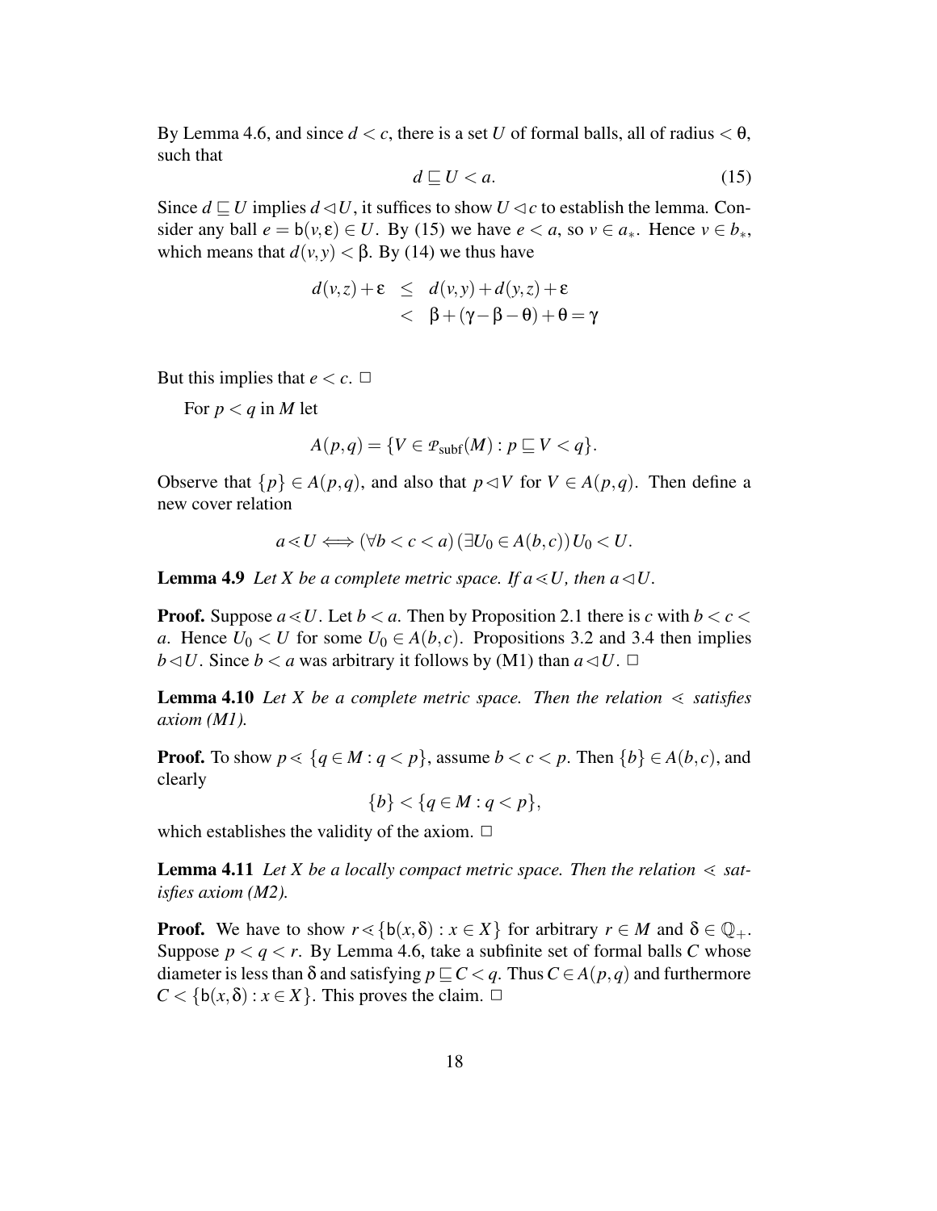By Lemma 4.6, and since $d < c$, there is a set $U$ of formal balls, all of radius $< \theta$, such that

$$d \sqsubseteq U < a. \tag{15}$$

Since $d \sqsubseteq U$ implies $d \lhd U$, it suffices to show $U \lhd c$ to establish the lemma. Consider any ball $e = \mathsf{b}(v, \varepsilon) \in U$. By (15) we have $e < a$, so $v \in a_*$. Hence $v \in b_*$, which means that $d(v, y) < \beta$. By (14) we thus have

$$\begin{aligned} d(v,z) + \varepsilon &\leq d(v,y) + d(y,z) + \varepsilon \\ &< \beta + (\gamma - \beta - \theta) + \theta = \gamma \end{aligned}$$

But this implies that $e < c$. $\square$

For $p < q$ in $M$ let

$$A(p,q) = \{V \in \mathcal{P}_{\mathrm{subf}}(M) : p \sqsubseteq V < q\}.$$

Observe that $\{p\} \in A(p,q)$, and also that $p \lhd V$ for $V \in A(p,q)$. Then define a new cover relation

$$a \lessdot U \iff (\forall b < c < a)(\exists U_0 \in A(b,c))\, U_0 < U.$$

**Lemma 4.9** *Let $X$ be a complete metric space. If $a \lessdot U$, then $a \lhd U$.*

**Proof.** Suppose $a \lessdot U$. Let $b < a$. Then by Proposition 2.1 there is $c$ with $b < c < a$. Hence $U_0 < U$ for some $U_0 \in A(b,c)$. Propositions 3.2 and 3.4 then implies $b \lhd U$. Since $b < a$ was arbitrary it follows by (M1) than $a \lhd U$. $\square$

**Lemma 4.10** *Let $X$ be a complete metric space. Then the relation $\lessdot$ satisfies axiom (M1).*

**Proof.** To show $p \lessdot \{q \in M : q < p\}$, assume $b < c < p$. Then $\{b\} \in A(b,c)$, and clearly

$$\{b\} < \{q \in M : q < p\},$$

which establishes the validity of the axiom. $\square$

**Lemma 4.11** *Let $X$ be a locally compact metric space. Then the relation $\lessdot$ satisfies axiom (M2).*

**Proof.** We have to show $r \lessdot \{\mathsf{b}(x,\delta) : x \in X\}$ for arbitrary $r \in M$ and $\delta \in \mathbb{Q}_+$. Suppose $p < q < r$. By Lemma 4.6, take a subfinite set of formal balls $C$ whose diameter is less than $\delta$ and satisfying $p \sqsubseteq C < q$. Thus $C \in A(p,q)$ and furthermore $C < \{\mathsf{b}(x,\delta) : x \in X\}$. This proves the claim. $\square$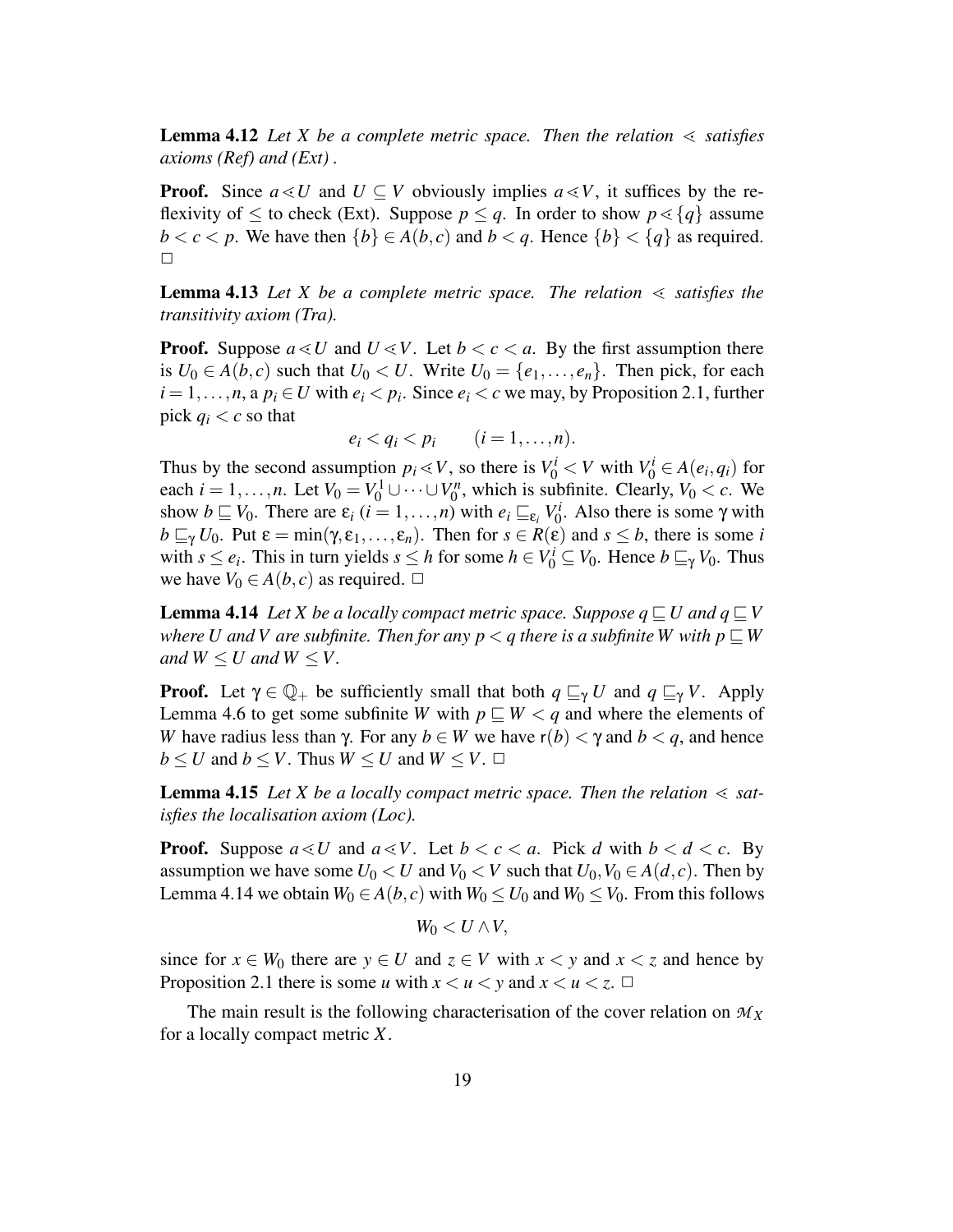**Lemma 4.12** *Let $X$ be a complete metric space. Then the relation $\lessdot$ satisfies axioms (Ref) and (Ext) .*

**Proof.** Since $a \lessdot U$ and $U \subseteq V$ obviously implies $a \lessdot V$, it suffices by the reflexivity of $\leq$ to check (Ext). Suppose $p \leq q$. In order to show $p \lessdot \{q\}$ assume $b < c < p$. We have then $\{b\} \in A(b,c)$ and $b < q$. Hence $\{b\} < \{q\}$ as required. □

**Lemma 4.13** *Let $X$ be a complete metric space. The relation $\lessdot$ satisfies the transitivity axiom (Tra).*

**Proof.** Suppose $a \lessdot U$ and $U \lessdot V$. Let $b < c < a$. By the first assumption there is $U_0 \in A(b,c)$ such that $U_0 < U$. Write $U_0 = \{e_1, \ldots, e_n\}$. Then pick, for each $i = 1, \ldots, n$, a $p_i \in U$ with $e_i < p_i$. Since $e_i < c$ we may, by Proposition 2.1, further pick $q_i < c$ so that

$$e_i < q_i < p_i \qquad (i = 1, \ldots, n).$$

Thus by the second assumption $p_i \lessdot V$, so there is $V_0^i < V$ with $V_0^i \in A(e_i, q_i)$ for each $i = 1, \ldots, n$. Let $V_0 = V_0^1 \cup \cdots \cup V_0^n$, which is subfinite. Clearly, $V_0 < c$. We show $b \sqsubseteq V_0$. There are $\varepsilon_i$ ($i = 1, \ldots, n$) with $e_i \sqsubseteq_{\varepsilon_i} V_0^i$. Also there is some $\gamma$ with $b \sqsubseteq_\gamma U_0$. Put $\varepsilon = \min(\gamma, \varepsilon_1, \ldots, \varepsilon_n)$. Then for $s \in R(\varepsilon)$ and $s \leq b$, there is some $i$ with $s \leq e_i$. This in turn yields $s \leq h$ for some $h \in V_0^i \subseteq V_0$. Hence $b \sqsubseteq_\gamma V_0$. Thus we have $V_0 \in A(b,c)$ as required. □

**Lemma 4.14** *Let $X$ be a locally compact metric space. Suppose $q \sqsubseteq U$ and $q \sqsubseteq V$ where $U$ and $V$ are subfinite. Then for any $p < q$ there is a subfinite $W$ with $p \sqsubseteq W$ and $W \leq U$ and $W \leq V$.*

**Proof.** Let $\gamma \in \mathbb{Q}_+$ be sufficiently small that both $q \sqsubseteq_\gamma U$ and $q \sqsubseteq_\gamma V$. Apply Lemma 4.6 to get some subfinite $W$ with $p \sqsubseteq W < q$ and where the elements of $W$ have radius less than $\gamma$. For any $b \in W$ we have $\mathsf{r}(b) < \gamma$ and $b < q$, and hence $b \leq U$ and $b \leq V$. Thus $W \leq U$ and $W \leq V$. □

**Lemma 4.15** *Let $X$ be a locally compact metric space. Then the relation $\lessdot$ satisfies the localisation axiom (Loc).*

**Proof.** Suppose $a \lessdot U$ and $a \lessdot V$. Let $b < c < a$. Pick $d$ with $b < d < c$. By assumption we have some $U_0 < U$ and $V_0 < V$ such that $U_0, V_0 \in A(d,c)$. Then by Lemma 4.14 we obtain $W_0 \in A(b,c)$ with $W_0 \leq U_0$ and $W_0 \leq V_0$. From this follows

$$W_0 < U \wedge V,$$

since for $x \in W_0$ there are $y \in U$ and $z \in V$ with $x < y$ and $x < z$ and hence by Proposition 2.1 there is some $u$ with $x < u < y$ and $x < u < z$. □

The main result is the following characterisation of the cover relation on $\mathcal{M}_X$ for a locally compact metric $X$.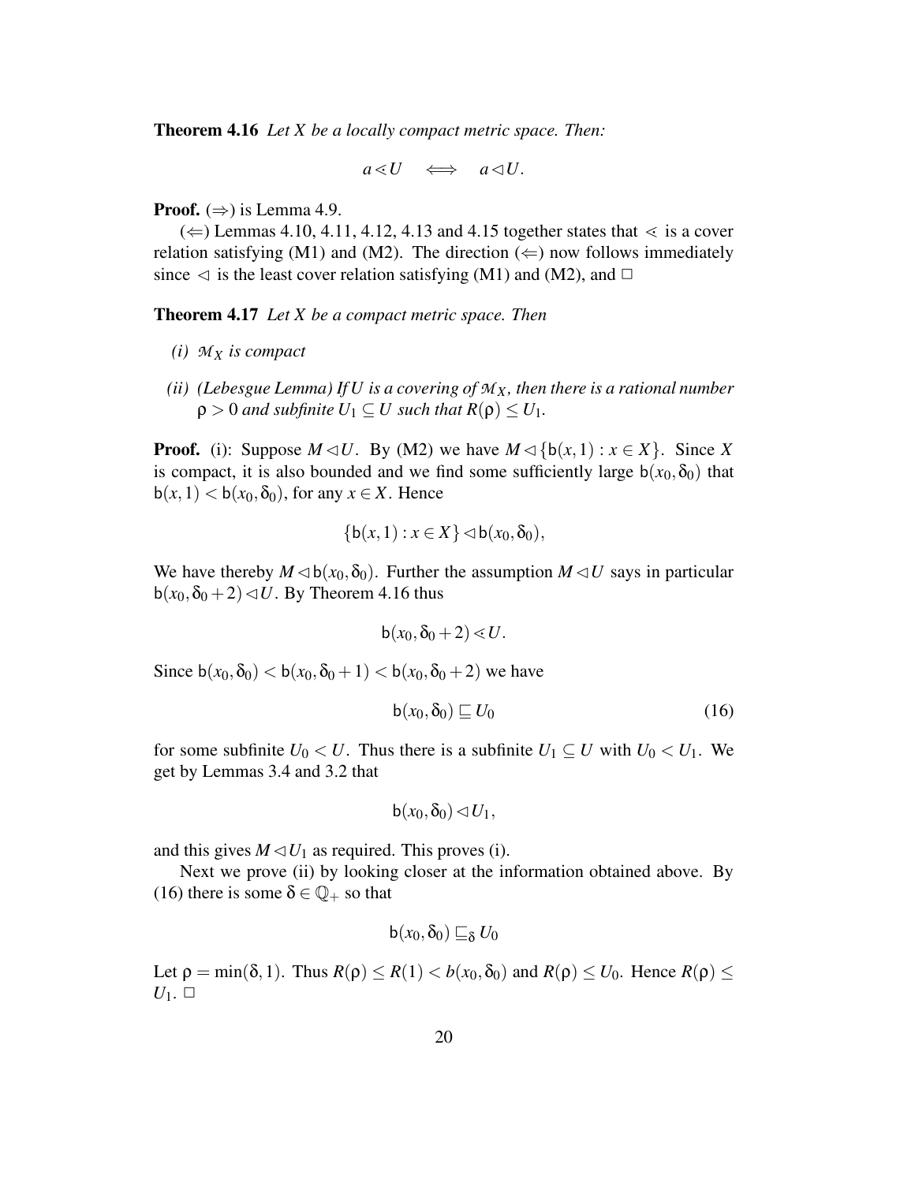**Theorem 4.16** *Let $X$ be a locally compact metric space. Then:*

$$a \lessdot U \iff a \lhd U.$$

**Proof.** ($\Rightarrow$) is Lemma 4.9.

($\Leftarrow$) Lemmas 4.10, 4.11, 4.12, 4.13 and 4.15 together states that $\lessdot$ is a cover relation satisfying (M1) and (M2). The direction ($\Leftarrow$) now follows immediately since $\lhd$ is the least cover relation satisfying (M1) and (M2), and □

**Theorem 4.17** *Let $X$ be a compact metric space. Then*

*(i) $\mathcal{M}_X$ is compact*

*(ii) (Lebesgue Lemma) If $U$ is a covering of $\mathcal{M}_X$, then there is a rational number $\rho > 0$ and subfinite $U_1 \subseteq U$ such that $R(\rho) \leq U_1$.*

**Proof.** (i): Suppose $M \lhd U$. By (M2) we have $M \lhd \{\mathsf{b}(x,1) : x \in X\}$. Since $X$ is compact, it is also bounded and we find some sufficiently large $\mathsf{b}(x_0, \delta_0)$ that $\mathsf{b}(x,1) < \mathsf{b}(x_0, \delta_0)$, for any $x \in X$. Hence

$$\{\mathsf{b}(x,1) : x \in X\} \lhd \mathsf{b}(x_0, \delta_0),$$

We have thereby $M \lhd \mathsf{b}(x_0, \delta_0)$. Further the assumption $M \lhd U$ says in particular $\mathsf{b}(x_0, \delta_0 + 2) \lhd U$. By Theorem 4.16 thus

$$\mathsf{b}(x_0, \delta_0 + 2) \lessdot U.$$

Since $\mathsf{b}(x_0, \delta_0) < \mathsf{b}(x_0, \delta_0 + 1) < \mathsf{b}(x_0, \delta_0 + 2)$ we have

$$\mathsf{b}(x_0, \delta_0) \sqsubseteq U_0 \tag{16}$$

for some subfinite $U_0 < U$. Thus there is a subfinite $U_1 \subseteq U$ with $U_0 < U_1$. We get by Lemmas 3.4 and 3.2 that

$$\mathsf{b}(x_0, \delta_0) \lhd U_1,$$

and this gives $M \lhd U_1$ as required. This proves (i).

Next we prove (ii) by looking closer at the information obtained above. By (16) there is some $\delta \in \mathbb{Q}_+$ so that

$$\mathsf{b}(x_0, \delta_0) \sqsubseteq_\delta U_0$$

Let $\rho = \min(\delta, 1)$. Thus $R(\rho) \leq R(1) < b(x_0, \delta_0)$ and $R(\rho) \leq U_0$. Hence $R(\rho) \leq U_1$. □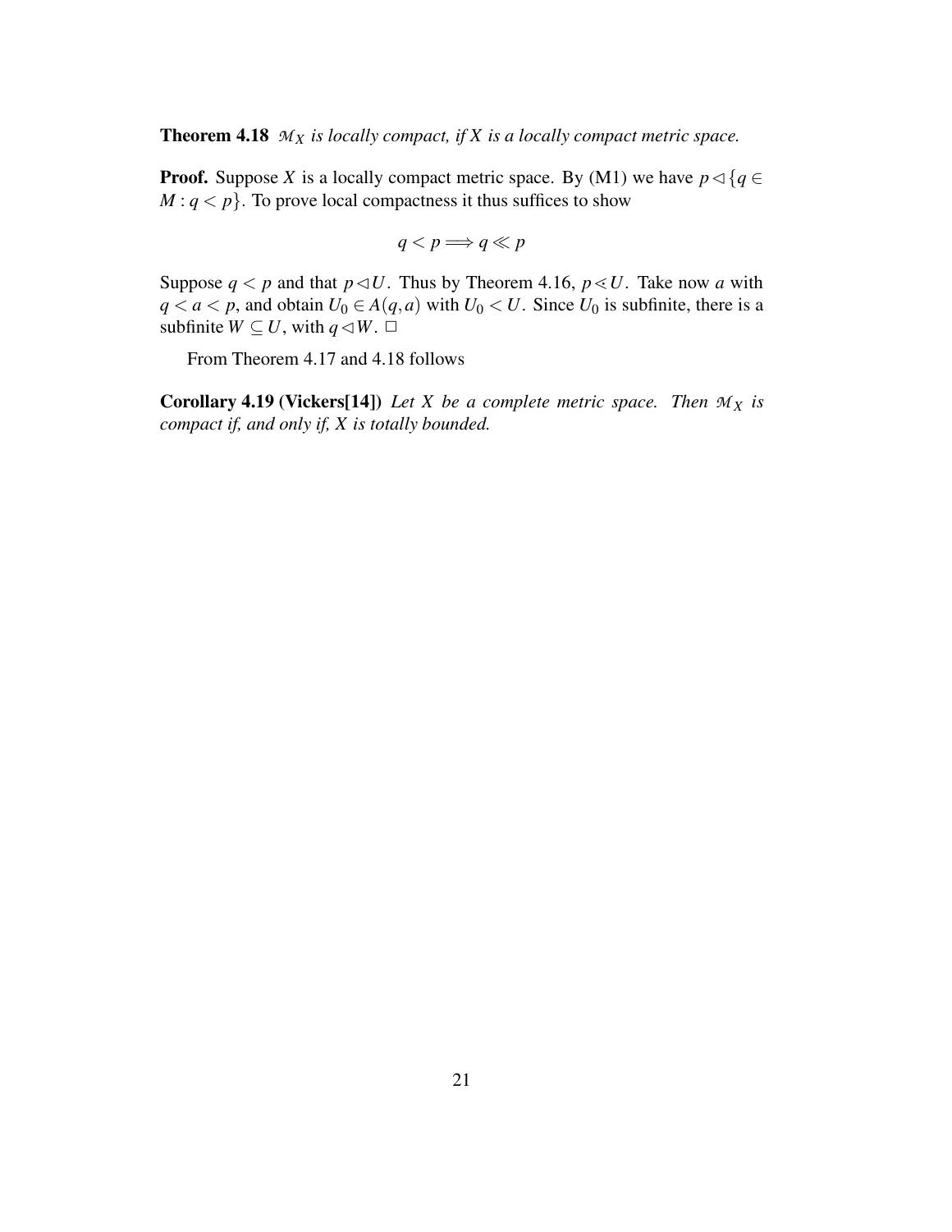**Theorem 4.18** *$\mathcal{M}_X$ is locally compact, if $X$ is a locally compact metric space.*

**Proof.** Suppose $X$ is a locally compact metric space. By (M1) we have $p \lhd \{q \in M : q < p\}$. To prove local compactness it thus suffices to show

$$q < p \Longrightarrow q \ll p$$

Suppose $q < p$ and that $p \lhd U$. Thus by Theorem 4.16, $p \lessdot U$. Take now $a$ with $q < a < p$, and obtain $U_0 \in A(q,a)$ with $U_0 < U$. Since $U_0$ is subfinite, there is a subfinite $W \subseteq U$, with $q \lhd W$. $\square$

From Theorem 4.17 and 4.18 follows

**Corollary 4.19 (Vickers[14])** *Let $X$ be a complete metric space. Then $\mathcal{M}_X$ is compact if, and only if, $X$ is totally bounded.*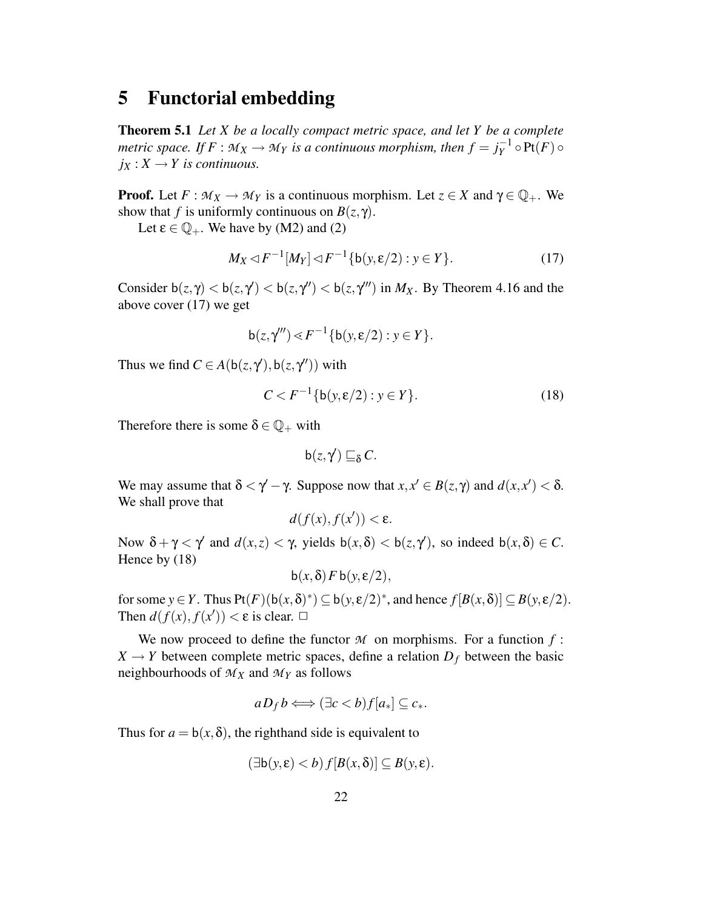# 5 Functorial embedding

**Theorem 5.1** *Let $X$ be a locally compact metric space, and let $Y$ be a complete metric space. If $F : \mathcal{M}_X \to \mathcal{M}_Y$ is a continuous morphism, then $f = j_Y^{-1} \circ \mathrm{Pt}(F) \circ j_X : X \to Y$ is continuous.*

**Proof.** Let $F : \mathcal{M}_X \to \mathcal{M}_Y$ is a continuous morphism. Let $z \in X$ and $\gamma \in \mathbb{Q}_+$. We show that $f$ is uniformly continuous on $B(z, \gamma)$.

Let $\varepsilon \in \mathbb{Q}_+$. We have by (M2) and (2)

$$M_X \lhd F^{-1}[M_Y] \lhd F^{-1}\{\mathsf{b}(y, \varepsilon/2) : y \in Y\}. \tag{17}$$

Consider $\mathsf{b}(z, \gamma) < \mathsf{b}(z, \gamma') < \mathsf{b}(z, \gamma'') < \mathsf{b}(z, \gamma''')$ in $M_X$. By Theorem 4.16 and the above cover (17) we get

$$\mathsf{b}(z, \gamma''') \lessdot F^{-1}\{\mathsf{b}(y, \varepsilon/2) : y \in Y\}.$$

Thus we find $C \in A(\mathsf{b}(z, \gamma'), \mathsf{b}(z, \gamma''))$ with

$$C < F^{-1}\{\mathsf{b}(y, \varepsilon/2) : y \in Y\}. \tag{18}$$

Therefore there is some $\delta \in \mathbb{Q}_+$ with

$$\mathsf{b}(z, \gamma') \sqsubseteq_\delta C.$$

We may assume that $\delta < \gamma' - \gamma$. Suppose now that $x, x' \in B(z, \gamma)$ and $d(x, x') < \delta$. We shall prove that

$$d(f(x), f(x')) < \varepsilon.$$

Now $\delta + \gamma < \gamma'$ and $d(x, z) < \gamma$, yields $\mathsf{b}(x, \delta) < \mathsf{b}(z, \gamma')$, so indeed $\mathsf{b}(x, \delta) \in C$. Hence by (18)

$$\mathsf{b}(x, \delta)\, F\, \mathsf{b}(y, \varepsilon/2),$$

for some $y \in Y$. Thus $\mathrm{Pt}(F)(\mathsf{b}(x, \delta)^*) \subseteq \mathsf{b}(y, \varepsilon/2)^*$, and hence $f[B(x, \delta)] \subseteq B(y, \varepsilon/2)$. Then $d(f(x), f(x')) < \varepsilon$ is clear. $\Box$

We now proceed to define the functor $\mathcal{M}$ on morphisms. For a function $f : X \to Y$ between complete metric spaces, define a relation $D_f$ between the basic neighbourhoods of $\mathcal{M}_X$ and $\mathcal{M}_Y$ as follows

$$a D_f b \Longleftrightarrow (\exists c < b) f[a_*] \subseteq c_*.$$

Thus for $a = \mathsf{b}(x, \delta)$, the righthand side is equivalent to

$$(\exists \mathsf{b}(y, \varepsilon) < b)\, f[B(x, \delta)] \subseteq B(y, \varepsilon).$$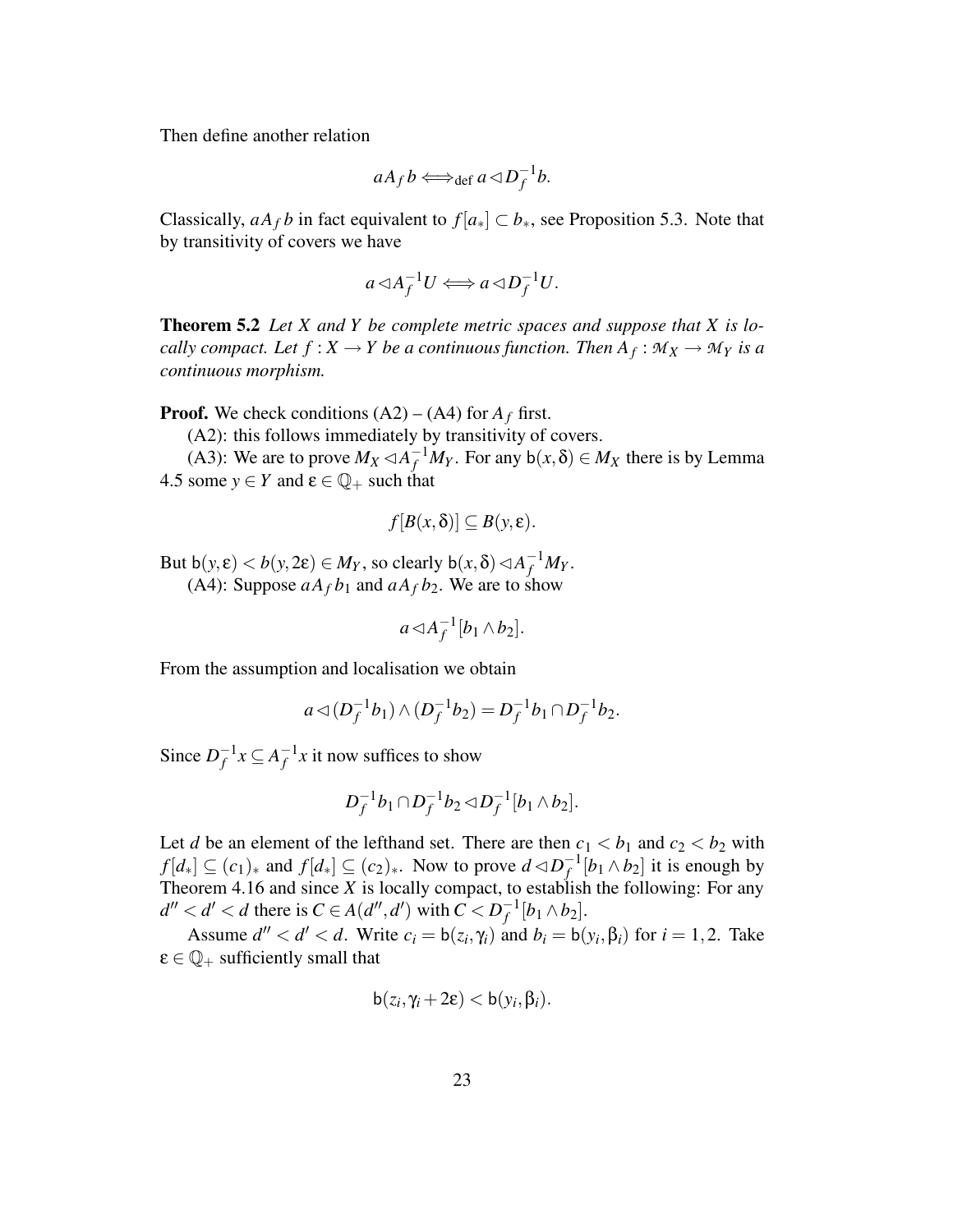Then define another relation

$$aA_f b \Longleftrightarrow_{\text{def}} a \lhd D_f^{-1} b.$$

Classically, $aA_f b$ in fact equivalent to $f[a_*] \subset b_*$, see Proposition 5.3. Note that by transitivity of covers we have

$$a \lhd A_f^{-1} U \Longleftrightarrow a \lhd D_f^{-1} U.$$

**Theorem 5.2** *Let $X$ and $Y$ be complete metric spaces and suppose that $X$ is locally compact. Let $f : X \to Y$ be a continuous function. Then $A_f : \mathcal{M}_X \to \mathcal{M}_Y$ is a continuous morphism.*

**Proof.** We check conditions (A2) – (A4) for $A_f$ first.

(A2): this follows immediately by transitivity of covers.

(A3): We are to prove $M_X \lhd A_f^{-1} M_Y$. For any $\mathsf{b}(x, \delta) \in M_X$ there is by Lemma 4.5 some $y \in Y$ and $\varepsilon \in \mathbb{Q}_+$ such that

$$f[B(x, \delta)] \subseteq B(y, \varepsilon).$$

But $\mathsf{b}(y, \varepsilon) < b(y, 2\varepsilon) \in M_Y$, so clearly $\mathsf{b}(x, \delta) \lhd A_f^{-1} M_Y$.

(A4): Suppose $aA_f b_1$ and $aA_f b_2$. We are to show

$$a \lhd A_f^{-1}[b_1 \wedge b_2].$$

From the assumption and localisation we obtain

$$a \lhd (D_f^{-1} b_1) \wedge (D_f^{-1} b_2) = D_f^{-1} b_1 \cap D_f^{-1} b_2.$$

Since $D_f^{-1} x \subseteq A_f^{-1} x$ it now suffices to show

$$D_f^{-1} b_1 \cap D_f^{-1} b_2 \lhd D_f^{-1}[b_1 \wedge b_2].$$

Let $d$ be an element of the lefthand set. There are then $c_1 < b_1$ and $c_2 < b_2$ with $f[d_*] \subseteq (c_1)_*$ and $f[d_*] \subseteq (c_2)_*$. Now to prove $d \lhd D_f^{-1}[b_1 \wedge b_2]$ it is enough by Theorem 4.16 and since $X$ is locally compact, to establish the following: For any $d'' < d' < d$ there is $C \in A(d'', d')$ with $C < D_f^{-1}[b_1 \wedge b_2]$.

Assume $d'' < d' < d$. Write $c_i = \mathsf{b}(z_i, \gamma_i)$ and $b_i = \mathsf{b}(y_i, \beta_i)$ for $i = 1, 2$. Take $\varepsilon \in \mathbb{Q}_+$ sufficiently small that

$$\mathsf{b}(z_i, \gamma_i + 2\varepsilon) < \mathsf{b}(y_i, \beta_i).$$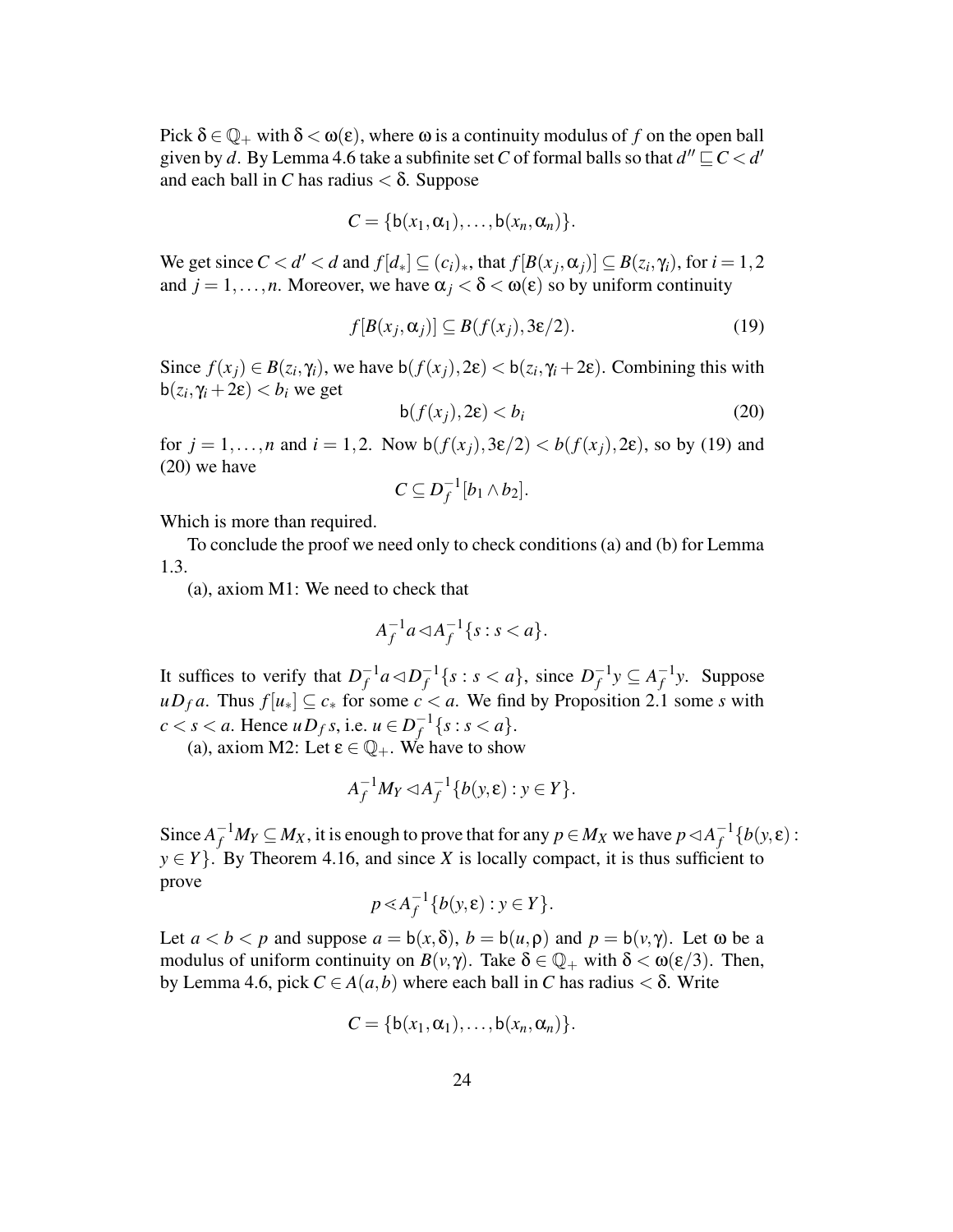Pick $\delta \in \mathbb{Q}_+$ with $\delta < \omega(\varepsilon)$, where $\omega$ is a continuity modulus of $f$ on the open ball given by $d$. By Lemma 4.6 take a subfinite set $C$ of formal balls so that $d'' \sqsubseteq C < d'$ and each ball in $C$ has radius $< \delta$. Suppose

$$C = \{\mathsf{b}(x_1, \alpha_1), \ldots, \mathsf{b}(x_n, \alpha_n)\}.$$

We get since $C < d' < d$ and $f[d_*] \subseteq (c_i)_*$, that $f[B(x_j, \alpha_j)] \subseteq B(z_i, \gamma_i)$, for $i = 1, 2$ and $j = 1, \ldots, n$. Moreover, we have $\alpha_j < \delta < \omega(\varepsilon)$ so by uniform continuity

$$f[B(x_j, \alpha_j)] \subseteq B(f(x_j), 3\varepsilon/2). \tag{19}$$

Since $f(x_j) \in B(z_i, \gamma_i)$, we have $\mathsf{b}(f(x_j), 2\varepsilon) < \mathsf{b}(z_i, \gamma_i + 2\varepsilon)$. Combining this with $\mathsf{b}(z_i, \gamma_i + 2\varepsilon) < b_i$ we get

$$\mathsf{b}(f(x_j), 2\varepsilon) < b_i \tag{20}$$

for $j = 1, \ldots, n$ and $i = 1, 2$. Now $\mathsf{b}(f(x_j), 3\varepsilon/2) < b(f(x_j), 2\varepsilon)$, so by (19) and (20) we have

$$C \subseteq D_f^{-1}[b_1 \wedge b_2].$$

Which is more than required.

To conclude the proof we need only to check conditions (a) and (b) for Lemma 1.3.

(a), axiom M1: We need to check that

$$A_f^{-1} a \lhd A_f^{-1}\{s : s < a\}.$$

It suffices to verify that $D_f^{-1} a \lhd D_f^{-1}\{s : s < a\}$, since $D_f^{-1} y \subseteq A_f^{-1} y$. Suppose $u D_f a$. Thus $f[u_*] \subseteq c_*$ for some $c < a$. We find by Proposition 2.1 some $s$ with $c < s < a$. Hence $u D_f s$, i.e. $u \in D_f^{-1}\{s : s < a\}$.

(a), axiom M2: Let $\varepsilon \in \mathbb{Q}_+$. We have to show

$$A_f^{-1} M_Y \lhd A_f^{-1}\{b(y, \varepsilon) : y \in Y\}.$$

Since $A_f^{-1} M_Y \subseteq M_X$, it is enough to prove that for any $p \in M_X$ we have $p \lhd A_f^{-1}\{b(y, \varepsilon) : y \in Y\}$. By Theorem 4.16, and since $X$ is locally compact, it is thus sufficient to prove

$$p \lessdot A_f^{-1}\{b(y, \varepsilon) : y \in Y\}.$$

Let $a < b < p$ and suppose $a = \mathsf{b}(x, \delta)$, $b = \mathsf{b}(u, \rho)$ and $p = \mathsf{b}(v, \gamma)$. Let $\omega$ be a modulus of uniform continuity on $B(v, \gamma)$. Take $\delta \in \mathbb{Q}_+$ with $\delta < \omega(\varepsilon/3)$. Then, by Lemma 4.6, pick $C \in A(a, b)$ where each ball in $C$ has radius $< \delta$. Write

$$C = \{\mathsf{b}(x_1, \alpha_1), \ldots, \mathsf{b}(x_n, \alpha_n)\}.$$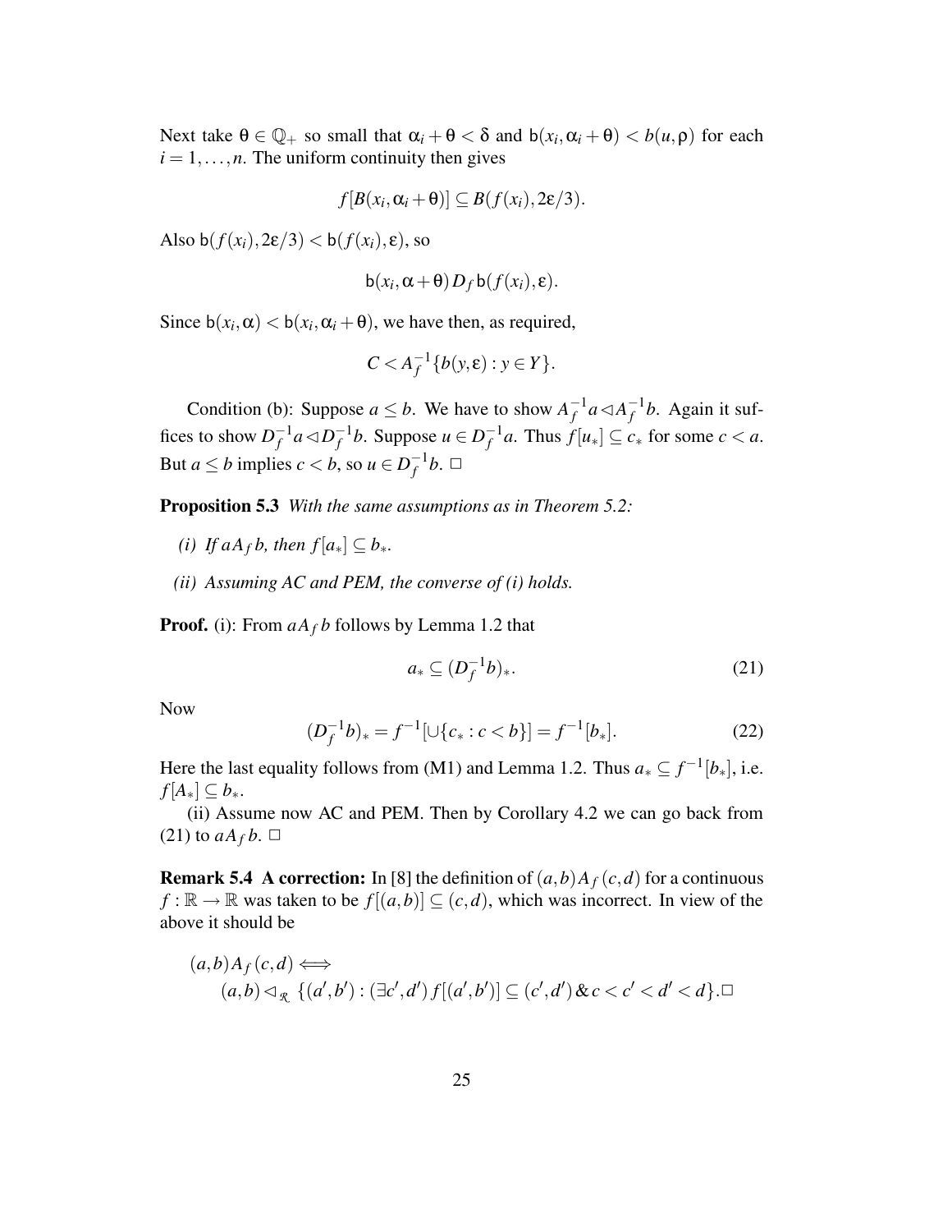Next take $\theta \in \mathbb{Q}_+$ so small that $\alpha_i + \theta < \delta$ and $\mathsf{b}(x_i, \alpha_i + \theta) < b(u, \rho)$ for each $i = 1, \ldots, n$. The uniform continuity then gives

$$f[B(x_i, \alpha_i + \theta)] \subseteq B(f(x_i), 2\varepsilon/3).$$

Also $\mathsf{b}(f(x_i), 2\varepsilon/3) < \mathsf{b}(f(x_i), \varepsilon)$, so

$$\mathsf{b}(x_i, \alpha + \theta)\, D_f\, \mathsf{b}(f(x_i), \varepsilon).$$

Since $\mathsf{b}(x_i, \alpha) < \mathsf{b}(x_i, \alpha_i + \theta)$, we have then, as required,

$$C < A_f^{-1}\{b(y, \varepsilon) : y \in Y\}.$$

Condition (b): Suppose $a \leq b$. We have to show $A_f^{-1} a \lhd A_f^{-1} b$. Again it suffices to show $D_f^{-1} a \lhd D_f^{-1} b$. Suppose $u \in D_f^{-1} a$. Thus $f[u_*] \subseteq c_*$ for some $c < a$. But $a \leq b$ implies $c < b$, so $u \in D_f^{-1} b$. $\Box$

**Proposition 5.3** *With the same assumptions as in Theorem 5.2:*

*(i) If $a A_f b$, then $f[a_*] \subseteq b_*$.*

*(ii) Assuming AC and PEM, the converse of (i) holds.*

**Proof.** (i): From $a A_f b$ follows by Lemma 1.2 that

$$a_* \subseteq (D_f^{-1} b)_*. \tag{21}$$

Now

$$(D_f^{-1} b)_* = f^{-1}[\cup\{c_* : c < b\}] = f^{-1}[b_*]. \tag{22}$$

Here the last equality follows from (M1) and Lemma 1.2. Thus $a_* \subseteq f^{-1}[b_*]$, i.e. $f[A_*] \subseteq b_*$.

(ii) Assume now AC and PEM. Then by Corollary 4.2 we can go back from (21) to $a A_f b$. $\Box$

**Remark 5.4** **A correction:** In [8] the definition of $(a,b) A_f (c,d)$ for a continuous $f : \mathbb{R} \to \mathbb{R}$ was taken to be $f[(a,b)] \subseteq (c,d)$, which was incorrect. In view of the above it should be

$$\begin{aligned} &(a,b) A_f (c,d) \Longleftrightarrow \\ &\quad (a,b) \lhd_{\mathcal{R}} \{(a',b') : (\exists c', d')\, f[(a',b')] \subseteq (c',d') \,\&\, c < c' < d' < d\}. \Box \end{aligned}$$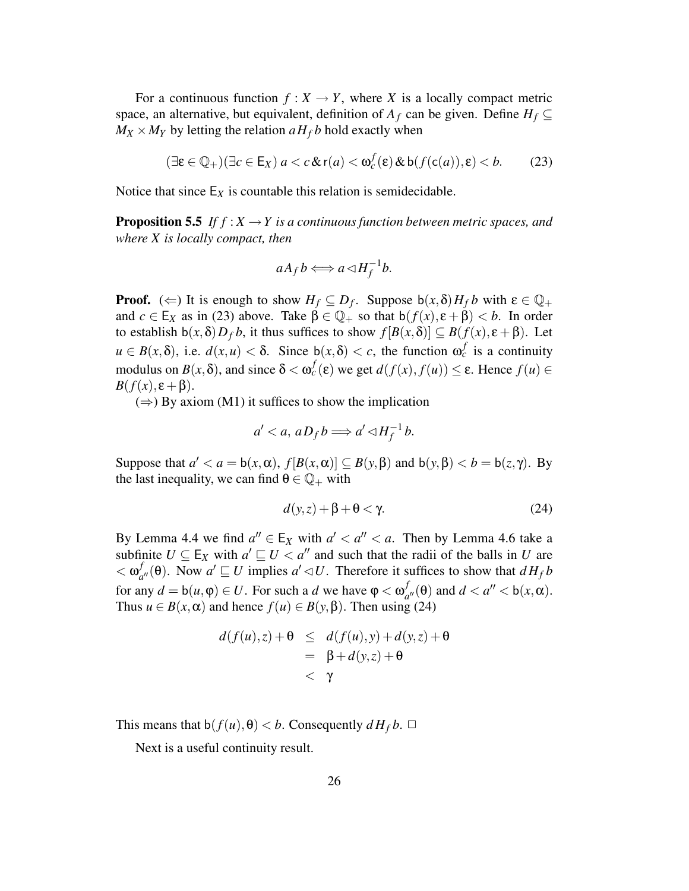For a continuous function $f : X \to Y$, where $X$ is a locally compact metric space, an alternative, but equivalent, definition of $A_f$ can be given. Define $H_f \subseteq M_X \times M_Y$ by letting the relation $a H_f b$ hold exactly when

$$(\exists \varepsilon \in \mathbb{Q}_+)(\exists c \in \mathsf{E}_X)\, a < c \,\&\, \mathsf{r}(a) < \omega_c^f(\varepsilon) \,\&\, \mathsf{b}(f(\mathsf{c}(a)), \varepsilon) < b. \tag{23}$$

Notice that since $\mathsf{E}_X$ is countable this relation is semidecidable.

**Proposition 5.5** *If $f : X \to Y$ is a continuous function between metric spaces, and where $X$ is locally compact, then*

$$a A_f b \Longleftrightarrow a \lhd H_f^{-1} b.$$

**Proof.** ($\Leftarrow$) It is enough to show $H_f \subseteq D_f$. Suppose $\mathsf{b}(x, \delta) H_f b$ with $\varepsilon \in \mathbb{Q}_+$ and $c \in \mathsf{E}_X$ as in (23) above. Take $\beta \in \mathbb{Q}_+$ so that $\mathsf{b}(f(x), \varepsilon + \beta) < b$. In order to establish $\mathsf{b}(x, \delta) D_f b$, it thus suffices to show $f[B(x, \delta)] \subseteq B(f(x), \varepsilon + \beta)$. Let $u \in B(x, \delta)$, i.e. $d(x, u) < \delta$. Since $\mathsf{b}(x, \delta) < c$, the function $\omega_c^f$ is a continuity modulus on $B(x, \delta)$, and since $\delta < \omega_c^f(\varepsilon)$ we get $d(f(x), f(u)) \leq \varepsilon$. Hence $f(u) \in B(f(x), \varepsilon + \beta)$.

($\Rightarrow$) By axiom (M1) it suffices to show the implication

$$a' < a,\ a D_f b \Longrightarrow a' \lhd H_f^{-1} b.$$

Suppose that $a' < a = \mathsf{b}(x, \alpha)$, $f[B(x, \alpha)] \subseteq B(y, \beta)$ and $\mathsf{b}(y, \beta) < b = \mathsf{b}(z, \gamma)$. By the last inequality, we can find $\theta \in \mathbb{Q}_+$ with

$$d(y, z) + \beta + \theta < \gamma. \tag{24}$$

By Lemma 4.4 we find $a'' \in \mathsf{E}_X$ with $a' < a'' < a$. Then by Lemma 4.6 take a subfinite $U \subseteq \mathsf{E}_X$ with $a' \sqsubseteq U < a''$ and such that the radii of the balls in $U$ are $< \omega_{a''}^f(\theta)$. Now $a' \sqsubseteq U$ implies $a' \lhd U$. Therefore it suffices to show that $d H_f b$ for any $d = \mathsf{b}(u, \varphi) \in U$. For such a $d$ we have $\varphi < \omega_{a''}^f(\theta)$ and $d < a'' < \mathsf{b}(x, \alpha)$. Thus $u \in B(x, \alpha)$ and hence $f(u) \in B(y, \beta)$. Then using (24)

$$\begin{aligned} d(f(u), z) + \theta &\leq d(f(u), y) + d(y, z) + \theta \\ &= \beta + d(y, z) + \theta \\ &< \gamma \end{aligned}$$

This means that $\mathsf{b}(f(u), \theta) < b$. Consequently $d H_f b$. $\Box$

Next is a useful continuity result.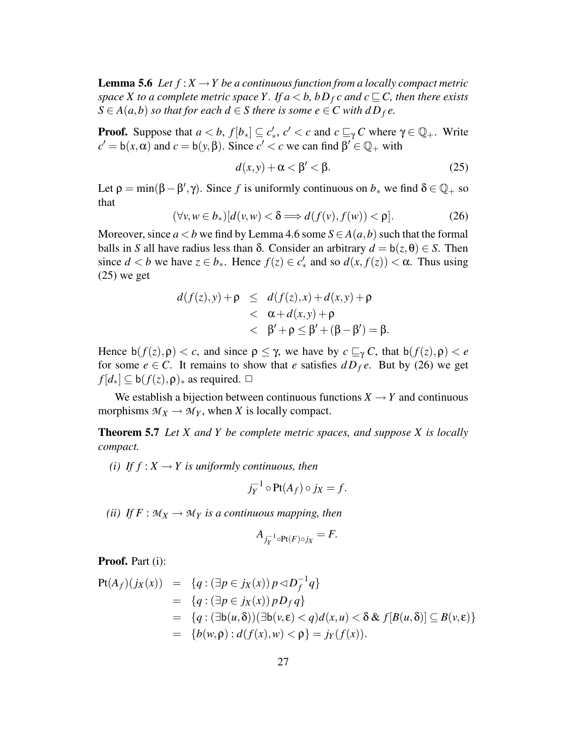**Lemma 5.6** *Let $f : X \to Y$ be a continuous function from a locally compact metric space $X$ to a complete metric space $Y$. If $a < b$, $b\, D_f\, c$ and $c \sqsubseteq C$, then there exists $S \in A(a,b)$ so that for each $d \in S$ there is some $e \in C$ with $d\, D_f\, e$.*

**Proof.** Suppose that $a < b$, $f[b_*] \subseteq c'_*$, $c' < c$ and $c \sqsubseteq_\gamma C$ where $\gamma \in \mathbb{Q}_+$. Write $c' = \mathsf{b}(x, \alpha)$ and $c = \mathsf{b}(y, \beta)$. Since $c' < c$ we can find $\beta' \in \mathbb{Q}_+$ with

$$d(x,y) + \alpha < \beta' < \beta. \tag{25}$$

Let $\rho = \min(\beta - \beta', \gamma)$. Since $f$ is uniformly continuous on $b_*$ we find $\delta \in \mathbb{Q}_+$ so that

$$(\forall v, w \in b_*)[d(v,w) < \delta \Longrightarrow d(f(v), f(w)) < \rho]. \tag{26}$$

Moreover, since $a < b$ we find by Lemma 4.6 some $S \in A(a,b)$ such that the formal balls in $S$ all have radius less than $\delta$. Consider an arbitrary $d = \mathsf{b}(z, \theta) \in S$. Then since $d < b$ we have $z \in b_*$. Hence $f(z) \in c'_*$ and so $d(x, f(z)) < \alpha$. Thus using (25) we get

$$\begin{aligned}
d(f(z), y) + \rho &\leq d(f(z), x) + d(x,y) + \rho \\
&< \alpha + d(x,y) + \rho \\
&< \beta' + \rho \leq \beta' + (\beta - \beta') = \beta.
\end{aligned}$$

Hence $\mathsf{b}(f(z), \rho) < c$, and since $\rho \leq \gamma$, we have by $c \sqsubseteq_\gamma C$, that $\mathsf{b}(f(z), \rho) < e$ for some $e \in C$. It remains to show that $e$ satisfies $d\, D_f\, e$. But by (26) we get $f[d_*] \subseteq \mathsf{b}(f(z), \rho)_*$ as required. $\square$

We establish a bijection between continuous functions $X \to Y$ and continuous morphisms $\mathcal{M}_X \to \mathcal{M}_Y$, when $X$ is locally compact.

**Theorem 5.7** *Let $X$ and $Y$ be complete metric spaces, and suppose $X$ is locally compact.*

*(i) If $f : X \to Y$ is uniformly continuous, then*

$$j_Y^{-1} \circ \mathrm{Pt}(A_f) \circ j_X = f.$$

*(ii) If $F : \mathcal{M}_X \to \mathcal{M}_Y$ is a continuous mapping, then*

$$A_{j_Y^{-1} \circ \mathrm{Pt}(F) \circ j_X} = F.$$

**Proof.** Part (i):

$$\begin{aligned}
\mathrm{Pt}(A_f)(j_X(x)) &= \{q : (\exists p \in j_X(x))\, p \lhd D_f^{-1} q\} \\
&= \{q : (\exists p \in j_X(x))\, p\, D_f\, q\} \\
&= \{q : (\exists \mathsf{b}(u,\delta))(\exists \mathsf{b}(v,\varepsilon) < q) d(x,u) < \delta \;\&\; f[B(u,\delta)] \subseteq B(v,\varepsilon)\} \\
&= \{b(w,\rho) : d(f(x), w) < \rho\} = j_Y(f(x)).
\end{aligned}$$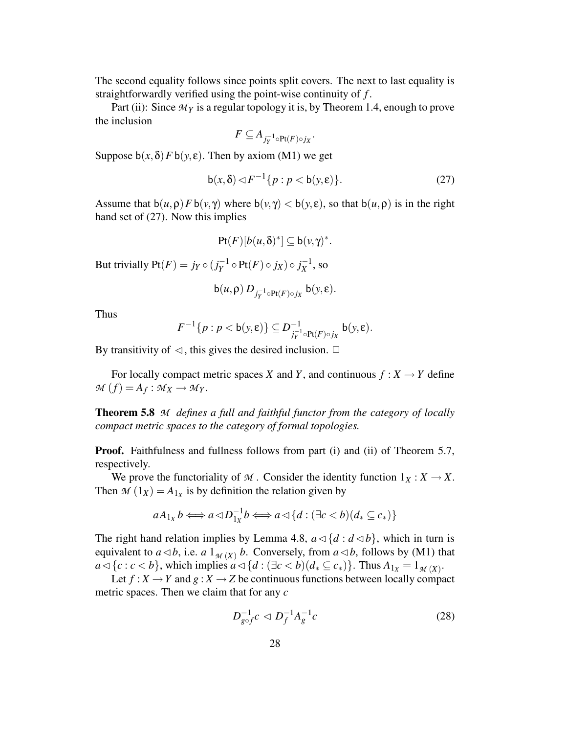The second equality follows since points split covers. The next to last equality is straightforwardly verified using the point-wise continuity of $f$.

Part (ii): Since $\mathcal{M}_Y$ is a regular topology it is, by Theorem 1.4, enough to prove the inclusion

$$F \subseteq A_{j_Y^{-1} \circ \mathrm{Pt}(F) \circ j_X}.$$

Suppose $\mathsf{b}(x,\delta)\, F\, \mathsf{b}(y,\varepsilon)$. Then by axiom (M1) we get

$$\mathsf{b}(x,\delta) \lhd F^{-1}\{p : p < \mathsf{b}(y,\varepsilon)\}. \tag{27}$$

Assume that $\mathsf{b}(u,\rho)\, F\, \mathsf{b}(v,\gamma)$ where $\mathsf{b}(v,\gamma) < \mathsf{b}(y,\varepsilon)$, so that $\mathsf{b}(u,\rho)$ is in the right hand set of (27). Now this implies

$$\mathrm{Pt}(F)[b(u,\delta)^*] \subseteq \mathsf{b}(v,\gamma)^*.$$

But trivially $\mathrm{Pt}(F) = j_Y \circ (j_Y^{-1} \circ \mathrm{Pt}(F) \circ j_X) \circ j_X^{-1}$, so

$$\mathsf{b}(u,\rho)\, D_{j_Y^{-1} \circ \mathrm{Pt}(F) \circ j_X}\ \mathsf{b}(y,\varepsilon).$$

Thus

$$F^{-1}\{p : p < \mathsf{b}(y,\varepsilon)\} \subseteq D^{-1}_{j_Y^{-1} \circ \mathrm{Pt}(F) \circ j_X}\ \mathsf{b}(y,\varepsilon).$$

By transitivity of $\lhd$, this gives the desired inclusion. $\Box$

For locally compact metric spaces $X$ and $Y$, and continuous $f : X \to Y$ define $\mathcal{M}(f) = A_f : \mathcal{M}_X \to \mathcal{M}_Y$.

**Theorem 5.8** *$\mathcal{M}$ defines a full and faithful functor from the category of locally compact metric spaces to the category of formal topologies.*

**Proof.** Faithfulness and fullness follows from part (i) and (ii) of Theorem 5.7, respectively.

We prove the functoriality of $\mathcal{M}$. Consider the identity function $1_X : X \to X$. Then $\mathcal{M}(1_X) = A_{1_X}$ is by definition the relation given by

$$a A_{1_X} b \Longleftrightarrow a \lhd D_{1_X}^{-1} b \Longleftrightarrow a \lhd \{d : (\exists c < b)(d_* \subseteq c_*)\}$$

The right hand relation implies by Lemma 4.8, $a \lhd \{d : d \lhd b\}$, which in turn is equivalent to $a \lhd b$, i.e. $a\ 1_{\mathcal{M}(X)}\ b$. Conversely, from $a \lhd b$, follows by (M1) that $a \lhd \{c : c < b\}$, which implies $a \lhd \{d : (\exists c < b)(d_* \subseteq c_*)\}$. Thus $A_{1_X} = 1_{\mathcal{M}(X)}$.

Let $f : X \to Y$ and $g : X \to Z$ be continuous functions between locally compact metric spaces. Then we claim that for any $c$

$$D_{g \circ f}^{-1} c \ \lhd\ D_f^{-1} A_g^{-1} c \tag{28}$$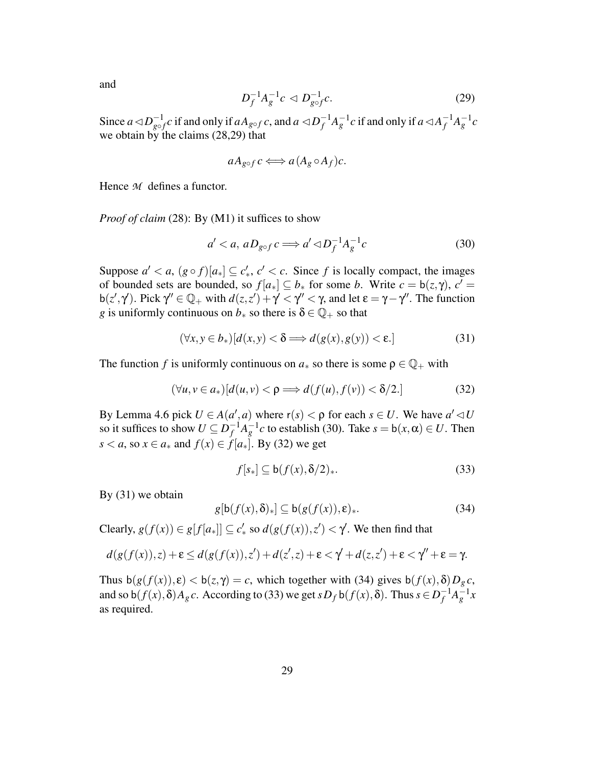and

$$D_f^{-1}A_g^{-1}c \lhd D_{g\circ f}^{-1}c. \tag{29}$$

Since $a \lhd D_{g\circ f}^{-1}c$ if and only if $aA_{g\circ f}\,c$, and $a \lhd D_f^{-1}A_g^{-1}c$ if and only if $a \lhd A_f^{-1}A_g^{-1}c$ we obtain by the claims (28,29) that

$$aA_{g\circ f}\,c \Longleftrightarrow a(A_g \circ A_f)c.$$

Hence $\mathcal{M}$ defines a functor.

*Proof of claim* (28): By (M1) it suffices to show

$$a' < a,\ aD_{g\circ f}\,c \Longrightarrow a' \lhd D_f^{-1}A_g^{-1}c \tag{30}$$

Suppose $a' < a$, $(g\circ f)[a_*] \subseteq c'_*$, $c' < c$. Since $f$ is locally compact, the images of bounded sets are bounded, so $f[a_*] \subseteq b_*$ for some $b$. Write $c = \mathsf{b}(z,\gamma)$, $c' = \mathsf{b}(z',\gamma')$. Pick $\gamma'' \in \mathbb{Q}_+$ with $d(z,z') + \gamma' < \gamma'' < \gamma$, and let $\varepsilon = \gamma - \gamma''$. The function $g$ is uniformly continuous on $b_*$ so there is $\delta \in \mathbb{Q}_+$ so that

$$(\forall x,y \in b_*)[d(x,y) < \delta \Longrightarrow d(g(x),g(y)) < \varepsilon.] \tag{31}$$

The function $f$ is uniformly continuous on $a_*$ so there is some $\rho \in \mathbb{Q}_+$ with

$$(\forall u,v \in a_*)[d(u,v) < \rho \Longrightarrow d(f(u),f(v)) < \delta/2.] \tag{32}$$

By Lemma 4.6 pick $U \in A(a',a)$ where $\mathsf{r}(s) < \rho$ for each $s \in U$. We have $a' \lhd U$ so it suffices to show $U \subseteq D_f^{-1}A_g^{-1}c$ to establish (30). Take $s = \mathsf{b}(x,\alpha) \in U$. Then $s < a$, so $x \in a_*$ and $f(x) \in f[a_*]$. By (32) we get

$$f[s_*] \subseteq \mathsf{b}(f(x),\delta/2)_*. \tag{33}$$

By (31) we obtain

$$g[\mathsf{b}(f(x),\delta)_*] \subseteq \mathsf{b}(g(f(x)),\varepsilon)_*. \tag{34}$$

Clearly, $g(f(x)) \in g[f[a_*]] \subseteq c'_*$ so $d(g(f(x)),z') < \gamma'$. We then find that

$$d(g(f(x)),z) + \varepsilon \le d(g(f(x)),z') + d(z',z) + \varepsilon < \gamma' + d(z,z') + \varepsilon < \gamma'' + \varepsilon = \gamma.$$

Thus $\mathsf{b}(g(f(x)),\varepsilon) < \mathsf{b}(z,\gamma) = c$, which together with (34) gives $\mathsf{b}(f(x),\delta)D_g\,c$, and so $\mathsf{b}(f(x),\delta)A_g\,c$. According to (33) we get $sD_f\,\mathsf{b}(f(x),\delta)$. Thus $s \in D_f^{-1}A_g^{-1}x$ as required.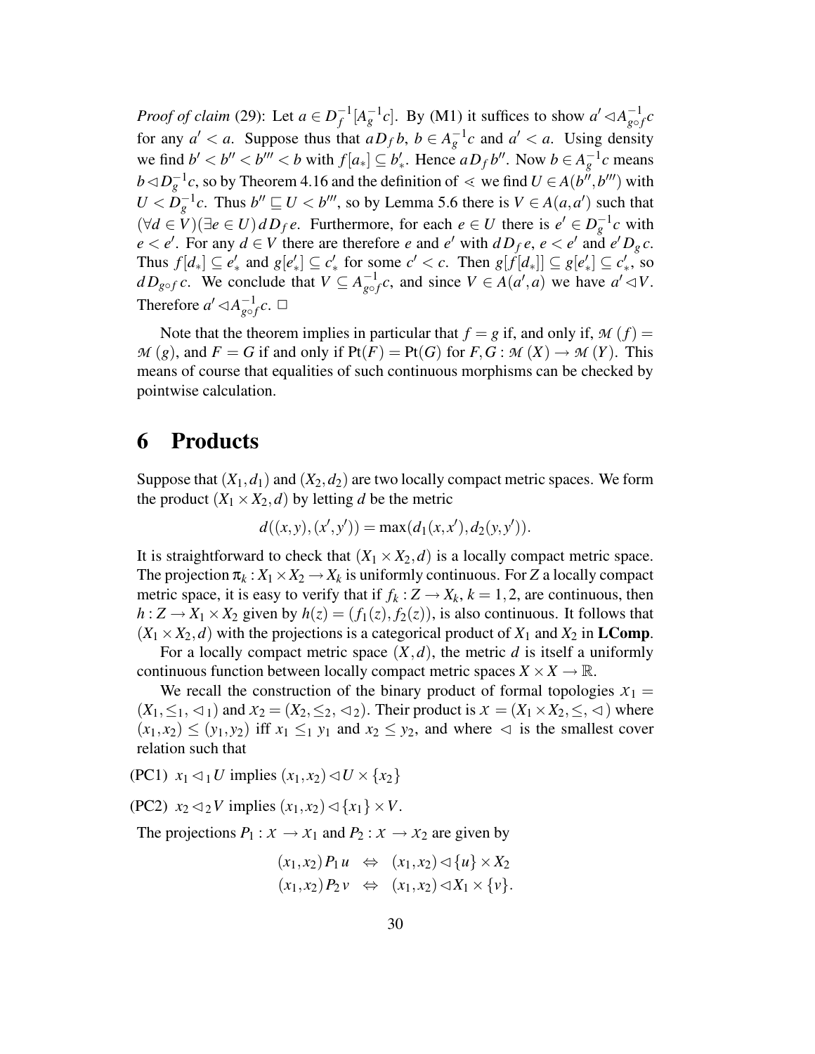*Proof of claim* (29): Let $a \in D_f^{-1}[A_g^{-1}c]$. By (M1) it suffices to show $a' \lhd A_{g\circ f}^{-1}c$ for any $a' < a$. Suppose thus that $a\,D_f\,b$, $b \in A_g^{-1}c$ and $a' < a$. Using density we find $b' < b'' < b''' < b$ with $f[a_*] \subseteq b'_*$. Hence $a\,D_f\,b''$. Now $b \in A_g^{-1}c$ means $b \lhd D_g^{-1}c$, so by Theorem 4.16 and the definition of $\lessdot$ we find $U \in A(b'', b''')$ with $U < D_g^{-1}c$. Thus $b'' \sqsubseteq U < b'''$, so by Lemma 5.6 there is $V \in A(a, a')$ such that $(\forall d \in V)(\exists e \in U)\, d\,D_f\,e$. Furthermore, for each $e \in U$ there is $e' \in D_g^{-1}c$ with $e < e'$. For any $d \in V$ there are therefore $e$ and $e'$ with $d\,D_f\,e$, $e < e'$ and $e'\,D_g\,c$. Thus $f[d_*] \subseteq e'_*$ and $g[e'_*] \subseteq c'_*$ for some $c' < c$. Then $g[f[d_*]] \subseteq g[e'_*] \subseteq c'_*$, so $d\,D_{g\circ f}\,c$. We conclude that $V \subseteq A_{g\circ f}^{-1}c$, and since $V \in A(a', a)$ we have $a' \lhd V$. Therefore $a' \lhd A_{g\circ f}^{-1}c$. □

Note that the theorem implies in particular that $f = g$ if, and only if, $\mathcal{M}(f) = \mathcal{M}(g)$, and $F = G$ if and only if $\mathrm{Pt}(F) = \mathrm{Pt}(G)$ for $F, G : \mathcal{M}(X) \to \mathcal{M}(Y)$. This means of course that equalities of such continuous morphisms can be checked by pointwise calculation.

# 6 Products

Suppose that $(X_1, d_1)$ and $(X_2, d_2)$ are two locally compact metric spaces. We form the product $(X_1 \times X_2, d)$ by letting $d$ be the metric

$$d((x,y),(x',y')) = \max(d_1(x,x'), d_2(y,y')).$$

It is straightforward to check that $(X_1 \times X_2, d)$ is a locally compact metric space. The projection $\pi_k : X_1 \times X_2 \to X_k$ is uniformly continuous. For $Z$ a locally compact metric space, it is easy to verify that if $f_k : Z \to X_k$, $k = 1, 2$, are continuous, then $h : Z \to X_1 \times X_2$ given by $h(z) = (f_1(z), f_2(z))$, is also continuous. It follows that $(X_1 \times X_2, d)$ with the projections is a categorical product of $X_1$ and $X_2$ in **LComp**.

For a locally compact metric space $(X, d)$, the metric $d$ is itself a uniformly continuous function between locally compact metric spaces $X \times X \to \mathbb{R}$.

We recall the construction of the binary product of formal topologies $\mathcal{X}_1 = (X_1, \leq_1, \lhd_1)$ and $\mathcal{X}_2 = (X_2, \leq_2, \lhd_2)$. Their product is $\mathcal{X} = (X_1 \times X_2, \leq, \lhd)$ where $(x_1, x_2) \leq (y_1, y_2)$ iff $x_1 \leq_1 y_1$ and $x_2 \leq y_2$, and where $\lhd$ is the smallest cover relation such that

(PC1) $x_1 \lhd_1 U$ implies $(x_1, x_2) \lhd U \times \{x_2\}$

(PC2) $x_2 \lhd_2 V$ implies $(x_1, x_2) \lhd \{x_1\} \times V$.

The projections $P_1 : \mathcal{X} \to \mathcal{X}_1$ and $P_2 : \mathcal{X} \to \mathcal{X}_2$ are given by

$$\begin{aligned}
(x_1, x_2)\, P_1\, u \quad &\Leftrightarrow \quad (x_1, x_2) \lhd \{u\} \times X_2 \\
(x_1, x_2)\, P_2\, v \quad &\Leftrightarrow \quad (x_1, x_2) \lhd X_1 \times \{v\}.
\end{aligned}$$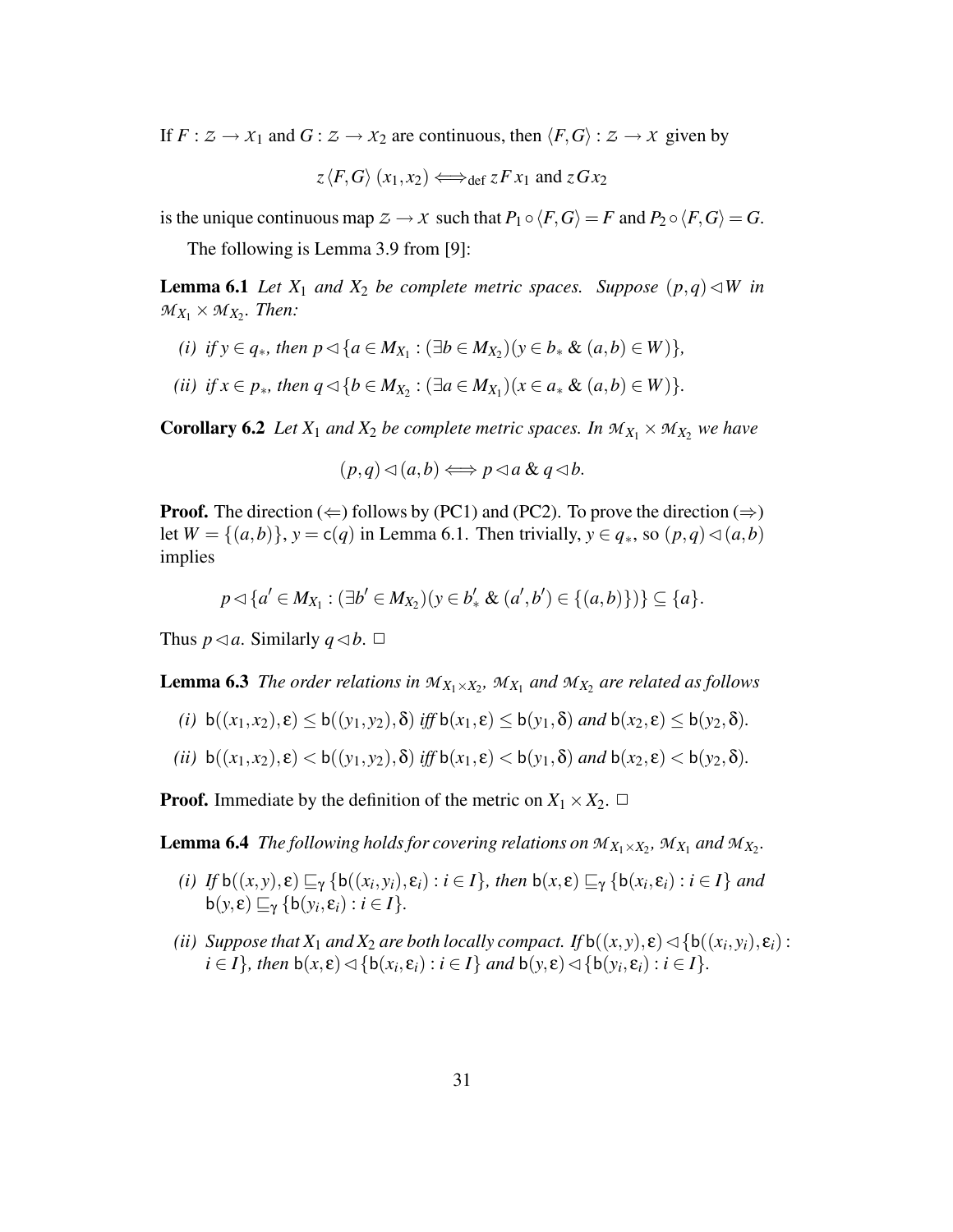If $F : \mathcal{Z} \to \mathcal{X}_1$ and $G : \mathcal{Z} \to \mathcal{X}_2$ are continuous, then $\langle F, G \rangle : \mathcal{Z} \to \mathcal{X}$ given by

$$z \langle F, G \rangle (x_1, x_2) \Longleftrightarrow_{\text{def}} z F x_1 \text{ and } z G x_2$$

is the unique continuous map $\mathcal{Z} \to \mathcal{X}$ such that $P_1 \circ \langle F, G \rangle = F$ and $P_2 \circ \langle F, G \rangle = G$.

The following is Lemma 3.9 from [9]:

**Lemma 6.1** *Let $X_1$ and $X_2$ be complete metric spaces. Suppose $(p,q) \lhd W$ in $\mathcal{M}_{X_1} \times \mathcal{M}_{X_2}$. Then:*

*(i) if $y \in q_*$, then $p \lhd \{a \in M_{X_1} : (\exists b \in M_{X_2})(y \in b_* \ \&\ (a,b) \in W)\}$,*

*(ii) if $x \in p_*$, then $q \lhd \{b \in M_{X_2} : (\exists a \in M_{X_1})(x \in a_* \ \&\ (a,b) \in W)\}$.*

**Corollary 6.2** *Let $X_1$ and $X_2$ be complete metric spaces. In $\mathcal{M}_{X_1} \times \mathcal{M}_{X_2}$ we have*

$$(p,q) \lhd (a,b) \Longleftrightarrow p \lhd a \ \&\ q \lhd b.$$

**Proof.** The direction ($\Leftarrow$) follows by (PC1) and (PC2). To prove the direction ($\Rightarrow$) let $W = \{(a,b)\}$, $y = \mathsf{c}(q)$ in Lemma 6.1. Then trivially, $y \in q_*$, so $(p,q) \lhd (a,b)$ implies

$$p \lhd \{a' \in M_{X_1} : (\exists b' \in M_{X_2})(y \in b'_* \ \&\ (a',b') \in \{(a,b)\})\} \subseteq \{a\}.$$

Thus $p \lhd a$. Similarly $q \lhd b$. $\Box$

**Lemma 6.3** *The order relations in $\mathcal{M}_{X_1 \times X_2}$, $\mathcal{M}_{X_1}$ and $\mathcal{M}_{X_2}$ are related as follows*

*(i) $\mathsf{b}((x_1,x_2),\varepsilon) \leq \mathsf{b}((y_1,y_2),\delta)$ iff $\mathsf{b}(x_1,\varepsilon) \leq \mathsf{b}(y_1,\delta)$ and $\mathsf{b}(x_2,\varepsilon) \leq \mathsf{b}(y_2,\delta)$.*

*(ii) $\mathsf{b}((x_1,x_2),\varepsilon) < \mathsf{b}((y_1,y_2),\delta)$ iff $\mathsf{b}(x_1,\varepsilon) < \mathsf{b}(y_1,\delta)$ and $\mathsf{b}(x_2,\varepsilon) < \mathsf{b}(y_2,\delta)$.*

**Proof.** Immediate by the definition of the metric on $X_1 \times X_2$. $\Box$

**Lemma 6.4** *The following holds for covering relations on $\mathcal{M}_{X_1 \times X_2}$, $\mathcal{M}_{X_1}$ and $\mathcal{M}_{X_2}$.*

*(i) If $\mathsf{b}((x,y),\varepsilon) \sqsubseteq_\gamma \{\mathsf{b}((x_i,y_i),\varepsilon_i) : i \in I\}$, then $\mathsf{b}(x,\varepsilon) \sqsubseteq_\gamma \{\mathsf{b}(x_i,\varepsilon_i) : i \in I\}$ and $\mathsf{b}(y,\varepsilon) \sqsubseteq_\gamma \{\mathsf{b}(y_i,\varepsilon_i) : i \in I\}$.*

*(ii) Suppose that $X_1$ and $X_2$ are both locally compact. If $\mathsf{b}((x,y),\varepsilon) \lhd \{\mathsf{b}((x_i,y_i),\varepsilon_i) : i \in I\}$, then $\mathsf{b}(x,\varepsilon) \lhd \{\mathsf{b}(x_i,\varepsilon_i) : i \in I\}$ and $\mathsf{b}(y,\varepsilon) \lhd \{\mathsf{b}(y_i,\varepsilon_i) : i \in I\}$.*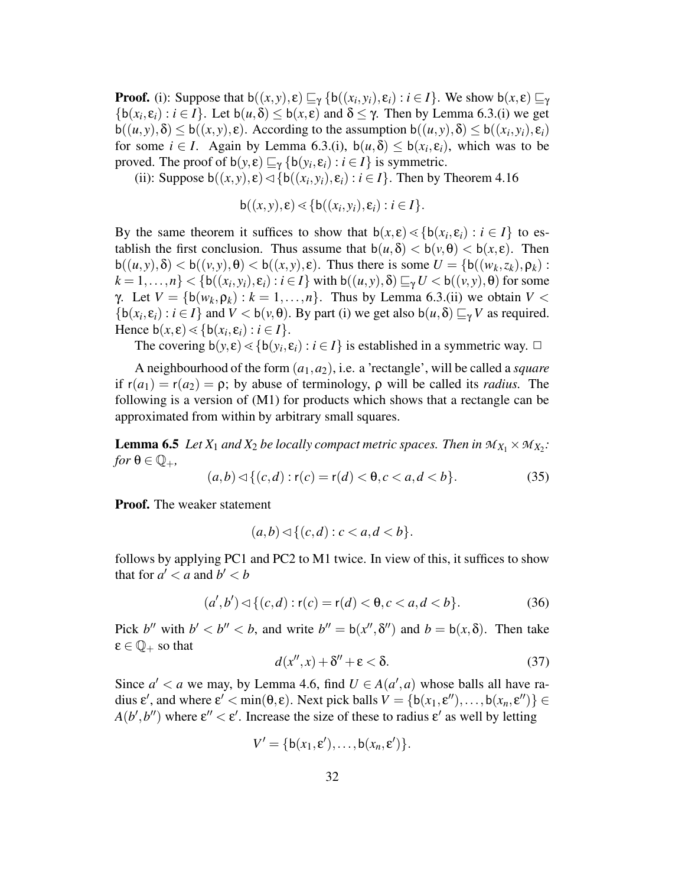**Proof.** (i): Suppose that $\mathsf{b}((x,y),\varepsilon) \sqsubseteq_\gamma \{\mathsf{b}((x_i,y_i),\varepsilon_i) : i \in I\}$. We show $\mathsf{b}(x,\varepsilon) \sqsubseteq_\gamma \{\mathsf{b}(x_i,\varepsilon_i) : i \in I\}$. Let $\mathsf{b}(u,\delta) \leq \mathsf{b}(x,\varepsilon)$ and $\delta \leq \gamma$. Then by Lemma 6.3.(i) we get $\mathsf{b}((u,y),\delta) \leq \mathsf{b}((x,y),\varepsilon)$. According to the assumption $\mathsf{b}((u,y),\delta) \leq \mathsf{b}((x_i,y_i),\varepsilon_i)$ for some $i \in I$. Again by Lemma 6.3.(i), $\mathsf{b}(u,\delta) \leq \mathsf{b}(x_i,\varepsilon_i)$, which was to be proved. The proof of $\mathsf{b}(y,\varepsilon) \sqsubseteq_\gamma \{\mathsf{b}(y_i,\varepsilon_i) : i \in I\}$ is symmetric.

(ii): Suppose $\mathsf{b}((x,y),\varepsilon) \lhd \{\mathsf{b}((x_i,y_i),\varepsilon_i) : i \in I\}$. Then by Theorem 4.16

$$\mathsf{b}((x,y),\varepsilon) \lessdot \{\mathsf{b}((x_i,y_i),\varepsilon_i) : i \in I\}.$$

By the same theorem it suffices to show that $\mathsf{b}(x,\varepsilon) \lessdot \{\mathsf{b}(x_i,\varepsilon_i) : i \in I\}$ to establish the first conclusion. Thus assume that $\mathsf{b}(u,\delta) < \mathsf{b}(v,\theta) < \mathsf{b}(x,\varepsilon)$. Then $\mathsf{b}((u,y),\delta) < \mathsf{b}((v,y),\theta) < \mathsf{b}((x,y),\varepsilon)$. Thus there is some $U = \{\mathsf{b}((w_k,z_k),\rho_k) : k = 1,\ldots,n\} < \{\mathsf{b}((x_i,y_i),\varepsilon_i) : i \in I\}$ with $\mathsf{b}((u,y),\delta) \sqsubseteq_\gamma U < \mathsf{b}((v,y),\theta)$ for some $\gamma$. Let $V = \{\mathsf{b}(w_k,\rho_k) : k = 1,\ldots,n\}$. Thus by Lemma 6.3.(ii) we obtain $V < \{\mathsf{b}(x_i,\varepsilon_i) : i \in I\}$ and $V < \mathsf{b}(v,\theta)$. By part (i) we get also $\mathsf{b}(u,\delta) \sqsubseteq_\gamma V$ as required. Hence $\mathsf{b}(x,\varepsilon) \lessdot \{\mathsf{b}(x_i,\varepsilon_i) : i \in I\}$.

The covering $\mathsf{b}(y,\varepsilon) \lessdot \{\mathsf{b}(y_i,\varepsilon_i) : i \in I\}$ is established in a symmetric way. □

A neighbourhood of the form $(a_1,a_2)$, i.e. a 'rectangle', will be called a *square* if $\mathsf{r}(a_1) = \mathsf{r}(a_2) = \rho$; by abuse of terminology, $\rho$ will be called its *radius*. The following is a version of (M1) for products which shows that a rectangle can be approximated from within by arbitrary small squares.

**Lemma 6.5** *Let $X_1$ and $X_2$ be locally compact metric spaces. Then in $\mathcal{M}_{X_1} \times \mathcal{M}_{X_2}$: for $\theta \in \mathbb{Q}_+$,*

$$(a,b) \lhd \{(c,d) : \mathsf{r}(c) = \mathsf{r}(d) < \theta, c < a, d < b\}. \tag{35}$$

**Proof.** The weaker statement

$$(a,b) \lhd \{(c,d) : c < a, d < b\}.$$

follows by applying PC1 and PC2 to M1 twice. In view of this, it suffices to show that for $a' < a$ and $b' < b$

$$(a',b') \lhd \{(c,d) : \mathsf{r}(c) = \mathsf{r}(d) < \theta, c < a, d < b\}. \tag{36}$$

Pick $b''$ with $b' < b'' < b$, and write $b'' = \mathsf{b}(x'',\delta'')$ and $b = \mathsf{b}(x,\delta)$. Then take $\varepsilon \in \mathbb{Q}_+$ so that

$$d(x'',x) + \delta'' + \varepsilon < \delta. \tag{37}$$

Since $a' < a$ we may, by Lemma 4.6, find $U \in A(a',a)$ whose balls all have radius $\varepsilon'$, and where $\varepsilon' < \min(\theta,\varepsilon)$. Next pick balls $V = \{\mathsf{b}(x_1,\varepsilon''),\ldots,\mathsf{b}(x_n,\varepsilon'')\} \in A(b',b'')$ where $\varepsilon'' < \varepsilon'$. Increase the size of these to radius $\varepsilon'$ as well by letting

$$V' = \{\mathsf{b}(x_1,\varepsilon'),\ldots,\mathsf{b}(x_n,\varepsilon')\}.$$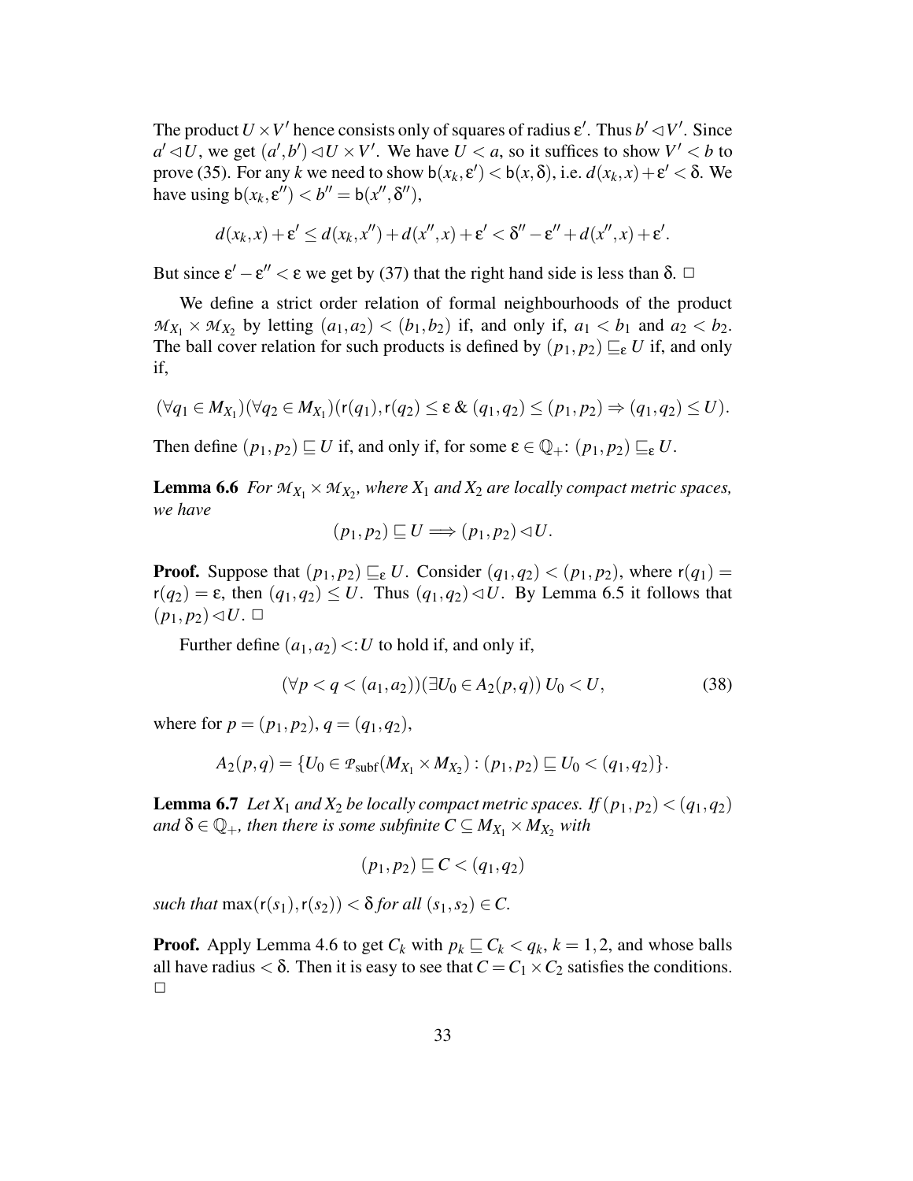The product $U \times V'$ hence consists only of squares of radius $\varepsilon'$. Thus $b' \lhd V'$. Since $a' \lhd U$, we get $(a', b') \lhd U \times V'$. We have $U < a$, so it suffices to show $V' < b$ to prove (35). For any $k$ we need to show $\mathsf{b}(x_k, \varepsilon') < \mathsf{b}(x, \delta)$, i.e. $d(x_k, x) + \varepsilon' < \delta$. We have using $\mathsf{b}(x_k, \varepsilon'') < b'' = \mathsf{b}(x'', \delta'')$,

$$d(x_k, x) + \varepsilon' \leq d(x_k, x'') + d(x'', x) + \varepsilon' < \delta'' - \varepsilon'' + d(x'', x) + \varepsilon'.$$

But since $\varepsilon' - \varepsilon'' < \varepsilon$ we get by (37) that the right hand side is less than $\delta$. $\Box$

We define a strict order relation of formal neighbourhoods of the product $\mathcal{M}_{X_1} \times \mathcal{M}_{X_2}$ by letting $(a_1, a_2) < (b_1, b_2)$ if, and only if, $a_1 < b_1$ and $a_2 < b_2$. The ball cover relation for such products is defined by $(p_1, p_2) \sqsubseteq_\varepsilon U$ if, and only if,

$$(\forall q_1 \in M_{X_1})(\forall q_2 \in M_{X_1})(\mathsf{r}(q_1), \mathsf{r}(q_2) \leq \varepsilon \;\&\; (q_1, q_2) \leq (p_1, p_2) \Rightarrow (q_1, q_2) \leq U).$$

Then define $(p_1, p_2) \sqsubseteq U$ if, and only if, for some $\varepsilon \in \mathbb{Q}_+$: $(p_1, p_2) \sqsubseteq_\varepsilon U$.

**Lemma 6.6** *For $\mathcal{M}_{X_1} \times \mathcal{M}_{X_2}$, where $X_1$ and $X_2$ are locally compact metric spaces, we have*

$$(p_1, p_2) \sqsubseteq U \Longrightarrow (p_1, p_2) \lhd U.$$

**Proof.** Suppose that $(p_1, p_2) \sqsubseteq_\varepsilon U$. Consider $(q_1, q_2) < (p_1, p_2)$, where $\mathsf{r}(q_1) = \mathsf{r}(q_2) = \varepsilon$, then $(q_1, q_2) \leq U$. Thus $(q_1, q_2) \lhd U$. By Lemma 6.5 it follows that $(p_1, p_2) \lhd U$. $\Box$

Further define $(a_1, a_2) <: U$ to hold if, and only if,

$$(\forall p < q < (a_1, a_2))(\exists U_0 \in A_2(p, q))\, U_0 < U, \tag{38}$$

where for $p = (p_1, p_2)$, $q = (q_1, q_2)$,

$$A_2(p, q) = \{U_0 \in \mathcal{P}_{\mathrm{subf}}(M_{X_1} \times M_{X_2}) : (p_1, p_2) \sqsubseteq U_0 < (q_1, q_2)\}.$$

**Lemma 6.7** *Let $X_1$ and $X_2$ be locally compact metric spaces. If $(p_1, p_2) < (q_1, q_2)$ and $\delta \in \mathbb{Q}_+$, then there is some subfinite $C \subseteq M_{X_1} \times M_{X_2}$ with*

$$(p_1, p_2) \sqsubseteq C < (q_1, q_2)$$

*such that* $\max(\mathsf{r}(s_1), \mathsf{r}(s_2)) < \delta$ *for all* $(s_1, s_2) \in C$.

**Proof.** Apply Lemma 4.6 to get $C_k$ with $p_k \sqsubseteq C_k < q_k$, $k = 1, 2$, and whose balls all have radius $< \delta$. Then it is easy to see that $C = C_1 \times C_2$ satisfies the conditions. $\Box$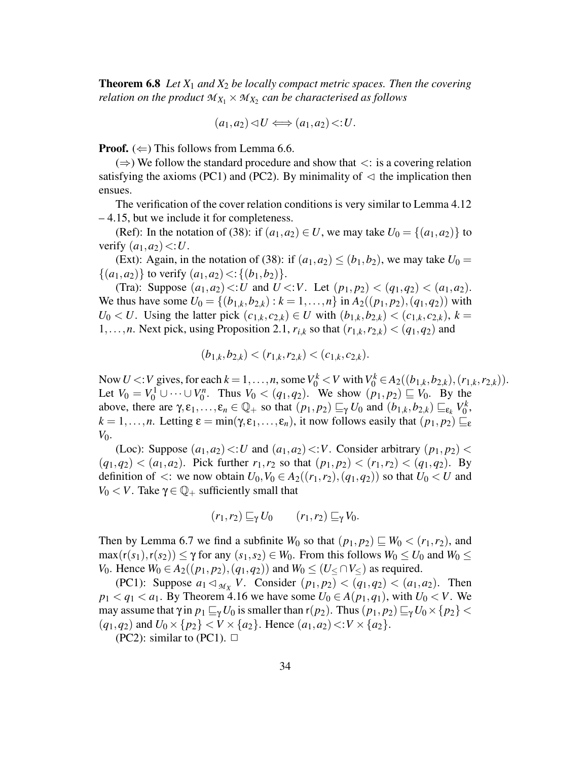**Theorem 6.8** *Let $X_1$ and $X_2$ be locally compact metric spaces. Then the covering relation on the product $\mathcal{M}_{X_1} \times \mathcal{M}_{X_2}$ can be characterised as follows*

$$(a_1, a_2) \lhd U \iff (a_1, a_2) <: U.$$

**Proof.** ($\Leftarrow$) This follows from Lemma 6.6.

($\Rightarrow$) We follow the standard procedure and show that $<:$ is a covering relation satisfying the axioms (PC1) and (PC2). By minimality of $\lhd$ the implication then ensues.

The verification of the cover relation conditions is very similar to Lemma 4.12 – 4.15, but we include it for completeness.

(Ref): In the notation of (38): if $(a_1, a_2) \in U$, we may take $U_0 = \{(a_1, a_2)\}$ to verify $(a_1, a_2) <: U$.

(Ext): Again, in the notation of (38): if $(a_1, a_2) \leq (b_1, b_2)$, we may take $U_0 = \{(a_1, a_2)\}$ to verify $(a_1, a_2) <: \{(b_1, b_2)\}$.

(Tra): Suppose $(a_1, a_2) <: U$ and $U <: V$. Let $(p_1, p_2) < (q_1, q_2) < (a_1, a_2)$. We thus have some $U_0 = \{(b_{1,k}, b_{2,k}) : k = 1, \ldots, n\}$ in $A_2((p_1, p_2), (q_1, q_2))$ with $U_0 < U$. Using the latter pick $(c_{1,k}, c_{2,k}) \in U$ with $(b_{1,k}, b_{2,k}) < (c_{1,k}, c_{2,k})$, $k = 1, \ldots, n$. Next pick, using Proposition 2.1, $r_{i,k}$ so that $(r_{1,k}, r_{2,k}) < (q_1, q_2)$ and

$$(b_{1,k}, b_{2,k}) < (r_{1,k}, r_{2,k}) < (c_{1,k}, c_{2,k}).$$

Now $U <: V$ gives, for each $k = 1, \ldots, n$, some $V_0^k < V$ with $V_0^k \in A_2((b_{1,k}, b_{2,k}), (r_{1,k}, r_{2,k}))$. Let $V_0 = V_0^1 \cup \cdots \cup V_0^n$. Thus $V_0 < (q_1, q_2)$. We show $(p_1, p_2) \sqsubseteq V_0$. By the above, there are $\gamma, \varepsilon_1, \ldots, \varepsilon_n \in \mathbb{Q}_+$ so that $(p_1, p_2) \sqsubseteq_\gamma U_0$ and $(b_{1,k}, b_{2,k}) \sqsubseteq_{\varepsilon_k} V_0^k$, $k = 1, \ldots, n$. Letting $\varepsilon = \min(\gamma, \varepsilon_1, \ldots, \varepsilon_n)$, it now follows easily that $(p_1, p_2) \sqsubseteq_\varepsilon V_0$.

(Loc): Suppose $(a_1, a_2) <: U$ and $(a_1, a_2) <: V$. Consider arbitrary $(p_1, p_2) < (q_1, q_2) < (a_1, a_2)$. Pick further $r_1, r_2$ so that $(p_1, p_2) < (r_1, r_2) < (q_1, q_2)$. By definition of $<:$ we now obtain $U_0, V_0 \in A_2((r_1, r_2), (q_1, q_2))$ so that $U_0 < U$ and $V_0 < V$. Take $\gamma \in \mathbb{Q}_+$ sufficiently small that

$$(r_1, r_2) \sqsubseteq_\gamma U_0 \qquad (r_1, r_2) \sqsubseteq_\gamma V_0.$$

Then by Lemma 6.7 we find a subfinite $W_0$ so that $(p_1, p_2) \sqsubseteq W_0 < (r_1, r_2)$, and $\max(\mathsf{r}(s_1), \mathsf{r}(s_2)) \leq \gamma$ for any $(s_1, s_2) \in W_0$. From this follows $W_0 \leq U_0$ and $W_0 \leq V_0$. Hence $W_0 \in A_2((p_1, p_2), (q_1, q_2))$ and $W_0 \leq (U_{\leq} \cap V_{\leq})$ as required.

(PC1): Suppose $a_1 \lhd_{\mathcal{M}_X} V$. Consider $(p_1, p_2) < (q_1, q_2) < (a_1, a_2)$. Then $p_1 < q_1 < a_1$. By Theorem 4.16 we have some $U_0 \in A(p_1, q_1)$, with $U_0 < V$. We may assume that $\gamma$ in $p_1 \sqsubseteq_\gamma U_0$ is smaller than $\mathsf{r}(p_2)$. Thus $(p_1, p_2) \sqsubseteq_\gamma U_0 \times \{p_2\} < (q_1, q_2)$ and $U_0 \times \{p_2\} < V \times \{a_2\}$. Hence $(a_1, a_2) <: V \times \{a_2\}$.

(PC2): similar to (PC1). $\Box$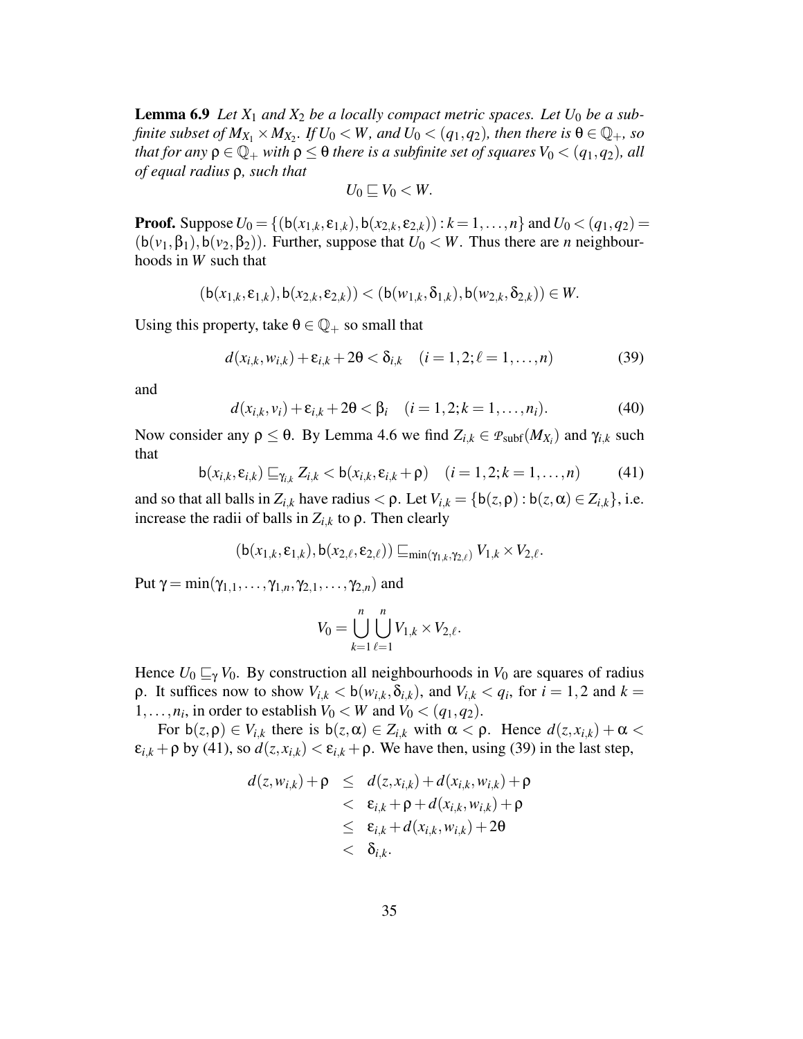**Lemma 6.9** *Let $X_1$ and $X_2$ be a locally compact metric spaces. Let $U_0$ be a subfinite subset of $M_{X_1} \times M_{X_2}$. If $U_0 < W$, and $U_0 < (q_1, q_2)$, then there is $\theta \in \mathbb{Q}_+$, so that for any $\rho \in \mathbb{Q}_+$ with $\rho \leq \theta$ there is a subfinite set of squares $V_0 < (q_1, q_2)$, all of equal radius $\rho$, such that*

$$U_0 \sqsubseteq V_0 < W.$$

**Proof.** Suppose $U_0 = \{(\mathsf{b}(x_{1,k}, \varepsilon_{1,k}), \mathsf{b}(x_{2,k}, \varepsilon_{2,k})) : k = 1, \ldots, n\}$ and $U_0 < (q_1, q_2) = (\mathsf{b}(v_1, \beta_1), \mathsf{b}(v_2, \beta_2))$. Further, suppose that $U_0 < W$. Thus there are $n$ neighbourhoods in $W$ such that

$$(\mathsf{b}(x_{1,k}, \varepsilon_{1,k}), \mathsf{b}(x_{2,k}, \varepsilon_{2,k})) < (\mathsf{b}(w_{1,k}, \delta_{1,k}), \mathsf{b}(w_{2,k}, \delta_{2,k})) \in W.$$

Using this property, take $\theta \in \mathbb{Q}_+$ so small that

$$d(x_{i,k}, w_{i,k}) + \varepsilon_{i,k} + 2\theta < \delta_{i,k} \quad (i = 1, 2; \ell = 1, \ldots, n) \tag{39}$$

and

$$d(x_{i,k}, v_i) + \varepsilon_{i,k} + 2\theta < \beta_i \quad (i = 1, 2; k = 1, \ldots, n_i). \tag{40}$$

Now consider any $\rho \leq \theta$. By Lemma 4.6 we find $Z_{i,k} \in \mathcal{P}_{\mathrm{subf}}(M_{X_i})$ and $\gamma_{i,k}$ such that

$$\mathsf{b}(x_{i,k}, \varepsilon_{i,k}) \sqsubseteq_{\gamma_{i,k}} Z_{i,k} < \mathsf{b}(x_{i,k}, \varepsilon_{i,k} + \rho) \quad (i = 1, 2; k = 1, \ldots, n) \tag{41}$$

and so that all balls in $Z_{i,k}$ have radius $< \rho$. Let $V_{i,k} = \{\mathsf{b}(z, \rho) : \mathsf{b}(z, \alpha) \in Z_{i,k}\}$, i.e. increase the radii of balls in $Z_{i,k}$ to $\rho$. Then clearly

$$(\mathsf{b}(x_{1,k}, \varepsilon_{1,k}), \mathsf{b}(x_{2,\ell}, \varepsilon_{2,\ell})) \sqsubseteq_{\min(\gamma_{1,k}, \gamma_{2,\ell})} V_{1,k} \times V_{2,\ell}.$$

Put $\gamma = \min(\gamma_{1,1}, \ldots, \gamma_{1,n}, \gamma_{2,1}, \ldots, \gamma_{2,n})$ and

$$V_0 = \bigcup_{k=1}^{n} \bigcup_{\ell=1}^{n} V_{1,k} \times V_{2,\ell}.$$

Hence $U_0 \sqsubseteq_\gamma V_0$. By construction all neighbourhoods in $V_0$ are squares of radius $\rho$. It suffices now to show $V_{i,k} < \mathsf{b}(w_{i,k}, \delta_{i,k})$, and $V_{i,k} < q_i$, for $i = 1, 2$ and $k = 1, \ldots, n_i$, in order to establish $V_0 < W$ and $V_0 < (q_1, q_2)$.

For $\mathsf{b}(z, \rho) \in V_{i,k}$ there is $\mathsf{b}(z, \alpha) \in Z_{i,k}$ with $\alpha < \rho$. Hence $d(z, x_{i,k}) + \alpha < \varepsilon_{i,k} + \rho$ by (41), so $d(z, x_{i,k}) < \varepsilon_{i,k} + \rho$. We have then, using (39) in the last step,

$$\begin{aligned}
d(z, w_{i,k}) + \rho &\leq d(z, x_{i,k}) + d(x_{i,k}, w_{i,k}) + \rho \\
&< \varepsilon_{i,k} + \rho + d(x_{i,k}, w_{i,k}) + \rho \\
&\leq \varepsilon_{i,k} + d(x_{i,k}, w_{i,k}) + 2\theta \\
&< \delta_{i,k}.
\end{aligned}$$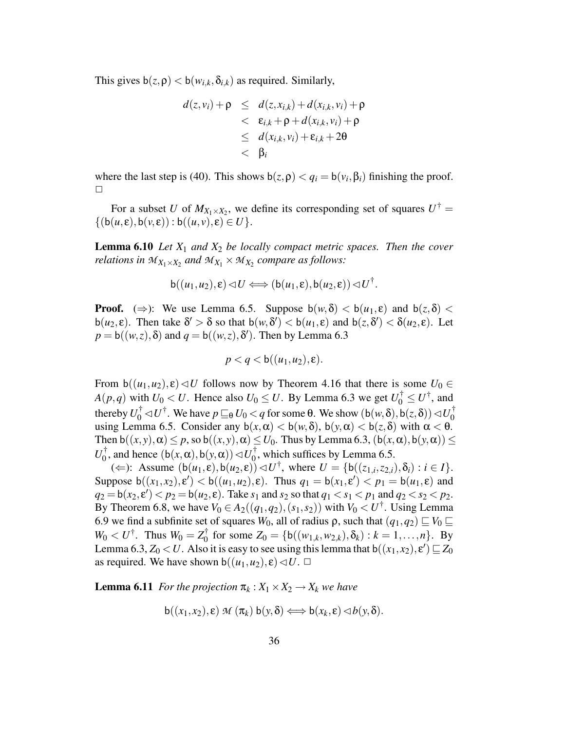This gives $\mathsf{b}(z,\rho) < \mathsf{b}(w_{i,k},\delta_{i,k})$ as required. Similarly,

$$
\begin{aligned}
d(z,v_i)+\rho &\leq d(z,x_{i,k})+d(x_{i,k},v_i)+\rho \\
&< \varepsilon_{i,k}+\rho+d(x_{i,k},v_i)+\rho \\
&\leq d(x_{i,k},v_i)+\varepsilon_{i,k}+2\theta \\
&< \beta_i
\end{aligned}
$$

where the last step is (40). This shows $\mathsf{b}(z,\rho) < q_i = \mathsf{b}(v_i,\beta_i)$ finishing the proof. □

For a subset $U$ of $M_{X_1\times X_2}$, we define its corresponding set of squares $U^\dagger = \{(\mathsf{b}(u,\varepsilon),\mathsf{b}(v,\varepsilon)) : \mathsf{b}((u,v),\varepsilon)\in U\}$.

**Lemma 6.10** *Let $X_1$ and $X_2$ be locally compact metric spaces. Then the cover relations in $\mathcal{M}_{X_1\times X_2}$ and $\mathcal{M}_{X_1}\times\mathcal{M}_{X_2}$ compare as follows:*

$$\mathsf{b}((u_1,u_2),\varepsilon)\lhd U \iff (\mathsf{b}(u_1,\varepsilon),\mathsf{b}(u_2,\varepsilon))\lhd U^\dagger.$$

**Proof.** ($\Rightarrow$): We use Lemma 6.5. Suppose $\mathsf{b}(w,\delta) < \mathsf{b}(u_1,\varepsilon)$ and $\mathsf{b}(z,\delta) < \mathsf{b}(u_2,\varepsilon)$. Then take $\delta' > \delta$ so that $\mathsf{b}(w,\delta') < \mathsf{b}(u_1,\varepsilon)$ and $\mathsf{b}(z,\delta') < \delta(u_2,\varepsilon)$. Let $p = \mathsf{b}((w,z),\delta)$ and $q = \mathsf{b}((w,z),\delta')$. Then by Lemma 6.3

$$p < q < \mathsf{b}((u_1,u_2),\varepsilon).$$

From $\mathsf{b}((u_1,u_2),\varepsilon)\lhd U$ follows now by Theorem 4.16 that there is some $U_0\in A(p,q)$ with $U_0 < U$. Hence also $U_0\leq U$. By Lemma 6.3 we get $U_0^\dagger\leq U^\dagger$, and thereby $U_0^\dagger\lhd U^\dagger$. We have $p\sqsubseteq_\theta U_0 < q$ for some $\theta$. We show $(\mathsf{b}(w,\delta),\mathsf{b}(z,\delta))\lhd U_0^\dagger$ using Lemma 6.5. Consider any $\mathsf{b}(x,\alpha) < \mathsf{b}(w,\delta)$, $\mathsf{b}(y,\alpha) < \mathsf{b}(z,\delta)$ with $\alpha < \theta$. Then $\mathsf{b}((x,y),\alpha)\leq p$, so $\mathsf{b}((x,y),\alpha)\leq U_0$. Thus by Lemma 6.3, $(\mathsf{b}(x,\alpha),\mathsf{b}(y,\alpha))\leq U_0^\dagger$, and hence $(\mathsf{b}(x,\alpha),\mathsf{b}(y,\alpha))\lhd U_0^\dagger$, which suffices by Lemma 6.5.

($\Leftarrow$): Assume $(\mathsf{b}(u_1,\varepsilon),\mathsf{b}(u_2,\varepsilon))\lhd U^\dagger$, where $U = \{\mathsf{b}((z_{1,i},z_{2,i}),\delta_i) : i\in I\}$. Suppose $\mathsf{b}((x_1,x_2),\varepsilon') < \mathsf{b}((u_1,u_2),\varepsilon)$. Thus $q_1 = \mathsf{b}(x_1,\varepsilon') < p_1 = \mathsf{b}(u_1,\varepsilon)$ and $q_2 = \mathsf{b}(x_2,\varepsilon') < p_2 = \mathsf{b}(u_2,\varepsilon)$. Take $s_1$ and $s_2$ so that $q_1 < s_1 < p_1$ and $q_2 < s_2 < p_2$. By Theorem 6.8, we have $V_0\in A_2((q_1,q_2),(s_1,s_2))$ with $V_0 < U^\dagger$. Using Lemma 6.9 we find a subfinite set of squares $W_0$, all of radius $\rho$, such that $(q_1,q_2)\sqsubseteq V_0\sqsubseteq W_0 < U^\dagger$. Thus $W_0 = Z_0^\dagger$ for some $Z_0 = \{\mathsf{b}((w_{1,k},w_{2,k}),\delta_k) : k=1,\ldots,n\}$. By Lemma 6.3, $Z_0 < U$. Also it is easy to see using this lemma that $\mathsf{b}((x_1,x_2),\varepsilon')\sqsubseteq Z_0$ as required. We have shown $\mathsf{b}((u_1,u_2),\varepsilon)\lhd U$. □

**Lemma 6.11** *For the projection $\pi_k : X_1\times X_2\to X_k$ we have*

$$\mathsf{b}((x_1,x_2),\varepsilon)\ \mathcal{M}\,(\pi_k)\ \mathsf{b}(y,\delta)\iff \mathsf{b}(x_k,\varepsilon)\lhd b(y,\delta).$$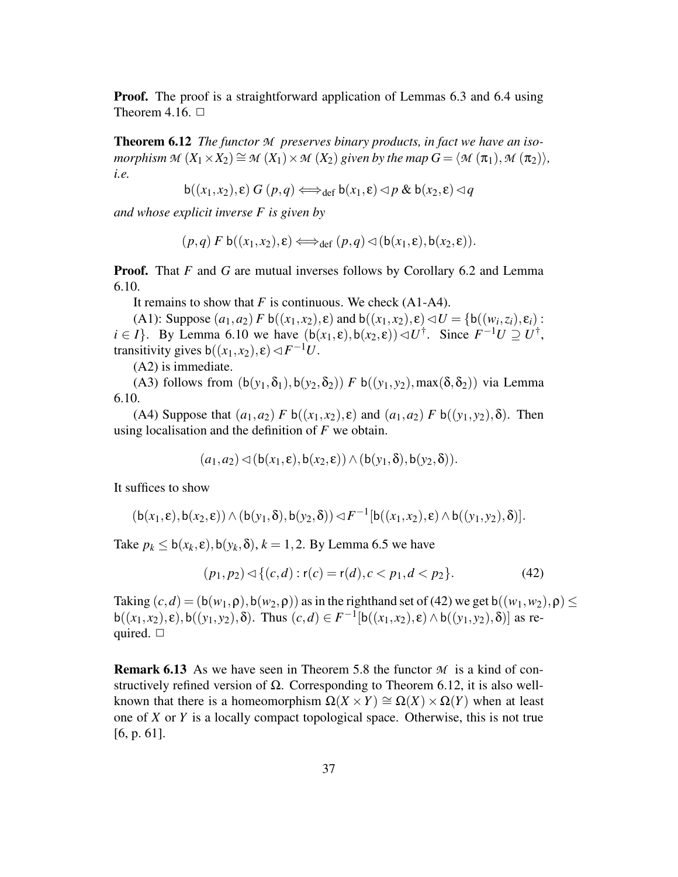**Proof.** The proof is a straightforward application of Lemmas 6.3 and 6.4 using Theorem 4.16. □

**Theorem 6.12** *The functor $\mathcal{M}$ preserves binary products, in fact we have an isomorphism $\mathcal{M}(X_1 \times X_2) \cong \mathcal{M}(X_1) \times \mathcal{M}(X_2)$ given by the map $G = \langle \mathcal{M}(\pi_1), \mathcal{M}(\pi_2) \rangle$, i.e.*

$$\mathsf{b}((x_1,x_2),\varepsilon)\; G\; (p,q) \iff_{\text{def}} \mathsf{b}(x_1,\varepsilon) \lhd p \;\&\; \mathsf{b}(x_2,\varepsilon) \lhd q$$

*and whose explicit inverse $F$ is given by*

$$(p,q)\; F\; \mathsf{b}((x_1,x_2),\varepsilon) \iff_{\text{def}} (p,q) \lhd (\mathsf{b}(x_1,\varepsilon), \mathsf{b}(x_2,\varepsilon)).$$

**Proof.** That $F$ and $G$ are mutual inverses follows by Corollary 6.2 and Lemma 6.10.

It remains to show that $F$ is continuous. We check (A1-A4).

(A1): Suppose $(a_1,a_2)\, F\, \mathsf{b}((x_1,x_2),\varepsilon)$ and $\mathsf{b}((x_1,x_2),\varepsilon) \lhd U = \{\mathsf{b}((w_i,z_i),\varepsilon_i) : i \in I\}$. By Lemma 6.10 we have $(\mathsf{b}(x_1,\varepsilon), \mathsf{b}(x_2,\varepsilon)) \lhd U^{\dagger}$. Since $F^{-1}U \supseteq U^{\dagger}$, transitivity gives $\mathsf{b}((x_1,x_2),\varepsilon) \lhd F^{-1}U$.

(A2) is immediate.

(A3) follows from $(\mathsf{b}(y_1,\delta_1), \mathsf{b}(y_2,\delta_2))\; F\; \mathsf{b}((y_1,y_2), \max(\delta,\delta_2))$ via Lemma 6.10.

(A4) Suppose that $(a_1,a_2)\, F\, \mathsf{b}((x_1,x_2),\varepsilon)$ and $(a_1,a_2)\, F\, \mathsf{b}((y_1,y_2),\delta)$. Then using localisation and the definition of $F$ we obtain.

$$(a_1,a_2) \lhd (\mathsf{b}(x_1,\varepsilon), \mathsf{b}(x_2,\varepsilon)) \wedge (\mathsf{b}(y_1,\delta), \mathsf{b}(y_2,\delta)).$$

It suffices to show

$$(\mathsf{b}(x_1,\varepsilon), \mathsf{b}(x_2,\varepsilon)) \wedge (\mathsf{b}(y_1,\delta), \mathsf{b}(y_2,\delta)) \lhd F^{-1}[\mathsf{b}((x_1,x_2),\varepsilon) \wedge \mathsf{b}((y_1,y_2),\delta)].$$

Take $p_k \leq \mathsf{b}(x_k,\varepsilon), \mathsf{b}(y_k,\delta)$, $k = 1,2$. By Lemma 6.5 we have

$$(p_1,p_2) \lhd \{(c,d) : \mathsf{r}(c) = \mathsf{r}(d), c < p_1, d < p_2\}. \tag{42}$$

Taking $(c,d) = (\mathsf{b}(w_1,\rho), \mathsf{b}(w_2,\rho))$ as in the righthand set of (42) we get $\mathsf{b}((w_1,w_2),\rho) \leq \mathsf{b}((x_1,x_2),\varepsilon), \mathsf{b}((y_1,y_2),\delta)$. Thus $(c,d) \in F^{-1}[\mathsf{b}((x_1,x_2),\varepsilon) \wedge \mathsf{b}((y_1,y_2),\delta)]$ as required. □

**Remark 6.13** As we have seen in Theorem 5.8 the functor $\mathcal{M}$ is a kind of constructively refined version of $\Omega$. Corresponding to Theorem 6.12, it is also well-known that there is a homeomorphism $\Omega(X \times Y) \cong \Omega(X) \times \Omega(Y)$ when at least one of $X$ or $Y$ is a locally compact topological space. Otherwise, this is not true [6, p. 61].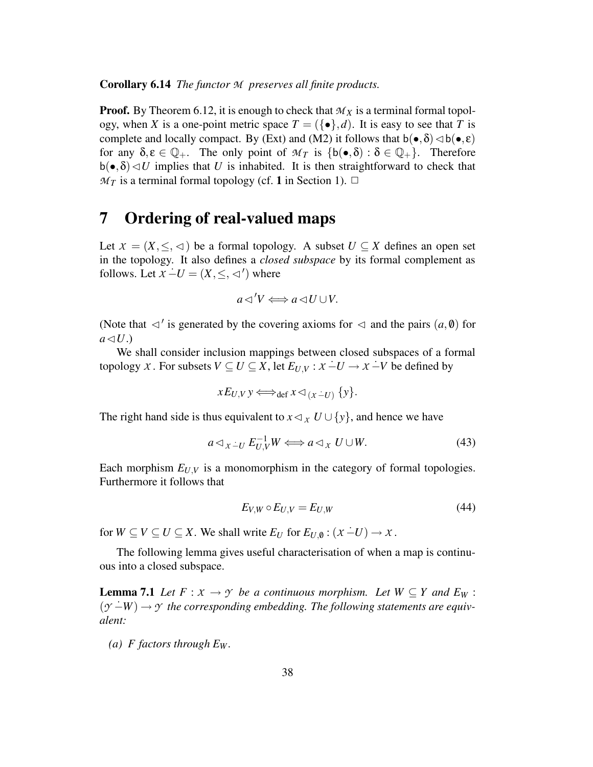**Corollary 6.14** *The functor $\mathcal{M}$ preserves all finite products.*

**Proof.** By Theorem 6.12, it is enough to check that $\mathcal{M}_X$ is a terminal formal topology, when $X$ is a one-point metric space $T = (\{\bullet\}, d)$. It is easy to see that $T$ is complete and locally compact. By (Ext) and (M2) it follows that $\mathsf{b}(\bullet, \delta) \lhd \mathsf{b}(\bullet, \varepsilon)$ for any $\delta, \varepsilon \in \mathbb{Q}_+$. The only point of $\mathcal{M}_T$ is $\{\mathsf{b}(\bullet, \delta) : \delta \in \mathbb{Q}_+\}$. Therefore $\mathsf{b}(\bullet, \delta) \lhd U$ implies that $U$ is inhabited. It is then straightforward to check that $\mathcal{M}_T$ is a terminal formal topology (cf. **1** in Section 1). $\Box$

# 7 Ordering of real-valued maps

Let $\mathcal{X} = (X, \leq, \lhd)$ be a formal topology. A subset $U \subseteq X$ defines an open set in the topology. It also defines a *closed subspace* by its formal complement as follows. Let $\mathcal{X} \dot{-} U = (X, \leq, \lhd')$ where

$$a \lhd' V \Longleftrightarrow a \lhd U \cup V.$$

(Note that $\lhd'$ is generated by the covering axioms for $\lhd$ and the pairs $(a, \emptyset)$ for $a \lhd U$.)

We shall consider inclusion mappings between closed subspaces of a formal topology $\mathcal{X}$. For subsets $V \subseteq U \subseteq X$, let $E_{U,V} : \mathcal{X} \dot{-} U \to \mathcal{X} \dot{-} V$ be defined by

$$x E_{U,V}\, y \Longleftrightarrow_{\text{def}} x \lhd_{(\mathcal{X} \dot{-} U)} \{y\}.$$

The right hand side is thus equivalent to $x \lhd_{\mathcal{X}} U \cup \{y\}$, and hence we have

$$a \lhd_{\mathcal{X} \dot{-} U} E_{U,V}^{-1} W \Longleftrightarrow a \lhd_{\mathcal{X}} U \cup W. \tag{43}$$

Each morphism $E_{U,V}$ is a monomorphism in the category of formal topologies. Furthermore it follows that

$$E_{V,W} \circ E_{U,V} = E_{U,W} \tag{44}$$

for $W \subseteq V \subseteq U \subseteq X$. We shall write $E_U$ for $E_{U,\emptyset} : (\mathcal{X} \dot{-} U) \to \mathcal{X}$.

The following lemma gives useful characterisation of when a map is continuous into a closed subspace.

**Lemma 7.1** *Let $F : \mathcal{X} \to \mathcal{Y}$ be a continuous morphism. Let $W \subseteq Y$ and $E_W : (\mathcal{Y} \dot{-} W) \to \mathcal{Y}$ the corresponding embedding. The following statements are equivalent:*

*(a) $F$ factors through $E_W$.*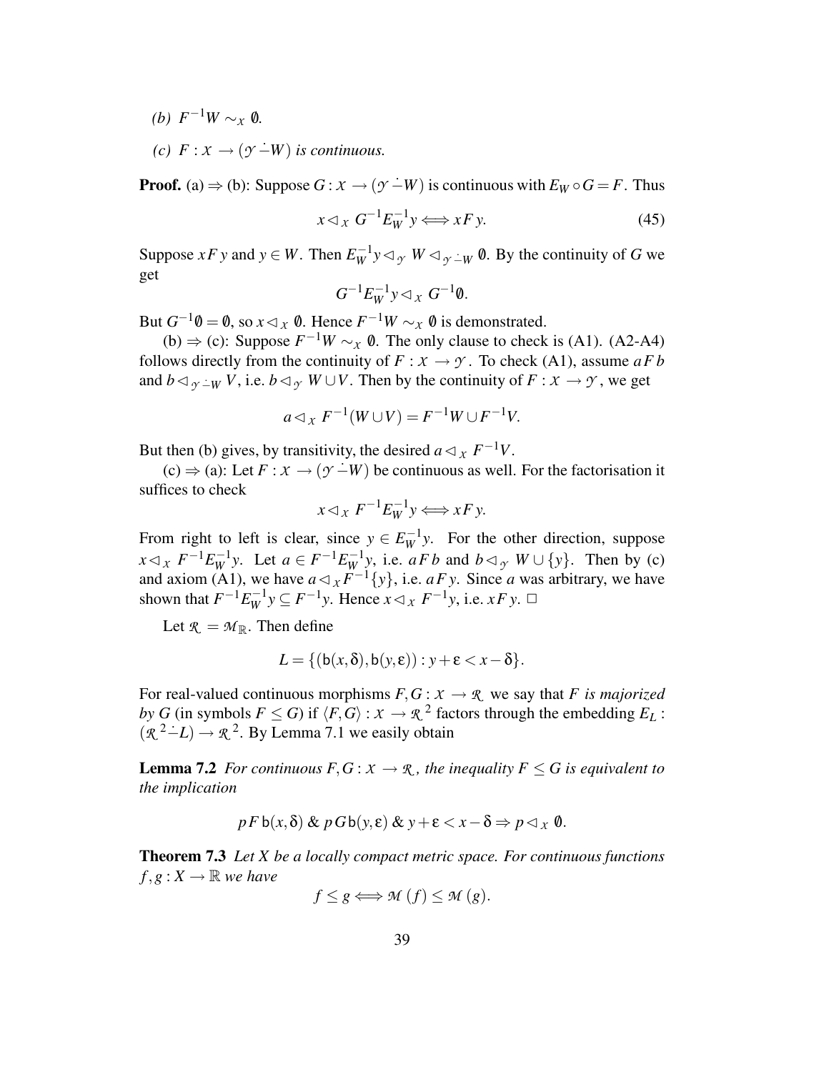*(b)* $F^{-1}W \sim_{\mathcal{X}} \emptyset$*.*

*(c)* $F : \mathcal{X} \to (\mathcal{Y} \dot{-} W)$ *is continuous.*

**Proof.** (a) $\Rightarrow$ (b): Suppose $G : \mathcal{X} \to (\mathcal{Y} \dot{-} W)$ is continuous with $E_W \circ G = F$. Thus

$$x \lhd_{\mathcal{X}} G^{-1}E_W^{-1}y \Longleftrightarrow xF\,y. \tag{45}$$

Suppose $xF\,y$ and $y \in W$. Then $E_W^{-1}y \lhd_{\mathcal{Y}} W \lhd_{\mathcal{Y} \dot{-} W} \emptyset$. By the continuity of $G$ we get

$$G^{-1}E_W^{-1}y \lhd_{\mathcal{X}} G^{-1}\emptyset.$$

But $G^{-1}\emptyset = \emptyset$, so $x \lhd_{\mathcal{X}} \emptyset$. Hence $F^{-1}W \sim_{\mathcal{X}} \emptyset$ is demonstrated.

(b) $\Rightarrow$ (c): Suppose $F^{-1}W \sim_{\mathcal{X}} \emptyset$. The only clause to check is (A1). (A2-A4) follows directly from the continuity of $F : \mathcal{X} \to \mathcal{Y}$. To check (A1), assume $aF\,b$ and $b \lhd_{\mathcal{Y} \dot{-} W} V$, i.e. $b \lhd_{\mathcal{Y}} W \cup V$. Then by the continuity of $F : \mathcal{X} \to \mathcal{Y}$, we get

$$a \lhd_{\mathcal{X}} F^{-1}(W \cup V) = F^{-1}W \cup F^{-1}V.$$

But then (b) gives, by transitivity, the desired $a \lhd_{\mathcal{X}} F^{-1}V$.

(c) $\Rightarrow$ (a): Let $F : \mathcal{X} \to (\mathcal{Y} \dot{-} W)$ be continuous as well. For the factorisation it suffices to check

$$x \lhd_{\mathcal{X}} F^{-1}E_W^{-1}y \Longleftrightarrow xF\,y.$$

From right to left is clear, since $y \in E_W^{-1}y$. For the other direction, suppose $x \lhd_{\mathcal{X}} F^{-1}E_W^{-1}y$. Let $a \in F^{-1}E_W^{-1}y$, i.e. $aF\,b$ and $b \lhd_{\mathcal{Y}} W \cup \{y\}$. Then by (c) and axiom (A1), we have $a \lhd_{\mathcal{X}} F^{-1}\{y\}$, i.e. $aF\,y$. Since $a$ was arbitrary, we have shown that $F^{-1}E_W^{-1}y \subseteq F^{-1}y$. Hence $x \lhd_{\mathcal{X}} F^{-1}y$, i.e. $xF\,y$. $\Box$

Let $\mathcal{R} = \mathcal{M}_{\mathbb{R}}$. Then define

$$L = \{(\mathsf{b}(x,\delta), \mathsf{b}(y,\varepsilon)) : y + \varepsilon < x - \delta\}.$$

For real-valued continuous morphisms $F, G : \mathcal{X} \to \mathcal{R}$ we say that $F$ *is majorized by* $G$ (in symbols $F \leq G$) if $\langle F, G\rangle : \mathcal{X} \to \mathcal{R}^2$ factors through the embedding $E_L : (\mathcal{R}^2 \dot{-} L) \to \mathcal{R}^2$. By Lemma 7.1 we easily obtain

**Lemma 7.2** *For continuous* $F, G : \mathcal{X} \to \mathcal{R}$*, the inequality* $F \leq G$ *is equivalent to the implication*

$$pF\,\mathsf{b}(x,\delta) \;\&\; pG\,\mathsf{b}(y,\varepsilon) \;\&\; y + \varepsilon < x - \delta \Rightarrow p \lhd_{\mathcal{X}} \emptyset.$$

**Theorem 7.3** *Let* $X$ *be a locally compact metric space. For continuous functions* $f, g : X \to \mathbb{R}$ *we have*

$$f \leq g \Longleftrightarrow \mathcal{M}(f) \leq \mathcal{M}(g).$$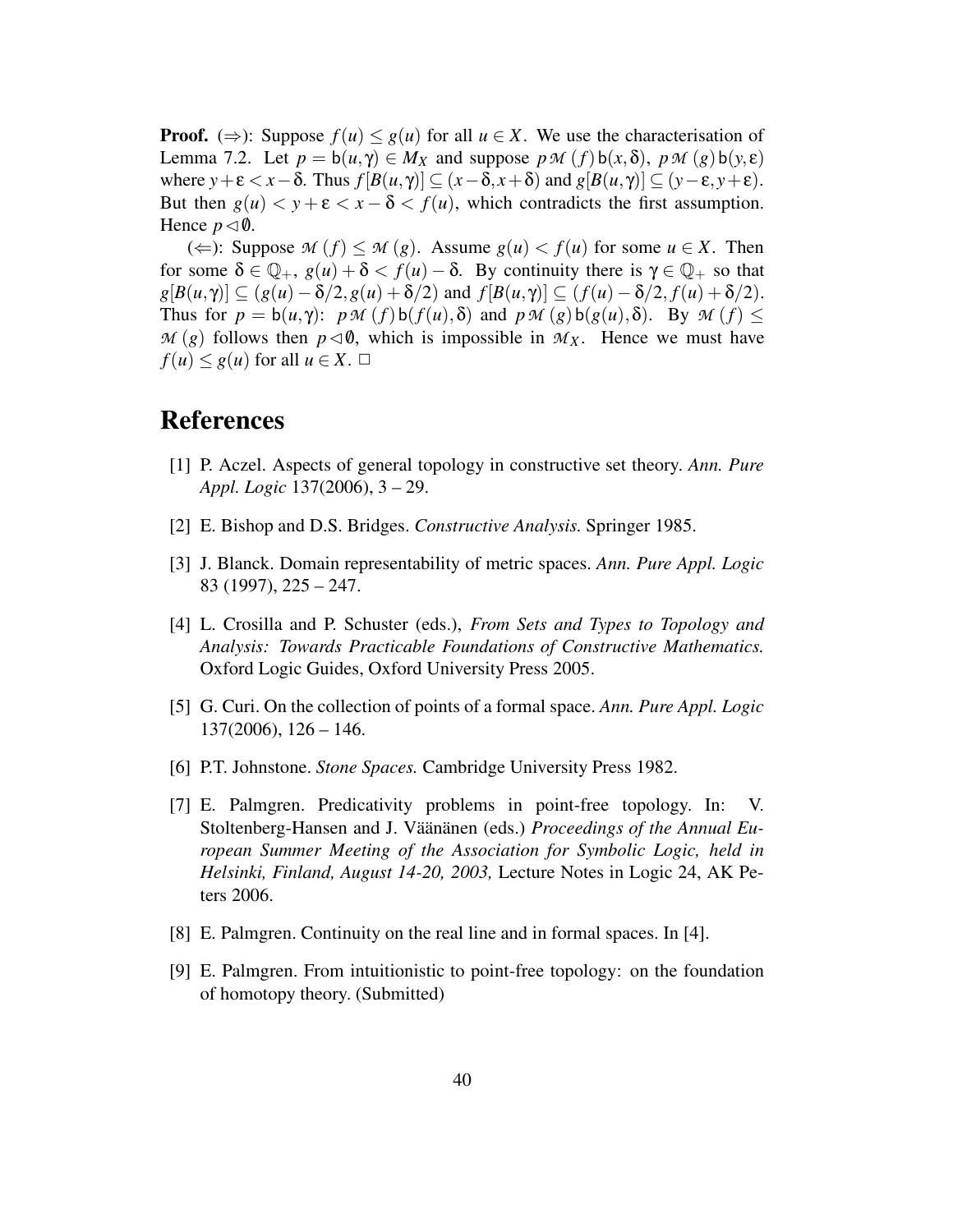**Proof.** ($\Rightarrow$): Suppose $f(u) \leq g(u)$ for all $u \in X$. We use the characterisation of Lemma 7.2. Let $p = \mathsf{b}(u,\gamma) \in M_X$ and suppose $p\,\mathcal{M}\,(f)\,\mathsf{b}(x,\delta)$, $p\,\mathcal{M}\,(g)\,\mathsf{b}(y,\varepsilon)$ where $y+\varepsilon < x-\delta$. Thus $f[B(u,\gamma)] \subseteq (x-\delta, x+\delta)$ and $g[B(u,\gamma)] \subseteq (y-\varepsilon, y+\varepsilon)$. But then $g(u) < y+\varepsilon < x-\delta < f(u)$, which contradicts the first assumption. Hence $p \lhd \emptyset$.

($\Leftarrow$): Suppose $\mathcal{M}\,(f) \leq \mathcal{M}\,(g)$. Assume $g(u) < f(u)$ for some $u \in X$. Then for some $\delta \in \mathbb{Q}_+$, $g(u)+\delta < f(u)-\delta$. By continuity there is $\gamma \in \mathbb{Q}_+$ so that $g[B(u,\gamma)] \subseteq (g(u)-\delta/2, g(u)+\delta/2)$ and $f[B(u,\gamma)] \subseteq (f(u)-\delta/2, f(u)+\delta/2)$. Thus for $p = \mathsf{b}(u,\gamma)$: $p\,\mathcal{M}\,(f)\,\mathsf{b}(f(u),\delta)$ and $p\,\mathcal{M}\,(g)\,\mathsf{b}(g(u),\delta)$. By $\mathcal{M}\,(f) \leq \mathcal{M}\,(g)$ follows then $p \lhd \emptyset$, which is impossible in $\mathcal{M}_X$. Hence we must have $f(u) \leq g(u)$ for all $u \in X$. $\Box$

# References

[1] P. Aczel. Aspects of general topology in constructive set theory. *Ann. Pure Appl. Logic* 137(2006), 3 – 29.

[2] E. Bishop and D.S. Bridges. *Constructive Analysis.* Springer 1985.

[3] J. Blanck. Domain representability of metric spaces. *Ann. Pure Appl. Logic* 83 (1997), 225 – 247.

[4] L. Crosilla and P. Schuster (eds.), *From Sets and Types to Topology and Analysis: Towards Practicable Foundations of Constructive Mathematics.* Oxford Logic Guides, Oxford University Press 2005.

[5] G. Curi. On the collection of points of a formal space. *Ann. Pure Appl. Logic* 137(2006), 126 – 146.

[6] P.T. Johnstone. *Stone Spaces.* Cambridge University Press 1982.

[7] E. Palmgren. Predicativity problems in point-free topology. In: V. Stoltenberg-Hansen and J. Väänänen (eds.) *Proceedings of the Annual European Summer Meeting of the Association for Symbolic Logic, held in Helsinki, Finland, August 14-20, 2003,* Lecture Notes in Logic 24, AK Peters 2006.

[8] E. Palmgren. Continuity on the real line and in formal spaces. In [4].

[9] E. Palmgren. From intuitionistic to point-free topology: on the foundation of homotopy theory. (Submitted)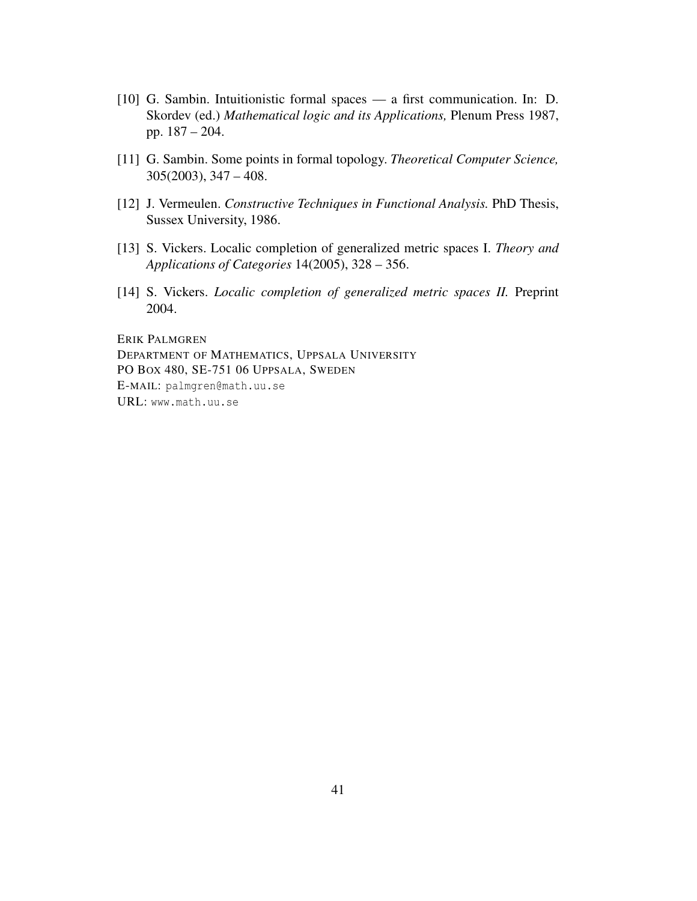[10] G. Sambin. Intuitionistic formal spaces — a first communication. In: D. Skordev (ed.) *Mathematical logic and its Applications,* Plenum Press 1987, pp. 187 – 204.

[11] G. Sambin. Some points in formal topology. *Theoretical Computer Science,* 305(2003), 347 – 408.

[12] J. Vermeulen. *Constructive Techniques in Functional Analysis.* PhD Thesis, Sussex University, 1986.

[13] S. Vickers. Localic completion of generalized metric spaces I. *Theory and Applications of Categories* 14(2005), 328 – 356.

[14] S. Vickers. *Localic completion of generalized metric spaces II.* Preprint 2004.

ERIK PALMGREN
DEPARTMENT OF MATHEMATICS, UPPSALA UNIVERSITY
PO BOX 480, SE-751 06 UPPSALA, SWEDEN
E-MAIL: palmgren@math.uu.se
URL: www.math.uu.se